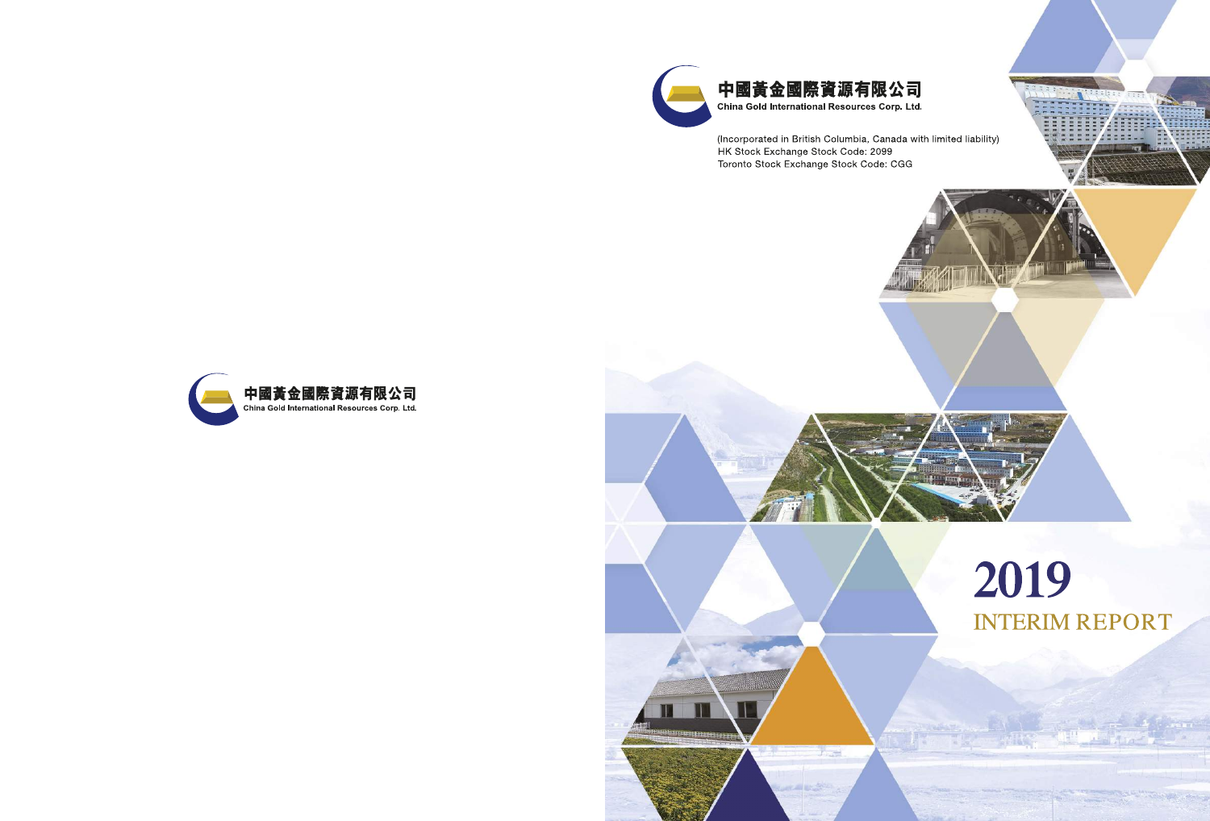中國黃金國際資源有限公司
China Gold International Resources Corp. Ltd.

(Incorporated in British Columbia, Canada with limited liability)
HK Stock Exchange Stock Code: 2099
Toronto Stock Exchange Stock Code: CGG

# 2019
# INTERIM REPORT

中國黃金國際資源有限公司
China Gold International Resources Corp. Ltd.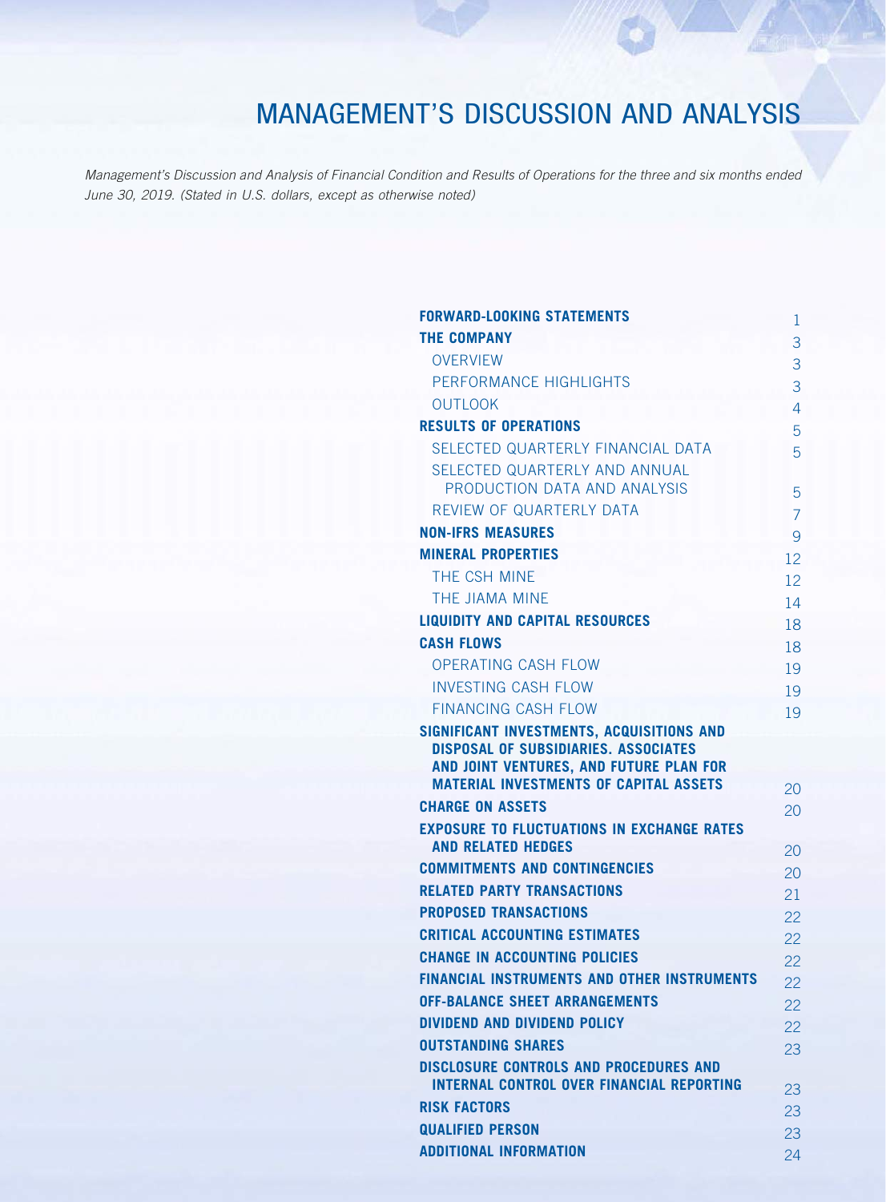# MANAGEMENT'S DISCUSSION AND ANALYSIS

*Management's Discussion and Analysis of Financial Condition and Results of Operations for the three and six months ended June 30, 2019. (Stated in U.S. dollars, except as otherwise noted)*

| | |
|---|---|
| **FORWARD-LOOKING STATEMENTS** | 1 |
| **THE COMPANY** | 3 |
| OVERVIEW | 3 |
| PERFORMANCE HIGHLIGHTS | 3 |
| OUTLOOK | 4 |
| **RESULTS OF OPERATIONS** | 5 |
| SELECTED QUARTERLY FINANCIAL DATA | 5 |
| SELECTED QUARTERLY AND ANNUAL PRODUCTION DATA AND ANALYSIS | 5 |
| REVIEW OF QUARTERLY DATA | 7 |
| **NON-IFRS MEASURES** | 9 |
| **MINERAL PROPERTIES** | 12 |
| THE CSH MINE | 12 |
| THE JIAMA MINE | 14 |
| **LIQUIDITY AND CAPITAL RESOURCES** | 18 |
| **CASH FLOWS** | 18 |
| OPERATING CASH FLOW | 19 |
| INVESTING CASH FLOW | 19 |
| FINANCING CASH FLOW | 19 |
| **SIGNIFICANT INVESTMENTS, ACQUISITIONS AND DISPOSAL OF SUBSIDIARIES. ASSOCIATES AND JOINT VENTURES, AND FUTURE PLAN FOR MATERIAL INVESTMENTS OF CAPITAL ASSETS** | 20 |
| **CHARGE ON ASSETS** | 20 |
| **EXPOSURE TO FLUCTUATIONS IN EXCHANGE RATES AND RELATED HEDGES** | 20 |
| **COMMITMENTS AND CONTINGENCIES** | 20 |
| **RELATED PARTY TRANSACTIONS** | 21 |
| **PROPOSED TRANSACTIONS** | 22 |
| **CRITICAL ACCOUNTING ESTIMATES** | 22 |
| **CHANGE IN ACCOUNTING POLICIES** | 22 |
| **FINANCIAL INSTRUMENTS AND OTHER INSTRUMENTS** | 22 |
| **OFF-BALANCE SHEET ARRANGEMENTS** | 22 |
| **DIVIDEND AND DIVIDEND POLICY** | 22 |
| **OUTSTANDING SHARES** | 23 |
| **DISCLOSURE CONTROLS AND PROCEDURES AND INTERNAL CONTROL OVER FINANCIAL REPORTING** | 23 |
| **RISK FACTORS** | 23 |
| **QUALIFIED PERSON** | 23 |
| **ADDITIONAL INFORMATION** | 24 |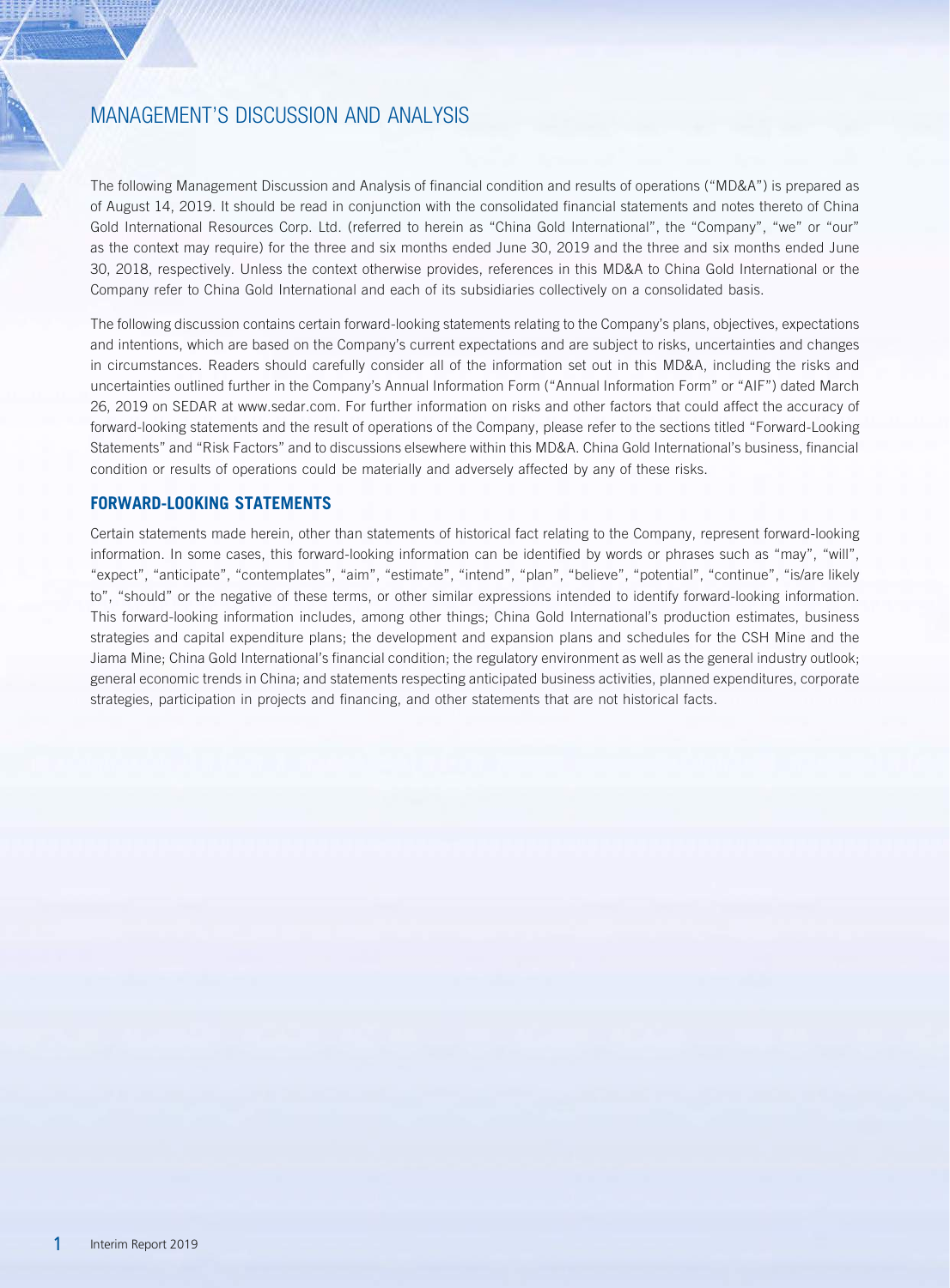# MANAGEMENT'S DISCUSSION AND ANALYSIS

The following Management Discussion and Analysis of financial condition and results of operations ("MD&A") is prepared as of August 14, 2019. It should be read in conjunction with the consolidated financial statements and notes thereto of China Gold International Resources Corp. Ltd. (referred to herein as "China Gold International", the "Company", "we" or "our" as the context may require) for the three and six months ended June 30, 2019 and the three and six months ended June 30, 2018, respectively. Unless the context otherwise provides, references in this MD&A to China Gold International or the Company refer to China Gold International and each of its subsidiaries collectively on a consolidated basis.

The following discussion contains certain forward-looking statements relating to the Company's plans, objectives, expectations and intentions, which are based on the Company's current expectations and are subject to risks, uncertainties and changes in circumstances. Readers should carefully consider all of the information set out in this MD&A, including the risks and uncertainties outlined further in the Company's Annual Information Form ("Annual Information Form" or "AIF") dated March 26, 2019 on SEDAR at www.sedar.com. For further information on risks and other factors that could affect the accuracy of forward-looking statements and the result of operations of the Company, please refer to the sections titled "Forward-Looking Statements" and "Risk Factors" and to discussions elsewhere within this MD&A. China Gold International's business, financial condition or results of operations could be materially and adversely affected by any of these risks.

## FORWARD-LOOKING STATEMENTS

Certain statements made herein, other than statements of historical fact relating to the Company, represent forward-looking information. In some cases, this forward-looking information can be identified by words or phrases such as "may", "will", "expect", "anticipate", "contemplates", "aim", "estimate", "intend", "plan", "believe", "potential", "continue", "is/are likely to", "should" or the negative of these terms, or other similar expressions intended to identify forward-looking information. This forward-looking information includes, among other things; China Gold International's production estimates, business strategies and capital expenditure plans; the development and expansion plans and schedules for the CSH Mine and the Jiama Mine; China Gold International's financial condition; the regulatory environment as well as the general industry outlook; general economic trends in China; and statements respecting anticipated business activities, planned expenditures, corporate strategies, participation in projects and financing, and other statements that are not historical facts.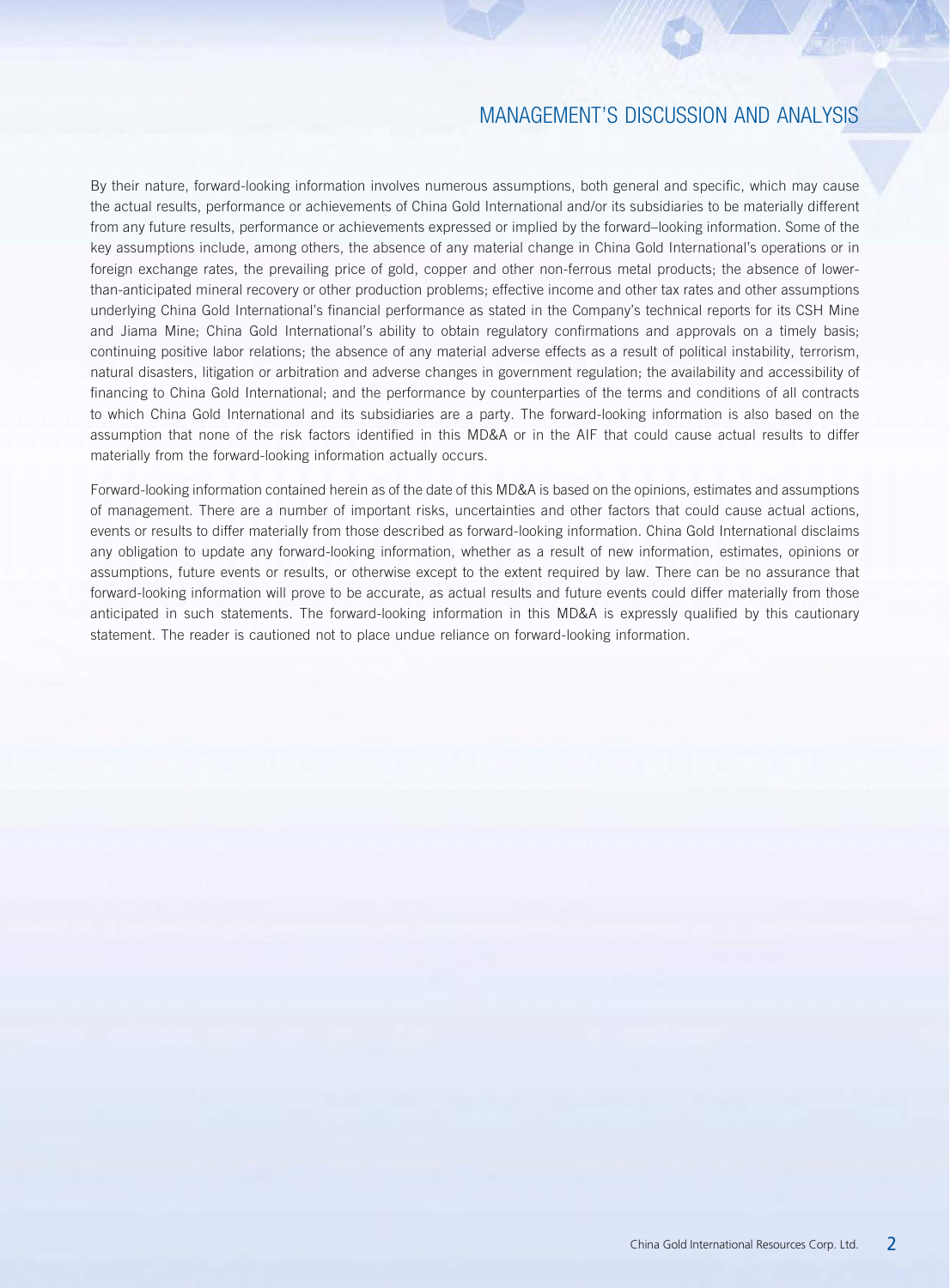By their nature, forward-looking information involves numerous assumptions, both general and specific, which may cause the actual results, performance or achievements of China Gold International and/or its subsidiaries to be materially different from any future results, performance or achievements expressed or implied by the forward–looking information. Some of the key assumptions include, among others, the absence of any material change in China Gold International's operations or in foreign exchange rates, the prevailing price of gold, copper and other non-ferrous metal products; the absence of lower-than-anticipated mineral recovery or other production problems; effective income and other tax rates and other assumptions underlying China Gold International's financial performance as stated in the Company's technical reports for its CSH Mine and Jiama Mine; China Gold International's ability to obtain regulatory confirmations and approvals on a timely basis; continuing positive labor relations; the absence of any material adverse effects as a result of political instability, terrorism, natural disasters, litigation or arbitration and adverse changes in government regulation; the availability and accessibility of financing to China Gold International; and the performance by counterparties of the terms and conditions of all contracts to which China Gold International and its subsidiaries are a party. The forward-looking information is also based on the assumption that none of the risk factors identified in this MD&A or in the AIF that could cause actual results to differ materially from the forward-looking information actually occurs.

Forward-looking information contained herein as of the date of this MD&A is based on the opinions, estimates and assumptions of management. There are a number of important risks, uncertainties and other factors that could cause actual actions, events or results to differ materially from those described as forward-looking information. China Gold International disclaims any obligation to update any forward-looking information, whether as a result of new information, estimates, opinions or assumptions, future events or results, or otherwise except to the extent required by law. There can be no assurance that forward-looking information will prove to be accurate, as actual results and future events could differ materially from those anticipated in such statements. The forward-looking information in this MD&A is expressly qualified by this cautionary statement. The reader is cautioned not to place undue reliance on forward-looking information.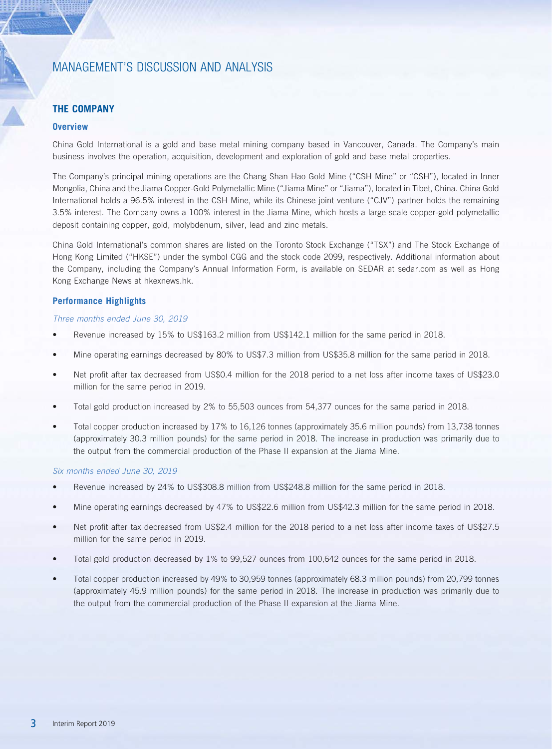# MANAGEMENT'S DISCUSSION AND ANALYSIS

## THE COMPANY

### Overview

China Gold International is a gold and base metal mining company based in Vancouver, Canada. The Company's main business involves the operation, acquisition, development and exploration of gold and base metal properties.

The Company's principal mining operations are the Chang Shan Hao Gold Mine ("CSH Mine" or "CSH"), located in Inner Mongolia, China and the Jiama Copper-Gold Polymetallic Mine ("Jiama Mine" or "Jiama"), located in Tibet, China. China Gold International holds a 96.5% interest in the CSH Mine, while its Chinese joint venture ("CJV") partner holds the remaining 3.5% interest. The Company owns a 100% interest in the Jiama Mine, which hosts a large scale copper-gold polymetallic deposit containing copper, gold, molybdenum, silver, lead and zinc metals.

China Gold International's common shares are listed on the Toronto Stock Exchange ("TSX") and The Stock Exchange of Hong Kong Limited ("HKSE") under the symbol CGG and the stock code 2099, respectively. Additional information about the Company, including the Company's Annual Information Form, is available on SEDAR at sedar.com as well as Hong Kong Exchange News at hkexnews.hk.

### Performance Highlights

*Three months ended June 30, 2019*

- Revenue increased by 15% to US$163.2 million from US$142.1 million for the same period in 2018.
- Mine operating earnings decreased by 80% to US$7.3 million from US$35.8 million for the same period in 2018.
- Net profit after tax decreased from US$0.4 million for the 2018 period to a net loss after income taxes of US$23.0 million for the same period in 2019.
- Total gold production increased by 2% to 55,503 ounces from 54,377 ounces for the same period in 2018.
- Total copper production increased by 17% to 16,126 tonnes (approximately 35.6 million pounds) from 13,738 tonnes (approximately 30.3 million pounds) for the same period in 2018. The increase in production was primarily due to the output from the commercial production of the Phase II expansion at the Jiama Mine.

*Six months ended June 30, 2019*

- Revenue increased by 24% to US$308.8 million from US$248.8 million for the same period in 2018.
- Mine operating earnings decreased by 47% to US$22.6 million from US$42.3 million for the same period in 2018.
- Net profit after tax decreased from US$2.4 million for the 2018 period to a net loss after income taxes of US$27.5 million for the same period in 2019.
- Total gold production decreased by 1% to 99,527 ounces from 100,642 ounces for the same period in 2018.
- Total copper production increased by 49% to 30,959 tonnes (approximately 68.3 million pounds) from 20,799 tonnes (approximately 45.9 million pounds) for the same period in 2018. The increase in production was primarily due to the output from the commercial production of the Phase II expansion at the Jiama Mine.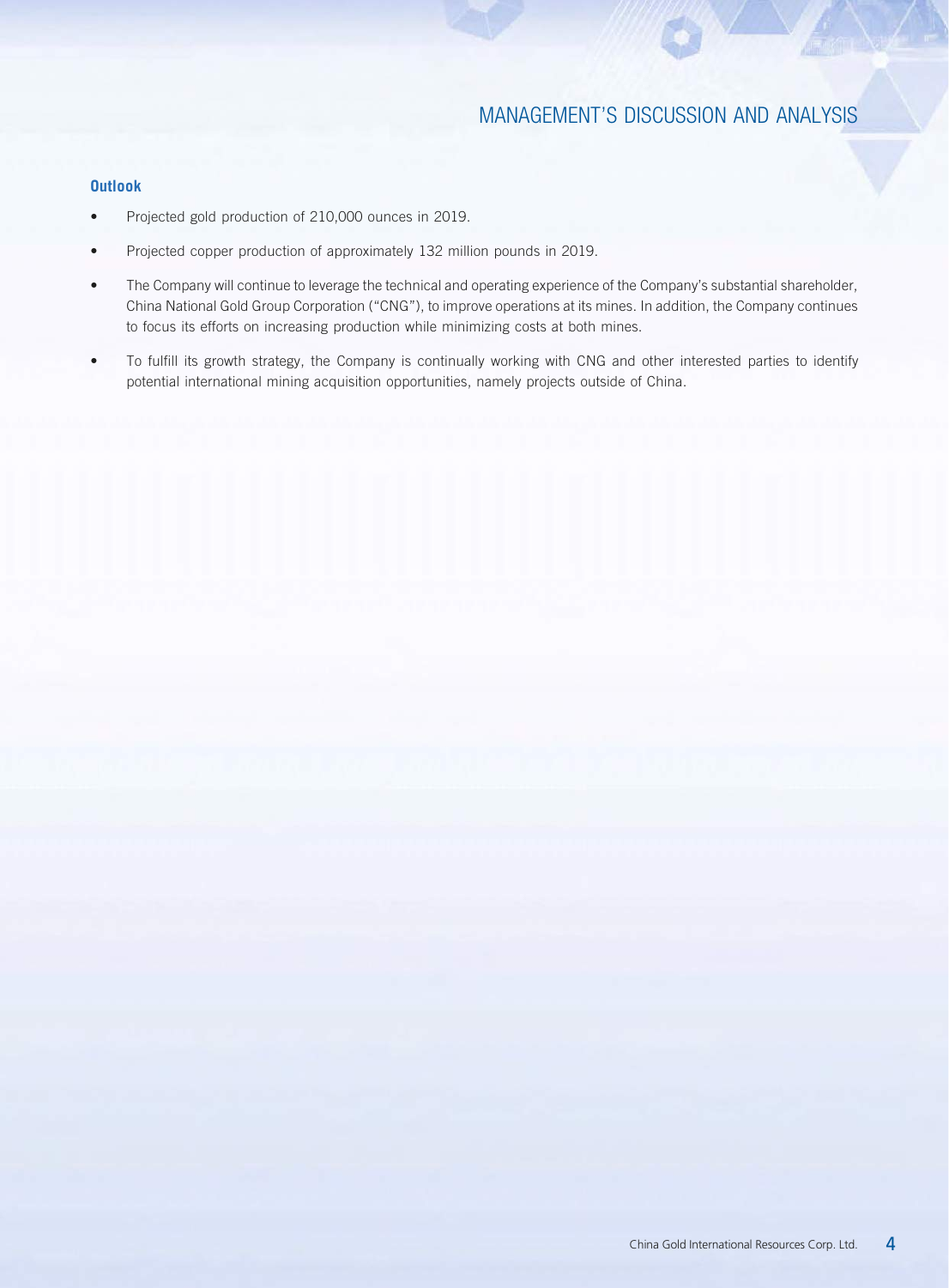### Outlook

- Projected gold production of 210,000 ounces in 2019.
- Projected copper production of approximately 132 million pounds in 2019.
- The Company will continue to leverage the technical and operating experience of the Company's substantial shareholder, China National Gold Group Corporation ("CNG"), to improve operations at its mines. In addition, the Company continues to focus its efforts on increasing production while minimizing costs at both mines.
- To fulfill its growth strategy, the Company is continually working with CNG and other interested parties to identify potential international mining acquisition opportunities, namely projects outside of China.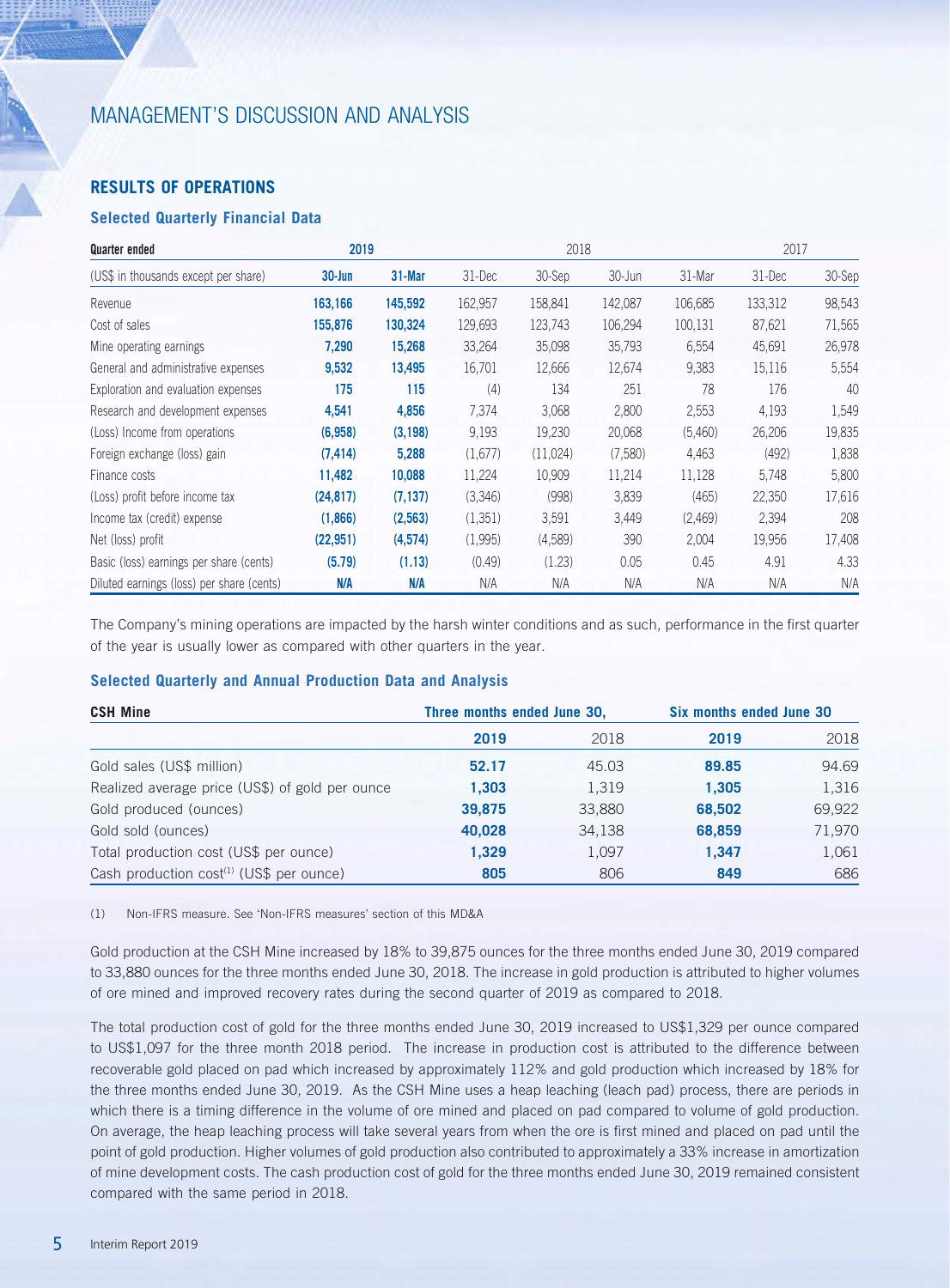# MANAGEMENT'S DISCUSSION AND ANALYSIS

## RESULTS OF OPERATIONS

### Selected Quarterly Financial Data

| Quarter ended | 2019 | | 2018 | | | | 2017 | |
|---|---|---|---|---|---|---|---|---|
| (US$ in thousands except per share) | **30-Jun** | **31-Mar** | 31-Dec | 30-Sep | 30-Jun | 31-Mar | 31-Dec | 30-Sep |
| Revenue | **163,166** | **145,592** | 162,957 | 158,841 | 142,087 | 106,685 | 133,312 | 98,543 |
| Cost of sales | **155,876** | **130,324** | 129,693 | 123,743 | 106,294 | 100,131 | 87,621 | 71,565 |
| Mine operating earnings | **7,290** | **15,268** | 33,264 | 35,098 | 35,793 | 6,554 | 45,691 | 26,978 |
| General and administrative expenses | **9,532** | **13,495** | 16,701 | 12,666 | 12,674 | 9,383 | 15,116 | 5,554 |
| Exploration and evaluation expenses | **175** | **115** | (4) | 134 | 251 | 78 | 176 | 40 |
| Research and development expenses | **4,541** | **4,856** | 7,374 | 3,068 | 2,800 | 2,553 | 4,193 | 1,549 |
| (Loss) Income from operations | **(6,958)** | **(3,198)** | 9,193 | 19,230 | 20,068 | (5,460) | 26,206 | 19,835 |
| Foreign exchange (loss) gain | **(7,414)** | **5,288** | (1,677) | (11,024) | (7,580) | 4,463 | (492) | 1,838 |
| Finance costs | **11,482** | **10,088** | 11,224 | 10,909 | 11,214 | 11,128 | 5,748 | 5,800 |
| (Loss) profit before income tax | **(24,817)** | **(7,137)** | (3,346) | (998) | 3,839 | (465) | 22,350 | 17,616 |
| Income tax (credit) expense | **(1,866)** | **(2,563)** | (1,351) | 3,591 | 3,449 | (2,469) | 2,394 | 208 |
| Net (loss) profit | **(22,951)** | **(4,574)** | (1,995) | (4,589) | 390 | 2,004 | 19,956 | 17,408 |
| Basic (loss) earnings per share (cents) | **(5.79)** | **(1.13)** | (0.49) | (1.23) | 0.05 | 0.45 | 4.91 | 4.33 |
| Diluted earnings (loss) per share (cents) | **N/A** | **N/A** | N/A | N/A | N/A | N/A | N/A | N/A |

The Company's mining operations are impacted by the harsh winter conditions and as such, performance in the first quarter of the year is usually lower as compared with other quarters in the year.

### Selected Quarterly and Annual Production Data and Analysis

| CSH Mine | Three months ended June 30, | | Six months ended June 30 | |
|---|---|---|---|---|
| | **2019** | 2018 | **2019** | 2018 |
| Gold sales (US$ million) | **52.17** | 45.03 | **89.85** | 94.69 |
| Realized average price (US$) of gold per ounce | **1,303** | 1,319 | **1,305** | 1,316 |
| Gold produced (ounces) | **39,875** | 33,880 | **68,502** | 69,922 |
| Gold sold (ounces) | **40,028** | 34,138 | **68,859** | 71,970 |
| Total production cost (US$ per ounce) | **1,329** | 1,097 | **1,347** | 1,061 |
| Cash production cost[1] (US$ per ounce) | **805** | 806 | **849** | 686 |

(1) Non-IFRS measure. See 'Non-IFRS measures' section of this MD&A

Gold production at the CSH Mine increased by 18% to 39,875 ounces for the three months ended June 30, 2019 compared to 33,880 ounces for the three months ended June 30, 2018. The increase in gold production is attributed to higher volumes of ore mined and improved recovery rates during the second quarter of 2019 as compared to 2018.

The total production cost of gold for the three months ended June 30, 2019 increased to US$1,329 per ounce compared to US$1,097 for the three month 2018 period. The increase in production cost is attributed to the difference between recoverable gold placed on pad which increased by approximately 112% and gold production which increased by 18% for the three months ended June 30, 2019. As the CSH Mine uses a heap leaching (leach pad) process, there are periods in which there is a timing difference in the volume of ore mined and placed on pad compared to volume of gold production. On average, the heap leaching process will take several years from when the ore is first mined and placed on pad until the point of gold production. Higher volumes of gold production also contributed to approximately a 33% increase in amortization of mine development costs. The cash production cost of gold for the three months ended June 30, 2019 remained consistent compared with the same period in 2018.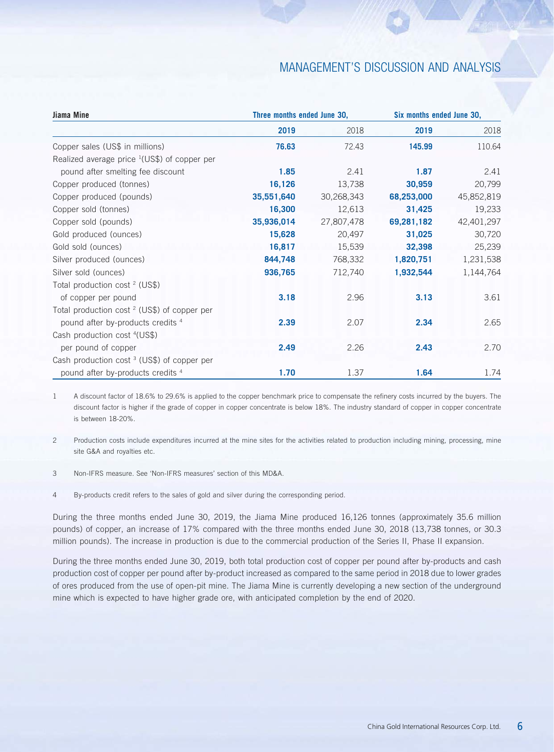| Jiama Mine | Three months ended June 30, | | Six months ended June 30, | |
|---|---|---|---|---|
| | **2019** | 2018 | **2019** | 2018 |
| Copper sales (US$ in millions) | **76.63** | 72.43 | **145.99** | 110.64 |
| Realized average price [1](US$) of copper per pound after smelting fee discount | **1.85** | 2.41 | **1.87** | 2.41 |
| Copper produced (tonnes) | **16,126** | 13,738 | **30,959** | 20,799 |
| Copper produced (pounds) | **35,551,640** | 30,268,343 | **68,253,000** | 45,852,819 |
| Copper sold (tonnes) | **16,300** | 12,613 | **31,425** | 19,233 |
| Copper sold (pounds) | **35,936,014** | 27,807,478 | **69,281,182** | 42,401,297 |
| Gold produced (ounces) | **15,628** | 20,497 | **31,025** | 30,720 |
| Gold sold (ounces) | **16,817** | 15,539 | **32,398** | 25,239 |
| Silver produced (ounces) | **844,748** | 768,332 | **1,820,751** | 1,231,538 |
| Silver sold (ounces) | **936,765** | 712,740 | **1,932,544** | 1,144,764 |
| Total production cost [2] (US$) of copper per pound | **3.18** | 2.96 | **3.13** | 3.61 |
| Total production cost [2] (US$) of copper per pound after by-products credits [4] | **2.39** | 2.07 | **2.34** | 2.65 |
| Cash production cost [4](US$) per pound of copper | **2.49** | 2.26 | **2.43** | 2.70 |
| Cash production cost [3] (US$) of copper per pound after by-products credits [4] | **1.70** | 1.37 | **1.64** | 1.74 |

1 A discount factor of 18.6% to 29.6% is applied to the copper benchmark price to compensate the refinery costs incurred by the buyers. The discount factor is higher if the grade of copper in copper concentrate is below 18%. The industry standard of copper in copper concentrate is between 18-20%.

2 Production costs include expenditures incurred at the mine sites for the activities related to production including mining, processing, mine site G&A and royalties etc.

3 Non-IFRS measure. See 'Non-IFRS measures' section of this MD&A.

4 By-products credit refers to the sales of gold and silver during the corresponding period.

During the three months ended June 30, 2019, the Jiama Mine produced 16,126 tonnes (approximately 35.6 million pounds) of copper, an increase of 17% compared with the three months ended June 30, 2018 (13,738 tonnes, or 30.3 million pounds). The increase in production is due to the commercial production of the Series II, Phase II expansion.

During the three months ended June 30, 2019, both total production cost of copper per pound after by-products and cash production cost of copper per pound after by-product increased as compared to the same period in 2018 due to lower grades of ores produced from the use of open-pit mine. The Jiama Mine is currently developing a new section of the underground mine which is expected to have higher grade ore, with anticipated completion by the end of 2020.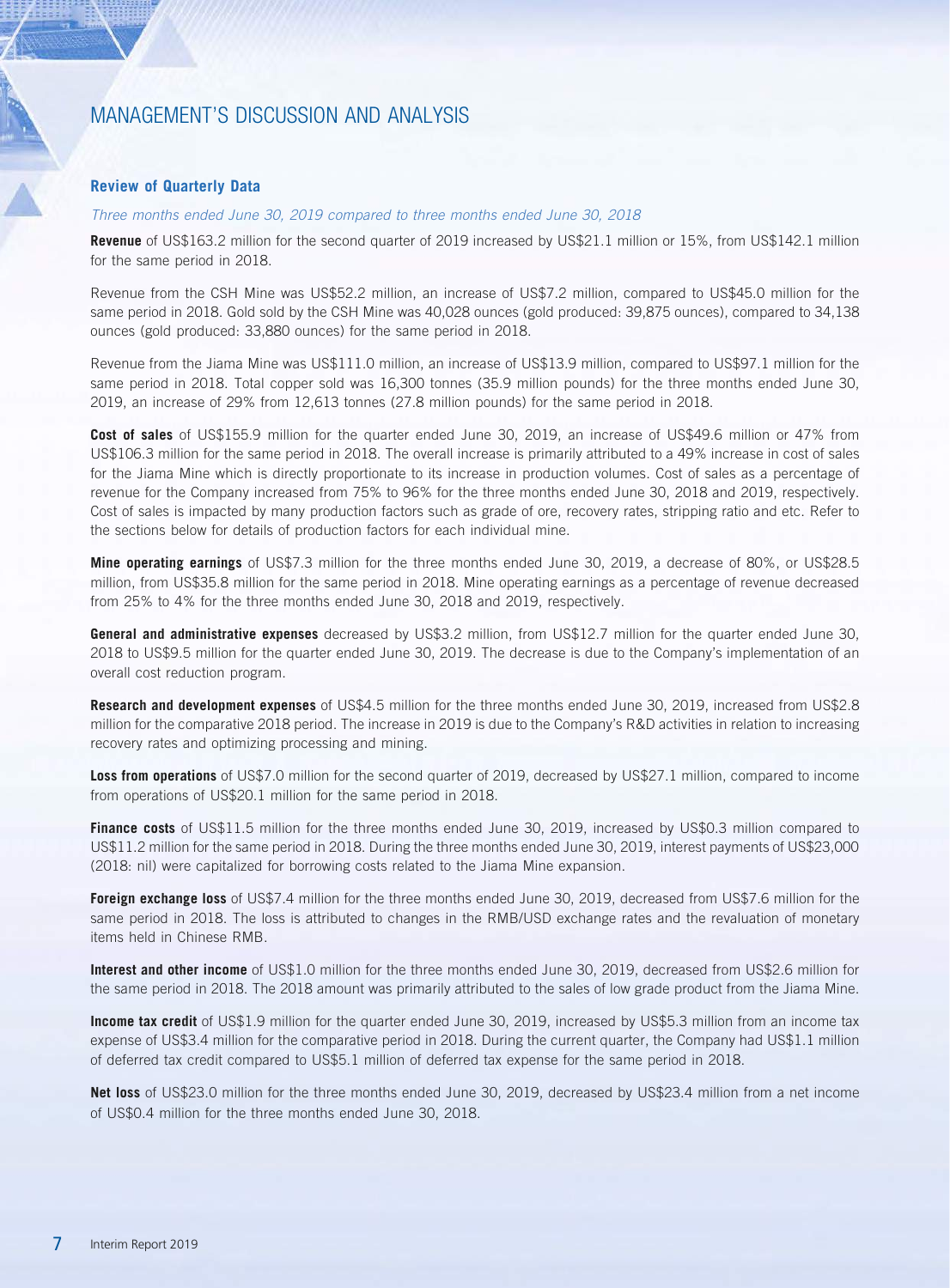# MANAGEMENT'S DISCUSSION AND ANALYSIS

### Review of Quarterly Data

*Three months ended June 30, 2019 compared to three months ended June 30, 2018*

**Revenue** of US$163.2 million for the second quarter of 2019 increased by US$21.1 million or 15%, from US$142.1 million for the same period in 2018.

Revenue from the CSH Mine was US$52.2 million, an increase of US$7.2 million, compared to US$45.0 million for the same period in 2018. Gold sold by the CSH Mine was 40,028 ounces (gold produced: 39,875 ounces), compared to 34,138 ounces (gold produced: 33,880 ounces) for the same period in 2018.

Revenue from the Jiama Mine was US$111.0 million, an increase of US$13.9 million, compared to US$97.1 million for the same period in 2018. Total copper sold was 16,300 tonnes (35.9 million pounds) for the three months ended June 30, 2019, an increase of 29% from 12,613 tonnes (27.8 million pounds) for the same period in 2018.

**Cost of sales** of US$155.9 million for the quarter ended June 30, 2019, an increase of US$49.6 million or 47% from US$106.3 million for the same period in 2018. The overall increase is primarily attributed to a 49% increase in cost of sales for the Jiama Mine which is directly proportionate to its increase in production volumes. Cost of sales as a percentage of revenue for the Company increased from 75% to 96% for the three months ended June 30, 2018 and 2019, respectively. Cost of sales is impacted by many production factors such as grade of ore, recovery rates, stripping ratio and etc. Refer to the sections below for details of production factors for each individual mine.

**Mine operating earnings** of US$7.3 million for the three months ended June 30, 2019, a decrease of 80%, or US$28.5 million, from US$35.8 million for the same period in 2018. Mine operating earnings as a percentage of revenue decreased from 25% to 4% for the three months ended June 30, 2018 and 2019, respectively.

**General and administrative expenses** decreased by US$3.2 million, from US$12.7 million for the quarter ended June 30, 2018 to US$9.5 million for the quarter ended June 30, 2019. The decrease is due to the Company's implementation of an overall cost reduction program.

**Research and development expenses** of US$4.5 million for the three months ended June 30, 2019, increased from US$2.8 million for the comparative 2018 period. The increase in 2019 is due to the Company's R&D activities in relation to increasing recovery rates and optimizing processing and mining.

**Loss from operations** of US$7.0 million for the second quarter of 2019, decreased by US$27.1 million, compared to income from operations of US$20.1 million for the same period in 2018.

**Finance costs** of US$11.5 million for the three months ended June 30, 2019, increased by US$0.3 million compared to US$11.2 million for the same period in 2018. During the three months ended June 30, 2019, interest payments of US$23,000 (2018: nil) were capitalized for borrowing costs related to the Jiama Mine expansion.

**Foreign exchange loss** of US$7.4 million for the three months ended June 30, 2019, decreased from US$7.6 million for the same period in 2018. The loss is attributed to changes in the RMB/USD exchange rates and the revaluation of monetary items held in Chinese RMB.

**Interest and other income** of US$1.0 million for the three months ended June 30, 2019, decreased from US$2.6 million for the same period in 2018. The 2018 amount was primarily attributed to the sales of low grade product from the Jiama Mine.

**Income tax credit** of US$1.9 million for the quarter ended June 30, 2019, increased by US$5.3 million from an income tax expense of US$3.4 million for the comparative period in 2018. During the current quarter, the Company had US$1.1 million of deferred tax credit compared to US$5.1 million of deferred tax expense for the same period in 2018.

**Net loss** of US$23.0 million for the three months ended June 30, 2019, decreased by US$23.4 million from a net income of US$0.4 million for the three months ended June 30, 2018.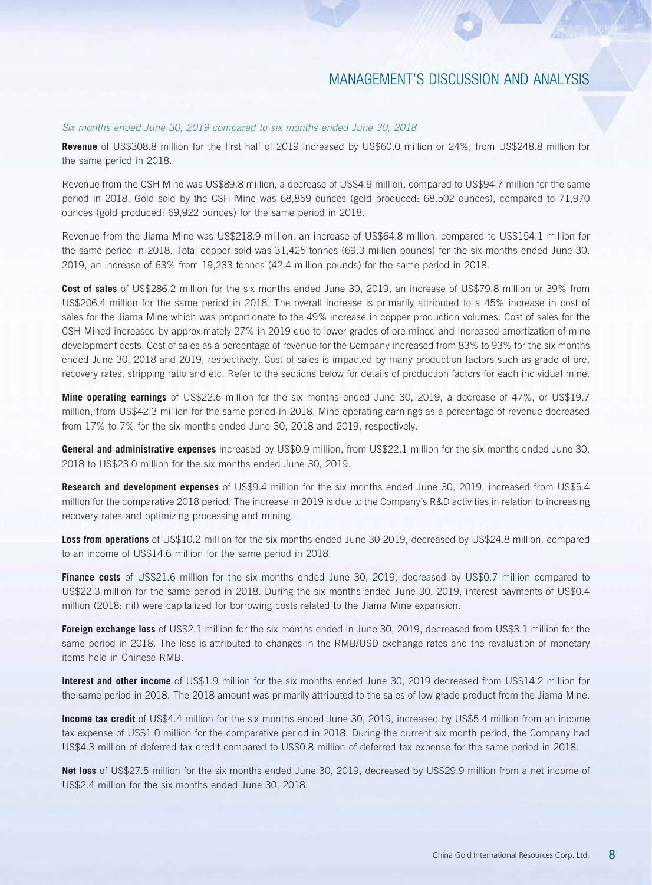*Six months ended June 30, 2019 compared to six months ended June 30, 2018*

**Revenue** of US$308.8 million for the first half of 2019 increased by US$60.0 million or 24%, from US$248.8 million for the same period in 2018.

Revenue from the CSH Mine was US$89.8 million, a decrease of US$4.9 million, compared to US$94.7 million for the same period in 2018. Gold sold by the CSH Mine was 68,859 ounces (gold produced: 68,502 ounces), compared to 71,970 ounces (gold produced: 69,922 ounces) for the same period in 2018.

Revenue from the Jiama Mine was US$218.9 million, an increase of US$64.8 million, compared to US$154.1 million for the same period in 2018. Total copper sold was 31,425 tonnes (69.3 million pounds) for the six months ended June 30, 2019, an increase of 63% from 19,233 tonnes (42.4 million pounds) for the same period in 2018.

**Cost of sales** of US$286.2 million for the six months ended June 30, 2019, an increase of US$79.8 million or 39% from US$206.4 million for the same period in 2018. The overall increase is primarily attributed to a 45% increase in cost of sales for the Jiama Mine which was proportionate to the 49% increase in copper production volumes. Cost of sales for the CSH Mined increased by approximately 27% in 2019 due to lower grades of ore mined and increased amortization of mine development costs. Cost of sales as a percentage of revenue for the Company increased from 83% to 93% for the six months ended June 30, 2018 and 2019, respectively. Cost of sales is impacted by many production factors such as grade of ore, recovery rates, stripping ratio and etc. Refer to the sections below for details of production factors for each individual mine.

**Mine operating earnings** of US$22.6 million for the six months ended June 30, 2019, a decrease of 47%, or US$19.7 million, from US$42.3 million for the same period in 2018. Mine operating earnings as a percentage of revenue decreased from 17% to 7% for the six months ended June 30, 2018 and 2019, respectively.

**General and administrative expenses** increased by US$0.9 million, from US$22.1 million for the six months ended June 30, 2018 to US$23.0 million for the six months ended June 30, 2019.

**Research and development expenses** of US$9.4 million for the six months ended June 30, 2019, increased from US$5.4 million for the comparative 2018 period. The increase in 2019 is due to the Company's R&D activities in relation to increasing recovery rates and optimizing processing and mining.

**Loss from operations** of US$10.2 million for the six months ended June 30 2019, decreased by US$24.8 million, compared to an income of US$14.6 million for the same period in 2018.

**Finance costs** of US$21.6 million for the six months ended June 30, 2019, decreased by US$0.7 million compared to US$22.3 million for the same period in 2018. During the six months ended June 30, 2019, interest payments of US$0.4 million (2018: nil) were capitalized for borrowing costs related to the Jiama Mine expansion.

**Foreign exchange loss** of US$2.1 million for the six months ended in June 30, 2019, decreased from US$3.1 million for the same period in 2018. The loss is attributed to changes in the RMB/USD exchange rates and the revaluation of monetary items held in Chinese RMB.

**Interest and other income** of US$1.9 million for the six months ended June 30, 2019 decreased from US$14.2 million for the same period in 2018. The 2018 amount was primarily attributed to the sales of low grade product from the Jiama Mine.

**Income tax credit** of US$4.4 million for the six months ended June 30, 2019, increased by US$5.4 million from an income tax expense of US$1.0 million for the comparative period in 2018. During the current six month period, the Company had US$4.3 million of deferred tax credit compared to US$0.8 million of deferred tax expense for the same period in 2018.

**Net loss** of US$27.5 million for the six months ended June 30, 2019, decreased by US$29.9 million from a net income of US$2.4 million for the six months ended June 30, 2018.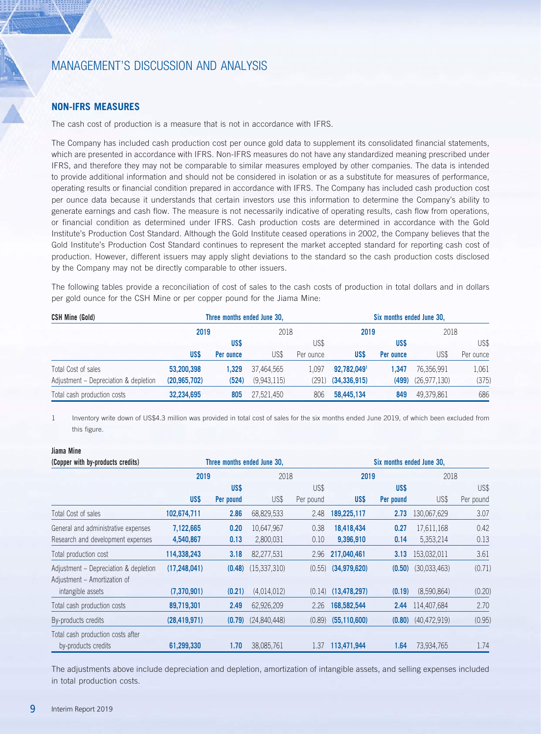# MANAGEMENT'S DISCUSSION AND ANALYSIS

## NON-IFRS MEASURES

The cash cost of production is a measure that is not in accordance with IFRS.

The Company has included cash production cost per ounce gold data to supplement its consolidated financial statements, which are presented in accordance with IFRS. Non-IFRS measures do not have any standardized meaning prescribed under IFRS, and therefore they may not be comparable to similar measures employed by other companies. The data is intended to provide additional information and should not be considered in isolation or as a substitute for measures of performance, operating results or financial condition prepared in accordance with IFRS. The Company has included cash production cost per ounce data because it understands that certain investors use this information to determine the Company's ability to generate earnings and cash flow. The measure is not necessarily indicative of operating results, cash flow from operations, or financial condition as determined under IFRS. Cash production costs are determined in accordance with the Gold Institute's Production Cost Standard. Although the Gold Institute ceased operations in 2002, the Company believes that the Gold Institute's Production Cost Standard continues to represent the market accepted standard for reporting cash cost of production. However, different issuers may apply slight deviations to the standard so the cash production costs disclosed by the Company may not be directly comparable to other issuers.

The following tables provide a reconciliation of cost of sales to the cash costs of production in total dollars and in dollars per gold ounce for the CSH Mine or per copper pound for the Jiama Mine:

| **CSH Mine (Gold)** | **Three months ended June 30,** | | | | **Six months ended June 30,** | | | |
|---|---|---|---|---|---|---|---|---|
| | **2019** | | 2018 | | **2019** | | 2018 | |
| | **US$** | **US$ Per ounce** | US$ | US$ Per ounce | **US$** | **US$ Per ounce** | US$ | US$ Per ounce |
| Total Cost of sales | **53,200,398** | **1,329** | 37,464,565 | 1,097 | **92,782,049**[1] | **1,347** | 76,356,991 | 1,061 |
| Adjustment – Depreciation & depletion | **(20,965,702)** | **(524)** | (9,943,115) | (291) | **(34,336,915)** | **(499)** | (26,977,130) | (375) |
| Total cash production costs | **32,234,695** | **805** | 27,521,450 | 806 | **58,445,134** | **849** | 49,379,861 | 686 |

1 Inventory write down of US$4.3 million was provided in total cost of sales for the six months ended June 2019, of which been excluded from this figure.

| **Jiama Mine (Copper with by-products credits)** | **Three months ended June 30,** | | | | **Six months ended June 30,** | | | |
|---|---|---|---|---|---|---|---|---|
| | **2019** | | 2018 | | **2019** | | 2018 | |
| | **US$** | **US$ Per pound** | US$ | US$ Per pound | **US$** | **US$ Per pound** | US$ | US$ Per pound |
| Total Cost of sales | **102,674,711** | **2.86** | 68,829,533 | 2.48 | **189,225,117** | **2.73** | 130,067,629 | 3.07 |
| General and administrative expenses | **7,122,665** | **0.20** | 10,647,967 | 0.38 | **18,418,434** | **0.27** | 17,611,168 | 0.42 |
| Research and development expenses | **4,540,867** | **0.13** | 2,800,031 | 0.10 | **9,396,910** | **0.14** | 5,353,214 | 0.13 |
| Total production cost | **114,338,243** | **3.18** | 82,277,531 | 2.96 | **217,040,461** | **3.13** | 153,032,011 | 3.61 |
| Adjustment – Depreciation & depletion | **(17,248,041)** | **(0.48)** | (15,337,310) | (0.55) | **(34,979,620)** | **(0.50)** | (30,033,463) | (0.71) |
| Adjustment – Amortization of intangible assets | **(7,370,901)** | **(0.21)** | (4,014,012) | (0.14) | **(13,478,297)** | **(0.19)** | (8,590,864) | (0.20) |
| Total cash production costs | **89,719,301** | **2.49** | 62,926,209 | 2.26 | **168,582,544** | **2.44** | 114,407,684 | 2.70 |
| By-products credits | **(28,419,971)** | **(0.79)** | (24,840,448) | (0.89) | **(55,110,600)** | **(0.80)** | (40,472,919) | (0.95) |
| Total cash production costs after by-products credits | **61,299,330** | **1.70** | 38,085,761 | 1.37 | **113,471,944** | **1.64** | 73,934,765 | 1.74 |

The adjustments above include depreciation and depletion, amortization of intangible assets, and selling expenses included in total production costs.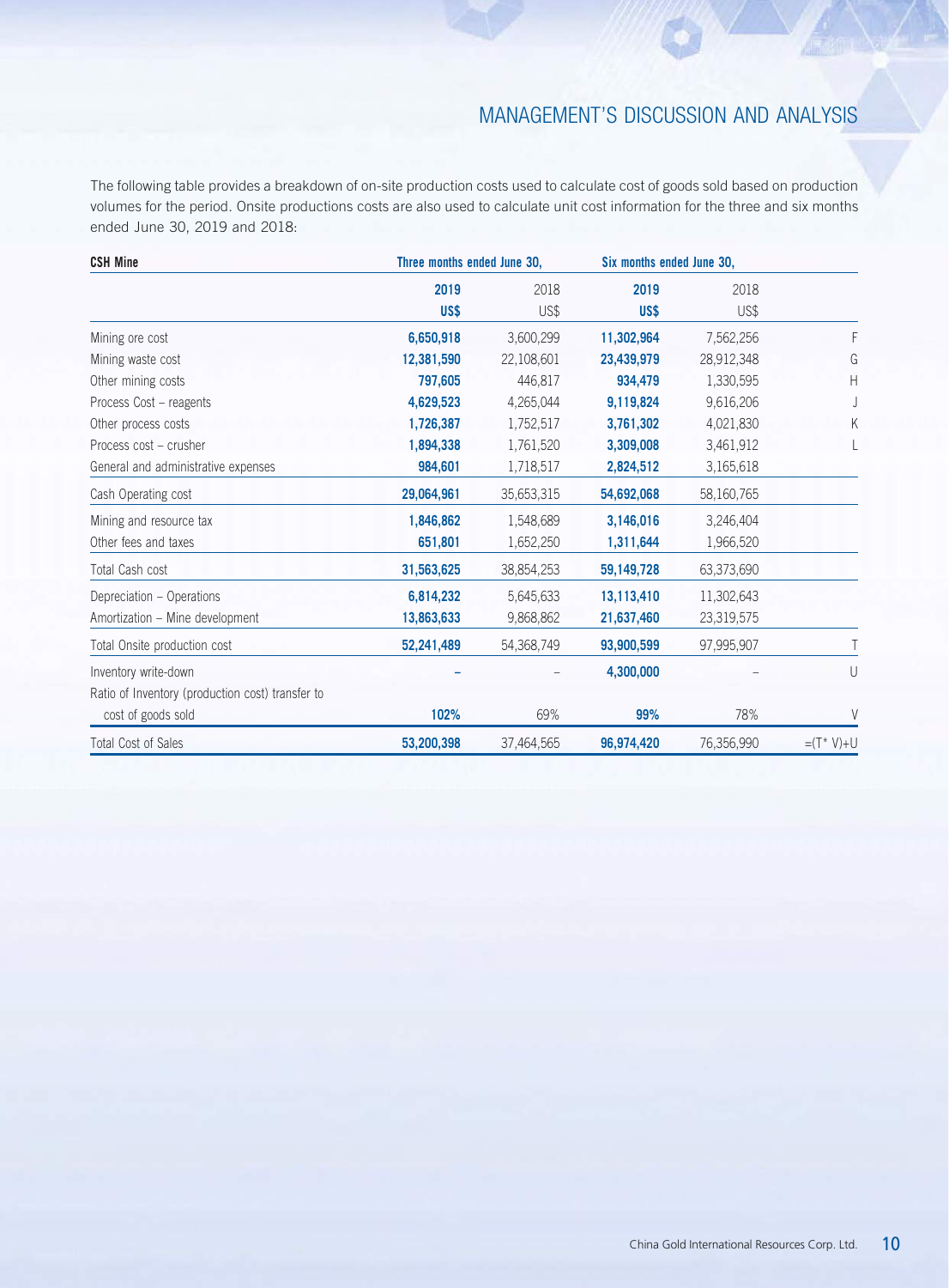The following table provides a breakdown of on-site production costs used to calculate cost of goods sold based on production volumes for the period. Onsite productions costs are also used to calculate unit cost information for the three and six months ended June 30, 2019 and 2018:

| CSH Mine | Three months ended June 30, | | Six months ended June 30, | | |
|---|---|---|---|---|---|
| | **2019** | 2018 | **2019** | 2018 | |
| | **US$** | US$ | **US$** | US$ | |
| Mining ore cost | **6,650,918** | 3,600,299 | **11,302,964** | 7,562,256 | F |
| Mining waste cost | **12,381,590** | 22,108,601 | **23,439,979** | 28,912,348 | G |
| Other mining costs | **797,605** | 446,817 | **934,479** | 1,330,595 | H |
| Process Cost – reagents | **4,629,523** | 4,265,044 | **9,119,824** | 9,616,206 | J |
| Other process costs | **1,726,387** | 1,752,517 | **3,761,302** | 4,021,830 | K |
| Process cost – crusher | **1,894,338** | 1,761,520 | **3,309,008** | 3,461,912 | L |
| General and administrative expenses | **984,601** | 1,718,517 | **2,824,512** | 3,165,618 | |
| Cash Operating cost | **29,064,961** | 35,653,315 | **54,692,068** | 58,160,765 | |
| Mining and resource tax | **1,846,862** | 1,548,689 | **3,146,016** | 3,246,404 | |
| Other fees and taxes | **651,801** | 1,652,250 | **1,311,644** | 1,966,520 | |
| Total Cash cost | **31,563,625** | 38,854,253 | **59,149,728** | 63,373,690 | |
| Depreciation – Operations | **6,814,232** | 5,645,633 | **13,113,410** | 11,302,643 | |
| Amortization – Mine development | **13,863,633** | 9,868,862 | **21,637,460** | 23,319,575 | |
| Total Onsite production cost | **52,241,489** | 54,368,749 | **93,900,599** | 97,995,907 | T |
| Inventory write-down | **–** | – | **4,300,000** | – | U |
| Ratio of Inventory (production cost) transfer to cost of goods sold | **102%** | 69% | **99%** | 78% | V |
| Total Cost of Sales | **53,200,398** | 37,464,565 | **96,974,420** | 76,356,990 | =(T* V)+U |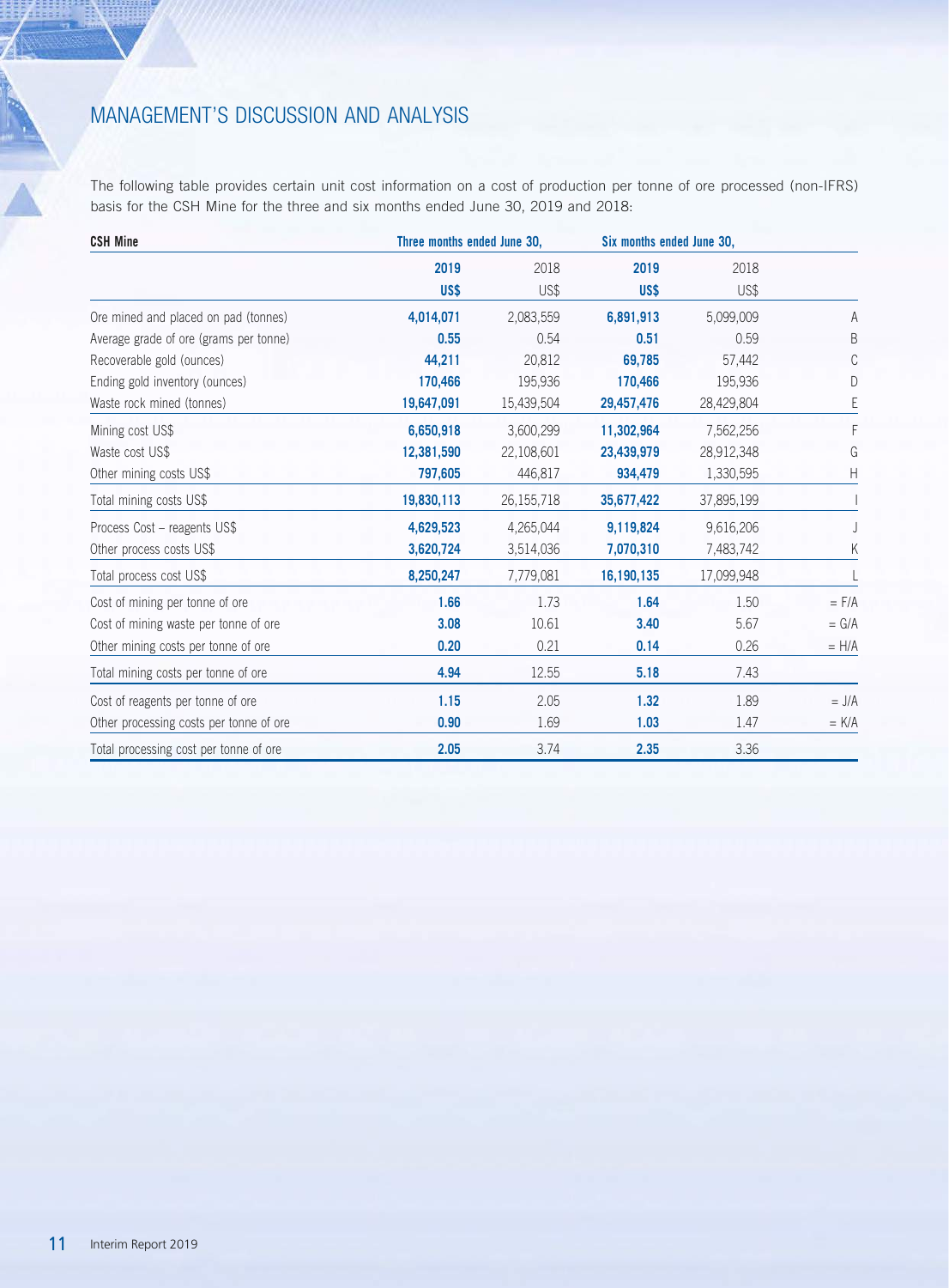# MANAGEMENT'S DISCUSSION AND ANALYSIS

The following table provides certain unit cost information on a cost of production per tonne of ore processed (non-IFRS) basis for the CSH Mine for the three and six months ended June 30, 2019 and 2018:

| CSH Mine | Three months ended June 30, | | Six months ended June 30, | | |
|---|---|---|---|---|---|
| | **2019** | 2018 | **2019** | 2018 | |
| | **US$** | US$ | **US$** | US$ | |
| Ore mined and placed on pad (tonnes) | **4,014,071** | 2,083,559 | **6,891,913** | 5,099,009 | A |
| Average grade of ore (grams per tonne) | **0.55** | 0.54 | **0.51** | 0.59 | B |
| Recoverable gold (ounces) | **44,211** | 20,812 | **69,785** | 57,442 | C |
| Ending gold inventory (ounces) | **170,466** | 195,936 | **170,466** | 195,936 | D |
| Waste rock mined (tonnes) | **19,647,091** | 15,439,504 | **29,457,476** | 28,429,804 | E |
| Mining cost US$ | **6,650,918** | 3,600,299 | **11,302,964** | 7,562,256 | F |
| Waste cost US$ | **12,381,590** | 22,108,601 | **23,439,979** | 28,912,348 | G |
| Other mining costs US$ | **797,605** | 446,817 | **934,479** | 1,330,595 | H |
| Total mining costs US$ | **19,830,113** | 26,155,718 | **35,677,422** | 37,895,199 | I |
| Process Cost – reagents US$ | **4,629,523** | 4,265,044 | **9,119,824** | 9,616,206 | J |
| Other process costs US$ | **3,620,724** | 3,514,036 | **7,070,310** | 7,483,742 | K |
| Total process cost US$ | **8,250,247** | 7,779,081 | **16,190,135** | 17,099,948 | L |
| Cost of mining per tonne of ore | **1.66** | 1.73 | **1.64** | 1.50 | = F/A |
| Cost of mining waste per tonne of ore | **3.08** | 10.61 | **3.40** | 5.67 | = G/A |
| Other mining costs per tonne of ore | **0.20** | 0.21 | **0.14** | 0.26 | = H/A |
| Total mining costs per tonne of ore | **4.94** | 12.55 | **5.18** | 7.43 | |
| Cost of reagents per tonne of ore | **1.15** | 2.05 | **1.32** | 1.89 | = J/A |
| Other processing costs per tonne of ore | **0.90** | 1.69 | **1.03** | 1.47 | = K/A |
| Total processing cost per tonne of ore | **2.05** | 3.74 | **2.35** | 3.36 | |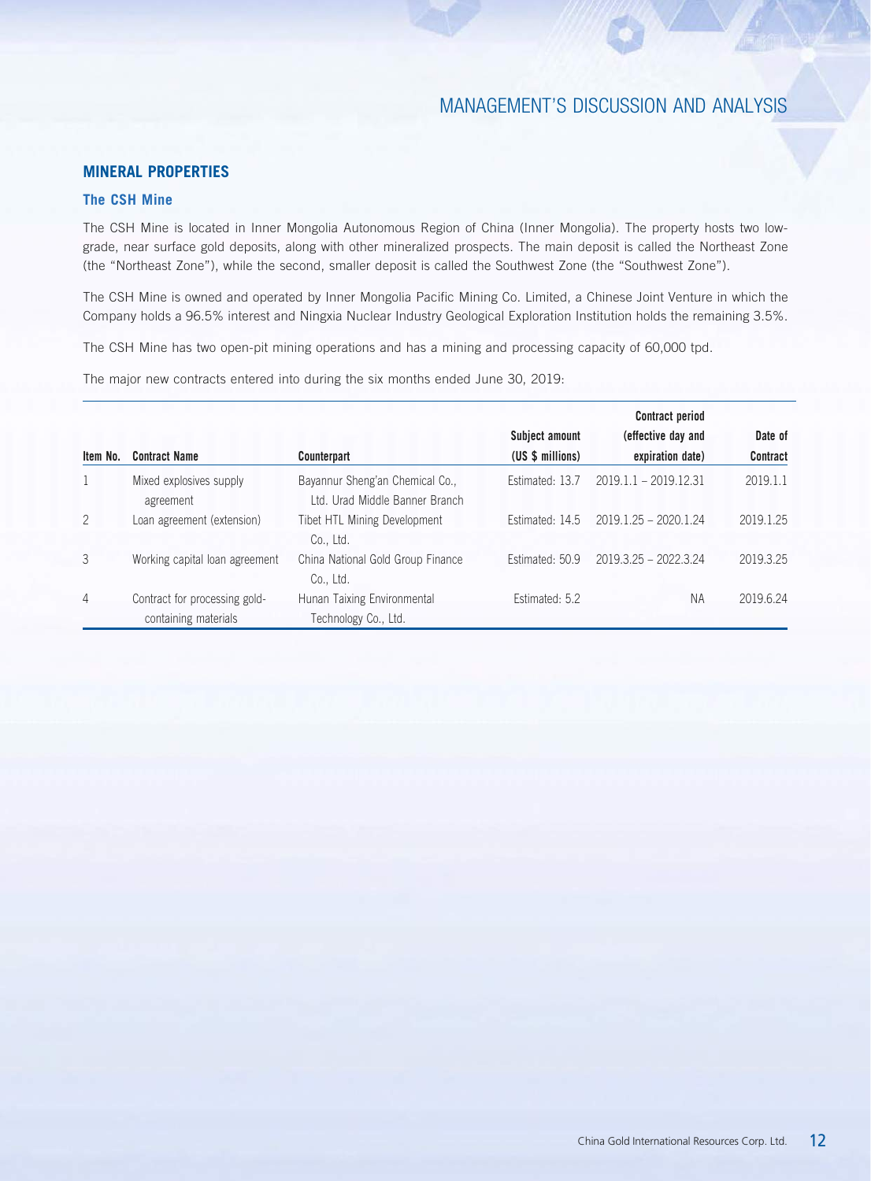## MINERAL PROPERTIES

### The CSH Mine

The CSH Mine is located in Inner Mongolia Autonomous Region of China (Inner Mongolia). The property hosts two low-grade, near surface gold deposits, along with other mineralized prospects. The main deposit is called the Northeast Zone (the "Northeast Zone"), while the second, smaller deposit is called the Southwest Zone (the "Southwest Zone").

The CSH Mine is owned and operated by Inner Mongolia Pacific Mining Co. Limited, a Chinese Joint Venture in which the Company holds a 96.5% interest and Ningxia Nuclear Industry Geological Exploration Institution holds the remaining 3.5%.

The CSH Mine has two open-pit mining operations and has a mining and processing capacity of 60,000 tpd.

The major new contracts entered into during the six months ended June 30, 2019:

| Item No. | Contract Name | Counterpart | Subject amount (US $ millions) | Contract period (effective day and expiration date) | Date of Contract |
|---|---|---|---|---|---|
| 1 | Mixed explosives supply agreement | Bayannur Sheng'an Chemical Co., Ltd. Urad Middle Banner Branch | Estimated: 13.7 | 2019.1.1 – 2019.12.31 | 2019.1.1 |
| 2 | Loan agreement (extension) | Tibet HTL Mining Development Co., Ltd. | Estimated: 14.5 | 2019.1.25 – 2020.1.24 | 2019.1.25 |
| 3 | Working capital loan agreement | China National Gold Group Finance Co., Ltd. | Estimated: 50.9 | 2019.3.25 – 2022.3.24 | 2019.3.25 |
| 4 | Contract for processing gold-containing materials | Hunan Taixing Environmental Technology Co., Ltd. | Estimated: 5.2 | NA | 2019.6.24 |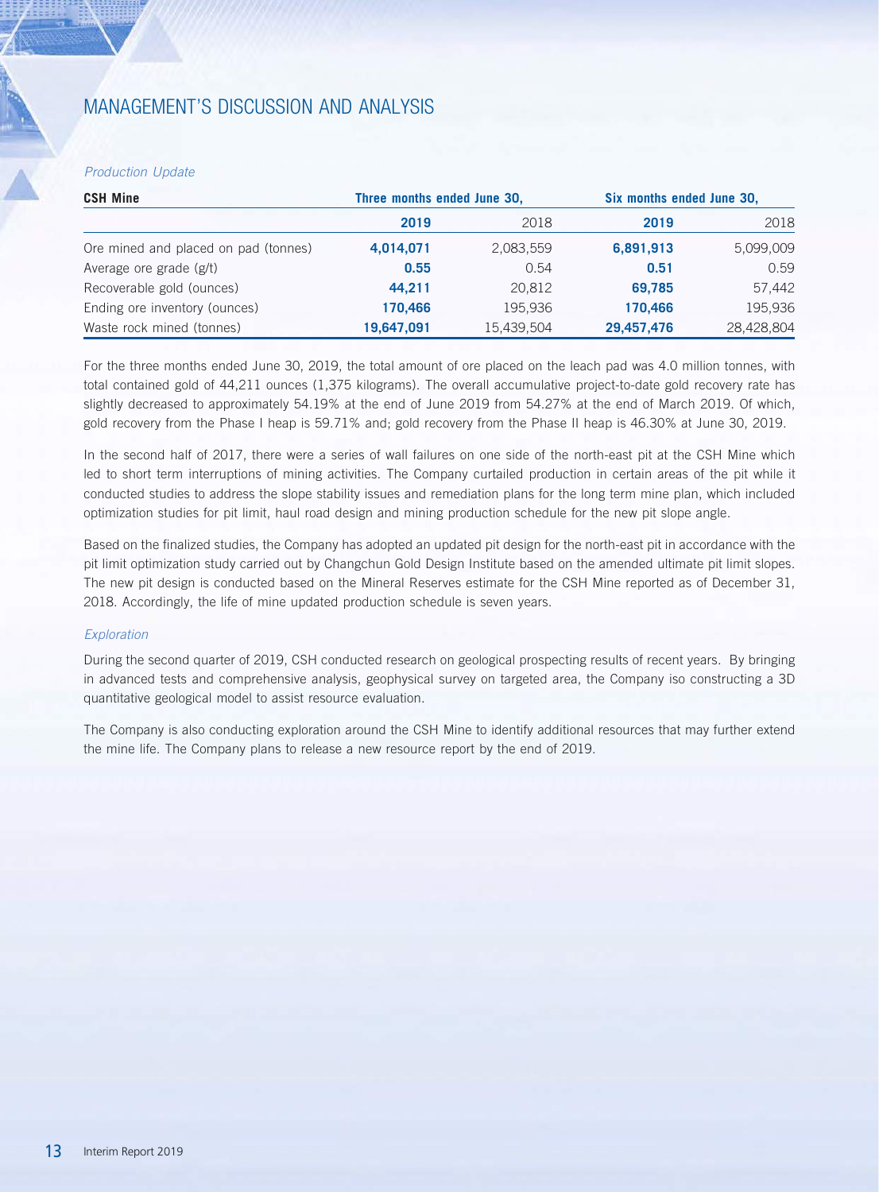# MANAGEMENT'S DISCUSSION AND ANALYSIS

*Production Update*

| **CSH Mine** | **Three months ended June 30,** | | **Six months ended June 30,** | |
|---|---|---|---|---|
| | **2019** | 2018 | **2019** | 2018 |
| Ore mined and placed on pad (tonnes) | **4,014,071** | 2,083,559 | **6,891,913** | 5,099,009 |
| Average ore grade (g/t) | **0.55** | 0.54 | **0.51** | 0.59 |
| Recoverable gold (ounces) | **44,211** | 20,812 | **69,785** | 57,442 |
| Ending ore inventory (ounces) | **170,466** | 195,936 | **170,466** | 195,936 |
| Waste rock mined (tonnes) | **19,647,091** | 15,439,504 | **29,457,476** | 28,428,804 |

For the three months ended June 30, 2019, the total amount of ore placed on the leach pad was 4.0 million tonnes, with total contained gold of 44,211 ounces (1,375 kilograms). The overall accumulative project-to-date gold recovery rate has slightly decreased to approximately 54.19% at the end of June 2019 from 54.27% at the end of March 2019. Of which, gold recovery from the Phase I heap is 59.71% and; gold recovery from the Phase II heap is 46.30% at June 30, 2019.

In the second half of 2017, there were a series of wall failures on one side of the north-east pit at the CSH Mine which led to short term interruptions of mining activities. The Company curtailed production in certain areas of the pit while it conducted studies to address the slope stability issues and remediation plans for the long term mine plan, which included optimization studies for pit limit, haul road design and mining production schedule for the new pit slope angle.

Based on the finalized studies, the Company has adopted an updated pit design for the north-east pit in accordance with the pit limit optimization study carried out by Changchun Gold Design Institute based on the amended ultimate pit limit slopes. The new pit design is conducted based on the Mineral Reserves estimate for the CSH Mine reported as of December 31, 2018. Accordingly, the life of mine updated production schedule is seven years.

*Exploration*

During the second quarter of 2019, CSH conducted research on geological prospecting results of recent years. By bringing in advanced tests and comprehensive analysis, geophysical survey on targeted area, the Company iso constructing a 3D quantitative geological model to assist resource evaluation.

The Company is also conducting exploration around the CSH Mine to identify additional resources that may further extend the mine life. The Company plans to release a new resource report by the end of 2019.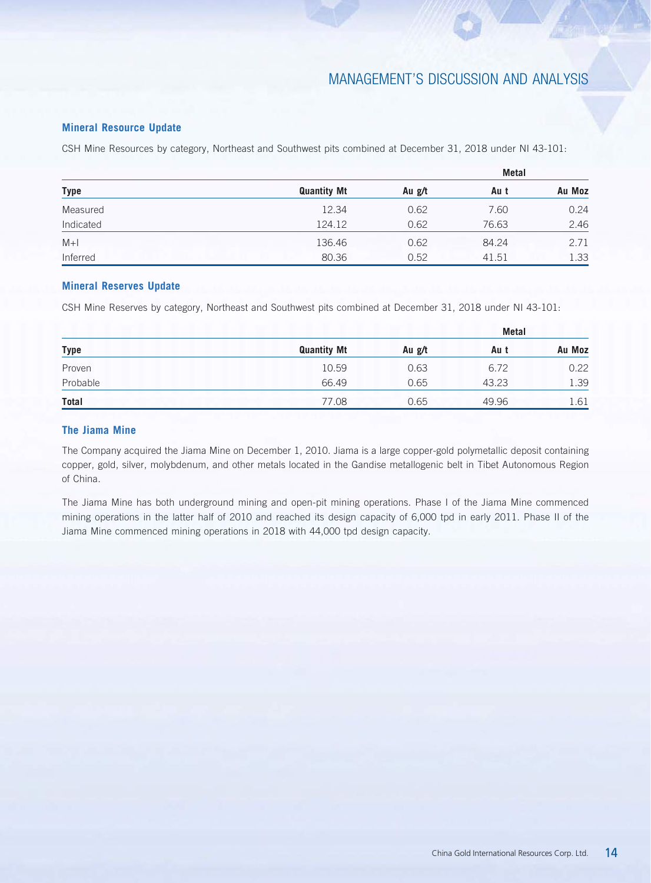### Mineral Resource Update

CSH Mine Resources by category, Northeast and Southwest pits combined at December 31, 2018 under NI 43-101:

| | | | Metal | |
|---|---|---|---|---|
| **Type** | **Quantity Mt** | **Au g/t** | **Au t** | **Au Moz** |
| Measured | 12.34 | 0.62 | 7.60 | 0.24 |
| Indicated | 124.12 | 0.62 | 76.63 | 2.46 |
| M+I | 136.46 | 0.62 | 84.24 | 2.71 |
| Inferred | 80.36 | 0.52 | 41.51 | 1.33 |

### Mineral Reserves Update

CSH Mine Reserves by category, Northeast and Southwest pits combined at December 31, 2018 under NI 43-101:

| | | | Metal | |
|---|---|---|---|---|
| **Type** | **Quantity Mt** | **Au g/t** | **Au t** | **Au Moz** |
| Proven | 10.59 | 0.63 | 6.72 | 0.22 |
| Probable | 66.49 | 0.65 | 43.23 | 1.39 |
| **Total** | 77.08 | 0.65 | 49.96 | 1.61 |

### The Jiama Mine

The Company acquired the Jiama Mine on December 1, 2010. Jiama is a large copper-gold polymetallic deposit containing copper, gold, silver, molybdenum, and other metals located in the Gandise metallogenic belt in Tibet Autonomous Region of China.

The Jiama Mine has both underground mining and open-pit mining operations. Phase I of the Jiama Mine commenced mining operations in the latter half of 2010 and reached its design capacity of 6,000 tpd in early 2011. Phase II of the Jiama Mine commenced mining operations in 2018 with 44,000 tpd design capacity.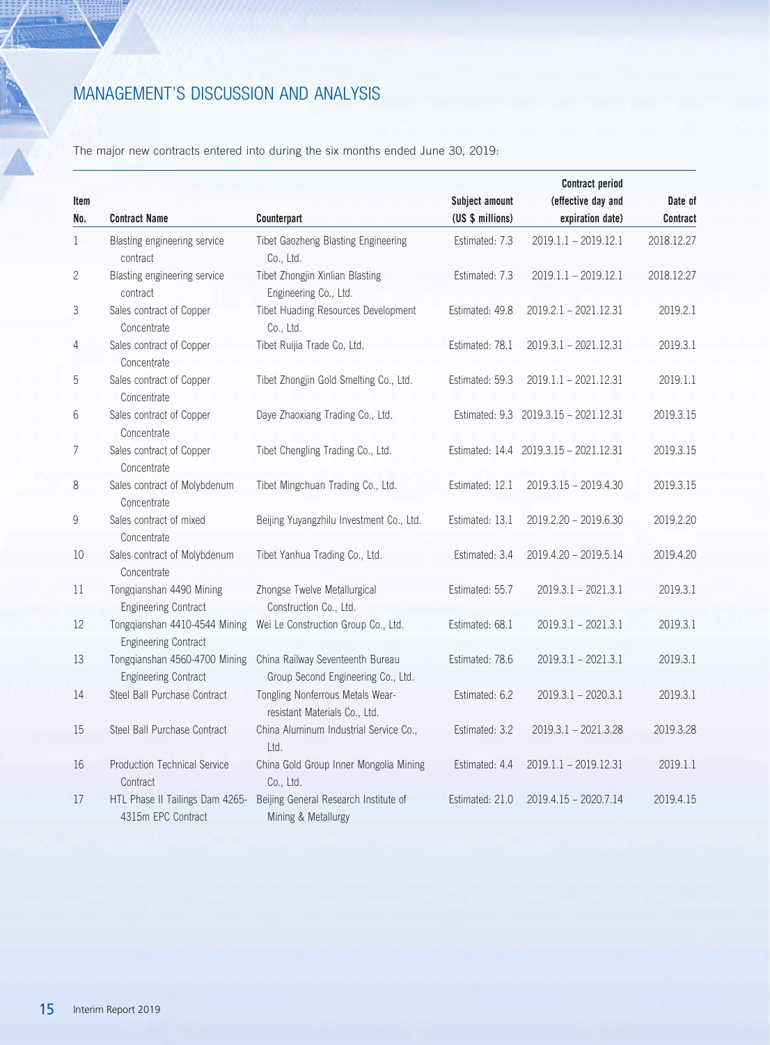# MANAGEMENT'S DISCUSSION AND ANALYSIS

The major new contracts entered into during the six months ended June 30, 2019:

| Item No. | Contract Name | Counterpart | Subject amount (US $ millions) | Contract period (effective day and expiration date) | Date of Contract |
|---|---|---|---|---|---|
| 1 | Blasting engineering service contract | Tibet Gaozheng Blasting Engineering Co., Ltd. | Estimated: 7.3 | 2019.1.1 – 2019.12.1 | 2018.12.27 |
| 2 | Blasting engineering service contract | Tibet Zhongjin Xinlian Blasting Engineering Co., Ltd. | Estimated: 7.3 | 2019.1.1 – 2019.12.1 | 2018.12.27 |
| 3 | Sales contract of Copper Concentrate | Tibet Huading Resources Development Co., Ltd. | Estimated: 49.8 | 2019.2.1 – 2021.12.31 | 2019.2.1 |
| 4 | Sales contract of Copper Concentrate | Tibet Ruijia Trade Co, Ltd. | Estimated: 78.1 | 2019.3.1 – 2021.12.31 | 2019.3.1 |
| 5 | Sales contract of Copper Concentrate | Tibet Zhongjin Gold Smelting Co., Ltd. | Estimated: 59.3 | 2019.1.1 – 2021.12.31 | 2019.1.1 |
| 6 | Sales contract of Copper Concentrate | Daye Zhaoxiang Trading Co., Ltd. | Estimated: 9.3 | 2019.3.15 – 2021.12.31 | 2019.3.15 |
| 7 | Sales contract of Copper Concentrate | Tibet Chengling Trading Co., Ltd. | Estimated: 14.4 | 2019.3.15 – 2021.12.31 | 2019.3.15 |
| 8 | Sales contract of Molybdenum Concentrate | Tibet Mingchuan Trading Co., Ltd. | Estimated: 12.1 | 2019.3.15 – 2019.4.30 | 2019.3.15 |
| 9 | Sales contract of mixed Concentrate | Beijing Yuyangzhilu Investment Co., Ltd. | Estimated: 13.1 | 2019.2.20 – 2019.6.30 | 2019.2.20 |
| 10 | Sales contract of Molybdenum Concentrate | Tibet Yanhua Trading Co., Ltd. | Estimated: 3.4 | 2019.4.20 – 2019.5.14 | 2019.4.20 |
| 11 | Tongqianshan 4490 Mining Engineering Contract | Zhongse Twelve Metallurgical Construction Co., Ltd. | Estimated: 55.7 | 2019.3.1 – 2021.3.1 | 2019.3.1 |
| 12 | Tongqianshan 4410-4544 Mining Engineering Contract | Wei Le Construction Group Co., Ltd. | Estimated: 68.1 | 2019.3.1 – 2021.3.1 | 2019.3.1 |
| 13 | Tongqianshan 4560-4700 Mining Engineering Contract | China Railway Seventeenth Bureau Group Second Engineering Co., Ltd. | Estimated: 78.6 | 2019.3.1 – 2021.3.1 | 2019.3.1 |
| 14 | Steel Ball Purchase Contract | Tongling Nonferrous Metals Wear-resistant Materials Co., Ltd. | Estimated: 6.2 | 2019.3.1 – 2020.3.1 | 2019.3.1 |
| 15 | Steel Ball Purchase Contract | China Aluminum Industrial Service Co., Ltd. | Estimated: 3.2 | 2019.3.1 – 2021.3.28 | 2019.3.28 |
| 16 | Production Technical Service Contract | China Gold Group Inner Mongolia Mining Co., Ltd. | Estimated: 4.4 | 2019.1.1 – 2019.12.31 | 2019.1.1 |
| 17 | HTL Phase II Tailings Dam 4265-4315m EPC Contract | Beijing General Research Institute of Mining & Metallurgy | Estimated: 21.0 | 2019.4.15 – 2020.7.14 | 2019.4.15 |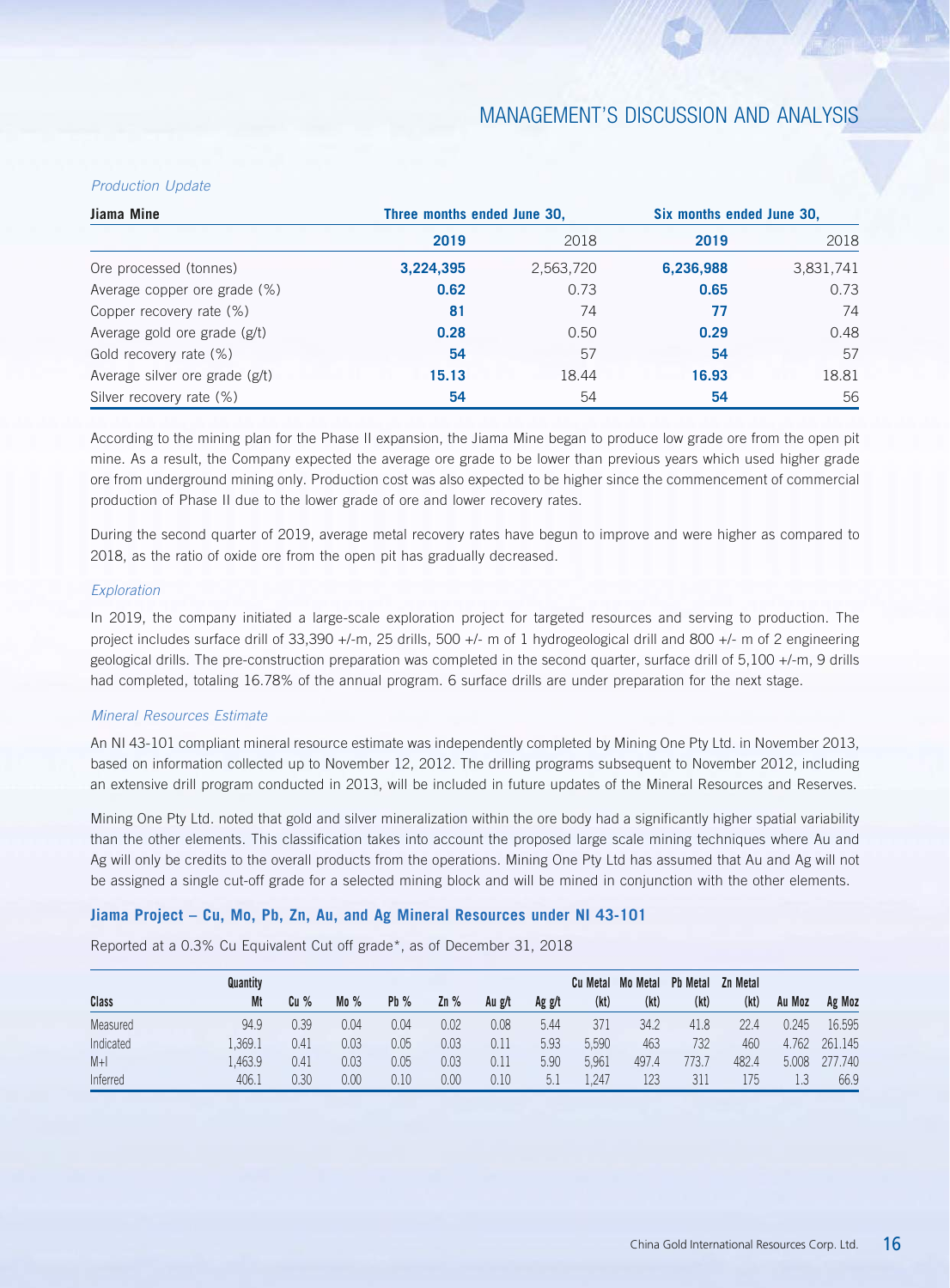*Production Update*

| Jiama Mine | Three months ended June 30, | | Six months ended June 30, | |
|---|---|---|---|---|
| | **2019** | 2018 | **2019** | 2018 |
| Ore processed (tonnes) | **3,224,395** | 2,563,720 | **6,236,988** | 3,831,741 |
| Average copper ore grade (%) | **0.62** | 0.73 | **0.65** | 0.73 |
| Copper recovery rate (%) | **81** | 74 | **77** | 74 |
| Average gold ore grade (g/t) | **0.28** | 0.50 | **0.29** | 0.48 |
| Gold recovery rate (%) | **54** | 57 | **54** | 57 |
| Average silver ore grade (g/t) | **15.13** | 18.44 | **16.93** | 18.81 |
| Silver recovery rate (%) | **54** | 54 | **54** | 56 |

According to the mining plan for the Phase II expansion, the Jiama Mine began to produce low grade ore from the open pit mine. As a result, the Company expected the average ore grade to be lower than previous years which used higher grade ore from underground mining only. Production cost was also expected to be higher since the commencement of commercial production of Phase II due to the lower grade of ore and lower recovery rates.

During the second quarter of 2019, average metal recovery rates have begun to improve and were higher as compared to 2018, as the ratio of oxide ore from the open pit has gradually decreased.

*Exploration*

In 2019, the company initiated a large-scale exploration project for targeted resources and serving to production. The project includes surface drill of 33,390 +/-m, 25 drills, 500 +/- m of 1 hydrogeological drill and 800 +/- m of 2 engineering geological drills. The pre-construction preparation was completed in the second quarter, surface drill of 5,100 +/-m, 9 drills had completed, totaling 16.78% of the annual program. 6 surface drills are under preparation for the next stage.

*Mineral Resources Estimate*

An NI 43-101 compliant mineral resource estimate was independently completed by Mining One Pty Ltd. in November 2013, based on information collected up to November 12, 2012. The drilling programs subsequent to November 2012, including an extensive drill program conducted in 2013, will be included in future updates of the Mineral Resources and Reserves.

Mining One Pty Ltd. noted that gold and silver mineralization within the ore body had a significantly higher spatial variability than the other elements. This classification takes into account the proposed large scale mining techniques where Au and Ag will only be credits to the overall products from the operations. Mining One Pty Ltd has assumed that Au and Ag will not be assigned a single cut-off grade for a selected mining block and will be mined in conjunction with the other elements.

### Jiama Project – Cu, Mo, Pb, Zn, Au, and Ag Mineral Resources under NI 43-101

Reported at a 0.3% Cu Equivalent Cut off grade*, as of December 31, 2018

| Class | Quantity Mt | Cu % | Mo % | Pb % | Zn % | Au g/t | Ag g/t | Cu Metal (kt) | Mo Metal (kt) | Pb Metal (kt) | Zn Metal (kt) | Au Moz | Ag Moz |
|---|---|---|---|---|---|---|---|---|---|---|---|---|---|
| Measured | 94.9 | 0.39 | 0.04 | 0.04 | 0.02 | 0.08 | 5.44 | 371 | 34.2 | 41.8 | 22.4 | 0.245 | 16.595 |
| Indicated | 1,369.1 | 0.41 | 0.03 | 0.05 | 0.03 | 0.11 | 5.93 | 5,590 | 463 | 732 | 460 | 4.762 | 261.145 |
| M+I | 1,463.9 | 0.41 | 0.03 | 0.05 | 0.03 | 0.11 | 5.90 | 5,961 | 497.4 | 773.7 | 482.4 | 5.008 | 277.740 |
| Inferred | 406.1 | 0.30 | 0.00 | 0.10 | 0.00 | 0.10 | 5.1 | 1,247 | 123 | 311 | 175 | 1.3 | 66.9 |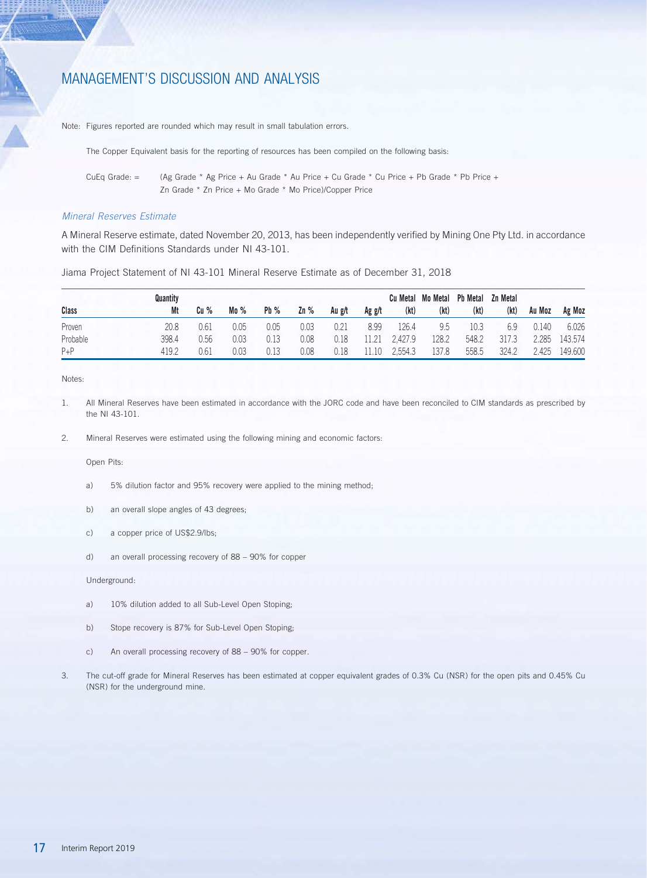# MANAGEMENT'S DISCUSSION AND ANALYSIS

Note: Figures reported are rounded which may result in small tabulation errors.

The Copper Equivalent basis for the reporting of resources has been compiled on the following basis:

CuEq Grade: = (Ag Grade * Ag Price + Au Grade * Au Price + Cu Grade * Cu Price + Pb Grade * Pb Price + Zn Grade * Zn Price + Mo Grade * Mo Price)/Copper Price

*Mineral Reserves Estimate*

A Mineral Reserve estimate, dated November 20, 2013, has been independently verified by Mining One Pty Ltd. in accordance with the CIM Definitions Standards under NI 43-101.

Jiama Project Statement of NI 43-101 Mineral Reserve Estimate as of December 31, 2018

| Class | Quantity Mt | Cu % | Mo % | Pb % | Zn % | Au g/t | Ag g/t | Cu Metal (kt) | Mo Metal (kt) | Pb Metal (kt) | Zn Metal (kt) | Au Moz | Ag Moz |
|---|---|---|---|---|---|---|---|---|---|---|---|---|---|
| Proven | 20.8 | 0.61 | 0.05 | 0.05 | 0.03 | 0.21 | 8.99 | 126.4 | 9.5 | 10.3 | 6.9 | 0.140 | 6.026 |
| Probable | 398.4 | 0.56 | 0.03 | 0.13 | 0.08 | 0.18 | 11.21 | 2,427.9 | 128.2 | 548.2 | 317.3 | 2.285 | 143.574 |
| P+P | 419.2 | 0.61 | 0.03 | 0.13 | 0.08 | 0.18 | 11.10 | 2,554.3 | 137.8 | 558.5 | 324.2 | 2.425 | 149.600 |

Notes:

1. All Mineral Reserves have been estimated in accordance with the JORC code and have been reconciled to CIM standards as prescribed by the NI 43-101.

2. Mineral Reserves were estimated using the following mining and economic factors:

   Open Pits:

   a) 5% dilution factor and 95% recovery were applied to the mining method;

   b) an overall slope angles of 43 degrees;

   c) a copper price of US$2.9/lbs;

   d) an overall processing recovery of 88 – 90% for copper

   Underground:

   a) 10% dilution added to all Sub-Level Open Stoping;

   b) Stope recovery is 87% for Sub-Level Open Stoping;

   c) An overall processing recovery of 88 – 90% for copper.

3. The cut-off grade for Mineral Reserves has been estimated at copper equivalent grades of 0.3% Cu (NSR) for the open pits and 0.45% Cu (NSR) for the underground mine.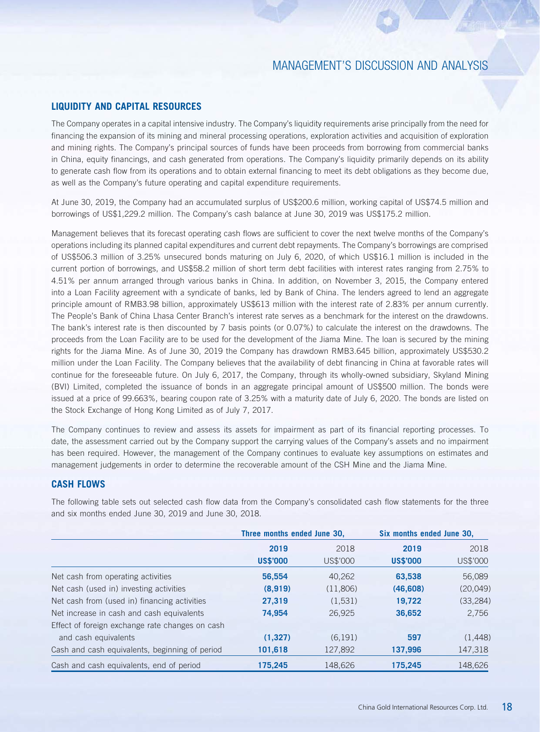## LIQUIDITY AND CAPITAL RESOURCES

The Company operates in a capital intensive industry. The Company's liquidity requirements arise principally from the need for financing the expansion of its mining and mineral processing operations, exploration activities and acquisition of exploration and mining rights. The Company's principal sources of funds have been proceeds from borrowing from commercial banks in China, equity financings, and cash generated from operations. The Company's liquidity primarily depends on its ability to generate cash flow from its operations and to obtain external financing to meet its debt obligations as they become due, as well as the Company's future operating and capital expenditure requirements.

At June 30, 2019, the Company had an accumulated surplus of US$200.6 million, working capital of US$74.5 million and borrowings of US$1,229.2 million. The Company's cash balance at June 30, 2019 was US$175.2 million.

Management believes that its forecast operating cash flows are sufficient to cover the next twelve months of the Company's operations including its planned capital expenditures and current debt repayments. The Company's borrowings are comprised of US$506.3 million of 3.25% unsecured bonds maturing on July 6, 2020, of which US$16.1 million is included in the current portion of borrowings, and US$58.2 million of short term debt facilities with interest rates ranging from 2.75% to 4.51% per annum arranged through various banks in China. In addition, on November 3, 2015, the Company entered into a Loan Facility agreement with a syndicate of banks, led by Bank of China. The lenders agreed to lend an aggregate principle amount of RMB3.98 billion, approximately US$613 million with the interest rate of 2.83% per annum currently. The People's Bank of China Lhasa Center Branch's interest rate serves as a benchmark for the interest on the drawdowns. The bank's interest rate is then discounted by 7 basis points (or 0.07%) to calculate the interest on the drawdowns. The proceeds from the Loan Facility are to be used for the development of the Jiama Mine. The loan is secured by the mining rights for the Jiama Mine. As of June 30, 2019 the Company has drawdown RMB3.645 billion, approximately US$530.2 million under the Loan Facility. The Company believes that the availability of debt financing in China at favorable rates will continue for the foreseeable future. On July 6, 2017, the Company, through its wholly-owned subsidiary, Skyland Mining (BVI) Limited, completed the issuance of bonds in an aggregate principal amount of US$500 million. The bonds were issued at a price of 99.663%, bearing coupon rate of 3.25% with a maturity date of July 6, 2020. The bonds are listed on the Stock Exchange of Hong Kong Limited as of July 7, 2017.

The Company continues to review and assess its assets for impairment as part of its financial reporting processes. To date, the assessment carried out by the Company support the carrying values of the Company's assets and no impairment has been required. However, the management of the Company continues to evaluate key assumptions on estimates and management judgements in order to determine the recoverable amount of the CSH Mine and the Jiama Mine.

## CASH FLOWS

The following table sets out selected cash flow data from the Company's consolidated cash flow statements for the three and six months ended June 30, 2019 and June 30, 2018.

| | Three months ended June 30, | | Six months ended June 30, | |
|---|---|---|---|---|
| | **2019** | 2018 | **2019** | 2018 |
| | **US$'000** | US$'000 | **US$'000** | US$'000 |
| Net cash from operating activities | **56,554** | 40,262 | **63,538** | 56,089 |
| Net cash (used in) investing activities | **(8,919)** | (11,806) | **(46,608)** | (20,049) |
| Net cash from (used in) financing activities | **27,319** | (1,531) | **19,722** | (33,284) |
| Net increase in cash and cash equivalents | **74,954** | 26,925 | **36,652** | 2,756 |
| Effect of foreign exchange rate changes on cash and cash equivalents | **(1,327)** | (6,191) | **597** | (1,448) |
| Cash and cash equivalents, beginning of period | **101,618** | 127,892 | **137,996** | 147,318 |
| Cash and cash equivalents, end of period | **175,245** | 148,626 | **175,245** | 148,626 |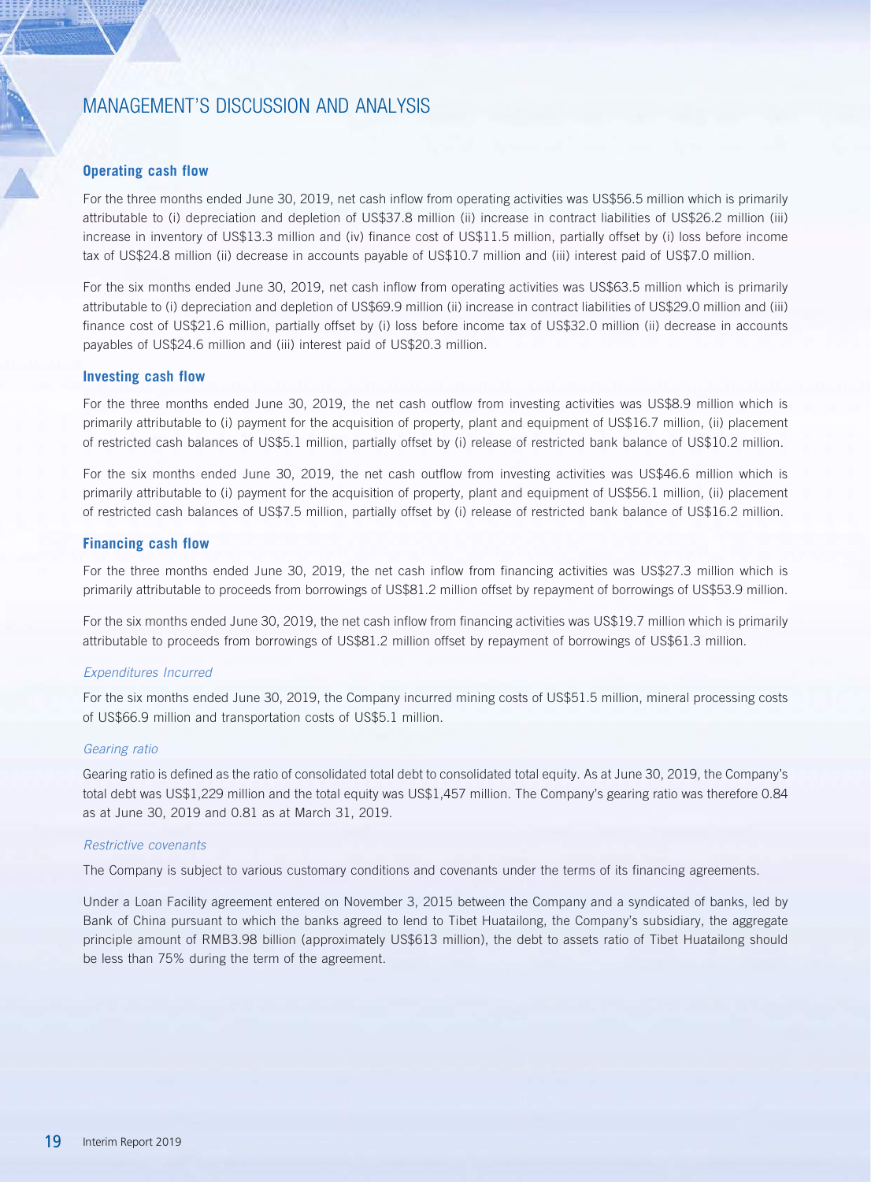# MANAGEMENT'S DISCUSSION AND ANALYSIS

### Operating cash flow

For the three months ended June 30, 2019, net cash inflow from operating activities was US$56.5 million which is primarily attributable to (i) depreciation and depletion of US$37.8 million (ii) increase in contract liabilities of US$26.2 million (iii) increase in inventory of US$13.3 million and (iv) finance cost of US$11.5 million, partially offset by (i) loss before income tax of US$24.8 million (ii) decrease in accounts payable of US$10.7 million and (iii) interest paid of US$7.0 million.

For the six months ended June 30, 2019, net cash inflow from operating activities was US$63.5 million which is primarily attributable to (i) depreciation and depletion of US$69.9 million (ii) increase in contract liabilities of US$29.0 million and (iii) finance cost of US$21.6 million, partially offset by (i) loss before income tax of US$32.0 million (ii) decrease in accounts payables of US$24.6 million and (iii) interest paid of US$20.3 million.

### Investing cash flow

For the three months ended June 30, 2019, the net cash outflow from investing activities was US$8.9 million which is primarily attributable to (i) payment for the acquisition of property, plant and equipment of US$16.7 million, (ii) placement of restricted cash balances of US$5.1 million, partially offset by (i) release of restricted bank balance of US$10.2 million.

For the six months ended June 30, 2019, the net cash outflow from investing activities was US$46.6 million which is primarily attributable to (i) payment for the acquisition of property, plant and equipment of US$56.1 million, (ii) placement of restricted cash balances of US$7.5 million, partially offset by (i) release of restricted bank balance of US$16.2 million.

### Financing cash flow

For the three months ended June 30, 2019, the net cash inflow from financing activities was US$27.3 million which is primarily attributable to proceeds from borrowings of US$81.2 million offset by repayment of borrowings of US$53.9 million.

For the six months ended June 30, 2019, the net cash inflow from financing activities was US$19.7 million which is primarily attributable to proceeds from borrowings of US$81.2 million offset by repayment of borrowings of US$61.3 million.

*Expenditures Incurred*

For the six months ended June 30, 2019, the Company incurred mining costs of US$51.5 million, mineral processing costs of US$66.9 million and transportation costs of US$5.1 million.

*Gearing ratio*

Gearing ratio is defined as the ratio of consolidated total debt to consolidated total equity. As at June 30, 2019, the Company's total debt was US$1,229 million and the total equity was US$1,457 million. The Company's gearing ratio was therefore 0.84 as at June 30, 2019 and 0.81 as at March 31, 2019.

*Restrictive covenants*

The Company is subject to various customary conditions and covenants under the terms of its financing agreements.

Under a Loan Facility agreement entered on November 3, 2015 between the Company and a syndicated of banks, led by Bank of China pursuant to which the banks agreed to lend to Tibet Huatailong, the Company's subsidiary, the aggregate principle amount of RMB3.98 billion (approximately US$613 million), the debt to assets ratio of Tibet Huatailong should be less than 75% during the term of the agreement.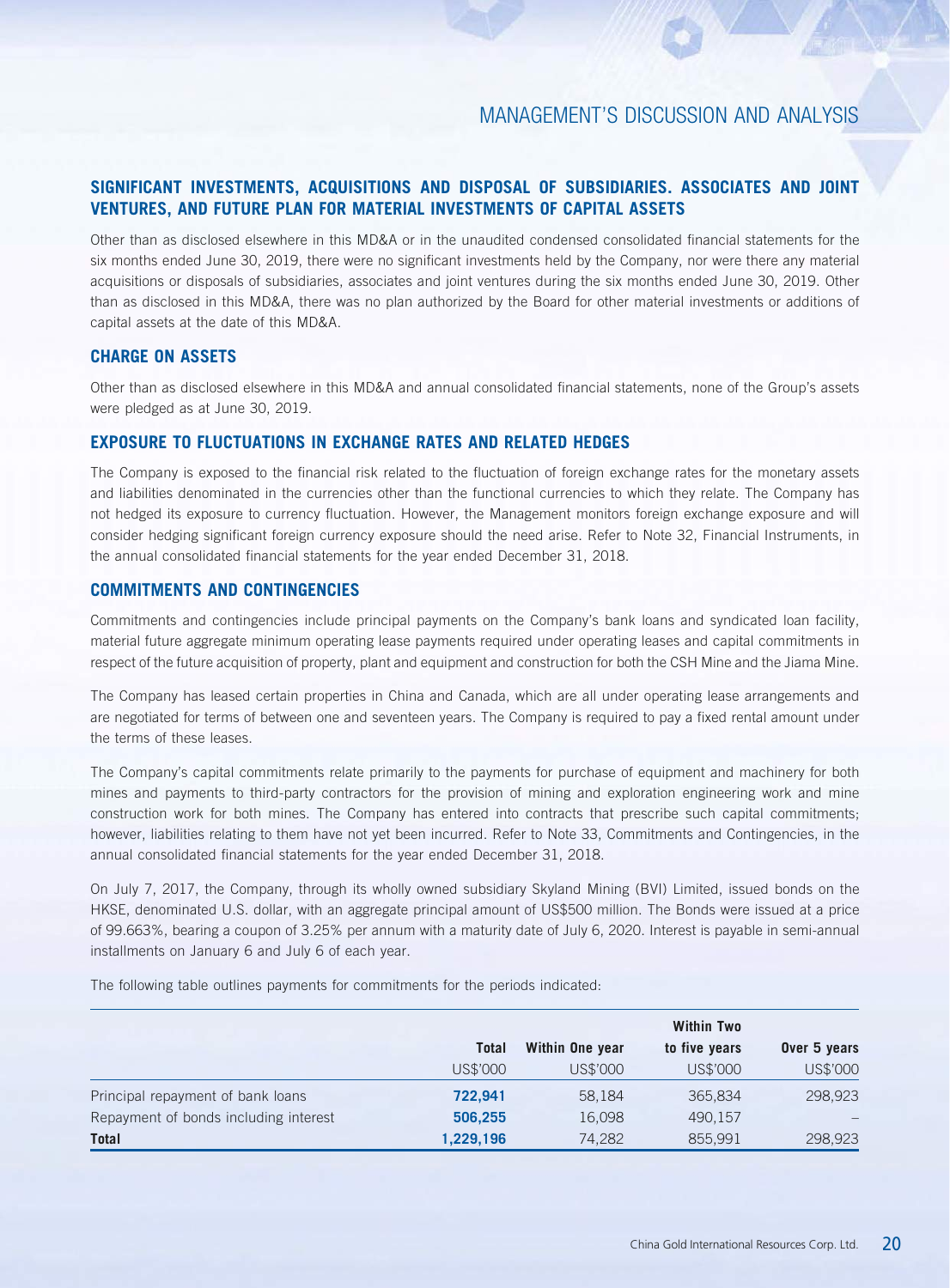## SIGNIFICANT INVESTMENTS, ACQUISITIONS AND DISPOSAL OF SUBSIDIARIES. ASSOCIATES AND JOINT VENTURES, AND FUTURE PLAN FOR MATERIAL INVESTMENTS OF CAPITAL ASSETS

Other than as disclosed elsewhere in this MD&A or in the unaudited condensed consolidated financial statements for the six months ended June 30, 2019, there were no significant investments held by the Company, nor were there any material acquisitions or disposals of subsidiaries, associates and joint ventures during the six months ended June 30, 2019. Other than as disclosed in this MD&A, there was no plan authorized by the Board for other material investments or additions of capital assets at the date of this MD&A.

## CHARGE ON ASSETS

Other than as disclosed elsewhere in this MD&A and annual consolidated financial statements, none of the Group's assets were pledged as at June 30, 2019.

## EXPOSURE TO FLUCTUATIONS IN EXCHANGE RATES AND RELATED HEDGES

The Company is exposed to the financial risk related to the fluctuation of foreign exchange rates for the monetary assets and liabilities denominated in the currencies other than the functional currencies to which they relate. The Company has not hedged its exposure to currency fluctuation. However, the Management monitors foreign exchange exposure and will consider hedging significant foreign currency exposure should the need arise. Refer to Note 32, Financial Instruments, in the annual consolidated financial statements for the year ended December 31, 2018.

## COMMITMENTS AND CONTINGENCIES

Commitments and contingencies include principal payments on the Company's bank loans and syndicated loan facility, material future aggregate minimum operating lease payments required under operating leases and capital commitments in respect of the future acquisition of property, plant and equipment and construction for both the CSH Mine and the Jiama Mine.

The Company has leased certain properties in China and Canada, which are all under operating lease arrangements and are negotiated for terms of between one and seventeen years. The Company is required to pay a fixed rental amount under the terms of these leases.

The Company's capital commitments relate primarily to the payments for purchase of equipment and machinery for both mines and payments to third-party contractors for the provision of mining and exploration engineering work and mine construction work for both mines. The Company has entered into contracts that prescribe such capital commitments; however, liabilities relating to them have not yet been incurred. Refer to Note 33, Commitments and Contingencies, in the annual consolidated financial statements for the year ended December 31, 2018.

On July 7, 2017, the Company, through its wholly owned subsidiary Skyland Mining (BVI) Limited, issued bonds on the HKSE, denominated U.S. dollar, with an aggregate principal amount of US$500 million. The Bonds were issued at a price of 99.663%, bearing a coupon of 3.25% per annum with a maturity date of July 6, 2020. Interest is payable in semi-annual installments on January 6 and July 6 of each year.

The following table outlines payments for commitments for the periods indicated:

| | Total | Within One year | Within Two to five years | Over 5 years |
|---|---|---|---|---|
| | US$'000 | US$'000 | US$'000 | US$'000 |
| Principal repayment of bank loans | **722,941** | 58,184 | 365,834 | 298,923 |
| Repayment of bonds including interest | **506,255** | 16,098 | 490,157 | – |
| **Total** | **1,229,196** | 74,282 | 855,991 | 298,923 |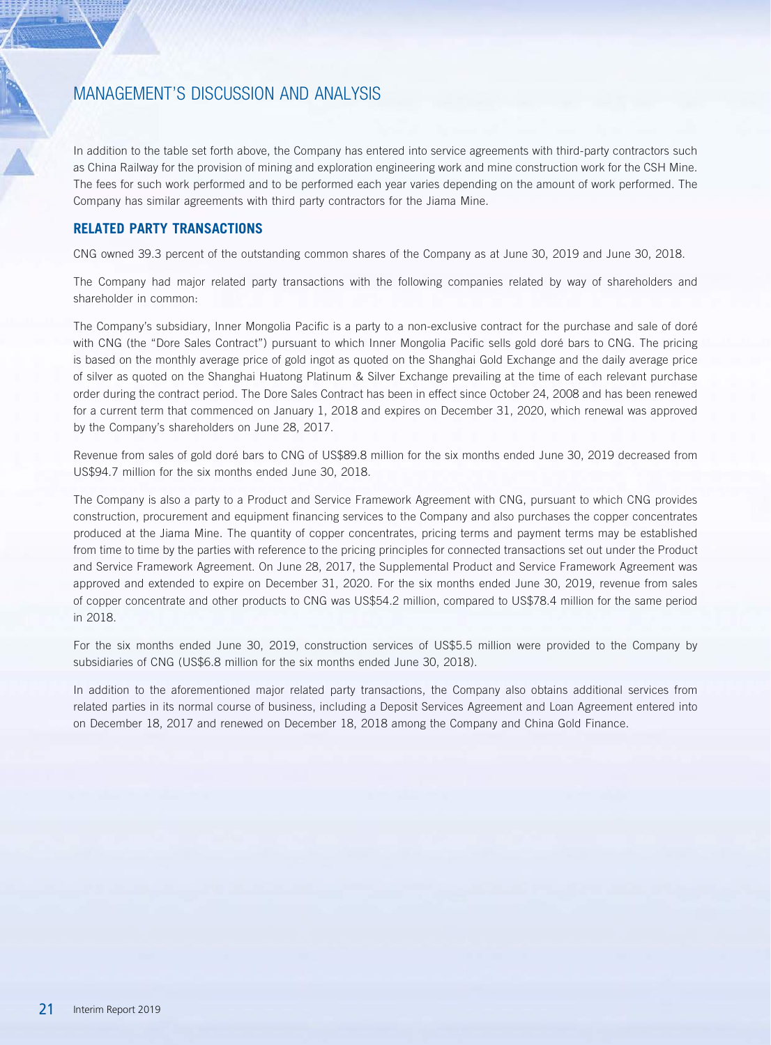In addition to the table set forth above, the Company has entered into service agreements with third-party contractors such as China Railway for the provision of mining and exploration engineering work and mine construction work for the CSH Mine. The fees for such work performed and to be performed each year varies depending on the amount of work performed. The Company has similar agreements with third party contractors for the Jiama Mine.

## RELATED PARTY TRANSACTIONS

CNG owned 39.3 percent of the outstanding common shares of the Company as at June 30, 2019 and June 30, 2018.

The Company had major related party transactions with the following companies related by way of shareholders and shareholder in common:

The Company's subsidiary, Inner Mongolia Pacific is a party to a non-exclusive contract for the purchase and sale of doré with CNG (the "Dore Sales Contract") pursuant to which Inner Mongolia Pacific sells gold doré bars to CNG. The pricing is based on the monthly average price of gold ingot as quoted on the Shanghai Gold Exchange and the daily average price of silver as quoted on the Shanghai Huatong Platinum & Silver Exchange prevailing at the time of each relevant purchase order during the contract period. The Dore Sales Contract has been in effect since October 24, 2008 and has been renewed for a current term that commenced on January 1, 2018 and expires on December 31, 2020, which renewal was approved by the Company's shareholders on June 28, 2017.

Revenue from sales of gold doré bars to CNG of US$89.8 million for the six months ended June 30, 2019 decreased from US$94.7 million for the six months ended June 30, 2018.

The Company is also a party to a Product and Service Framework Agreement with CNG, pursuant to which CNG provides construction, procurement and equipment financing services to the Company and also purchases the copper concentrates produced at the Jiama Mine. The quantity of copper concentrates, pricing terms and payment terms may be established from time to time by the parties with reference to the pricing principles for connected transactions set out under the Product and Service Framework Agreement. On June 28, 2017, the Supplemental Product and Service Framework Agreement was approved and extended to expire on December 31, 2020. For the six months ended June 30, 2019, revenue from sales of copper concentrate and other products to CNG was US$54.2 million, compared to US$78.4 million for the same period in 2018.

For the six months ended June 30, 2019, construction services of US$5.5 million were provided to the Company by subsidiaries of CNG (US$6.8 million for the six months ended June 30, 2018).

In addition to the aforementioned major related party transactions, the Company also obtains additional services from related parties in its normal course of business, including a Deposit Services Agreement and Loan Agreement entered into on December 18, 2017 and renewed on December 18, 2018 among the Company and China Gold Finance.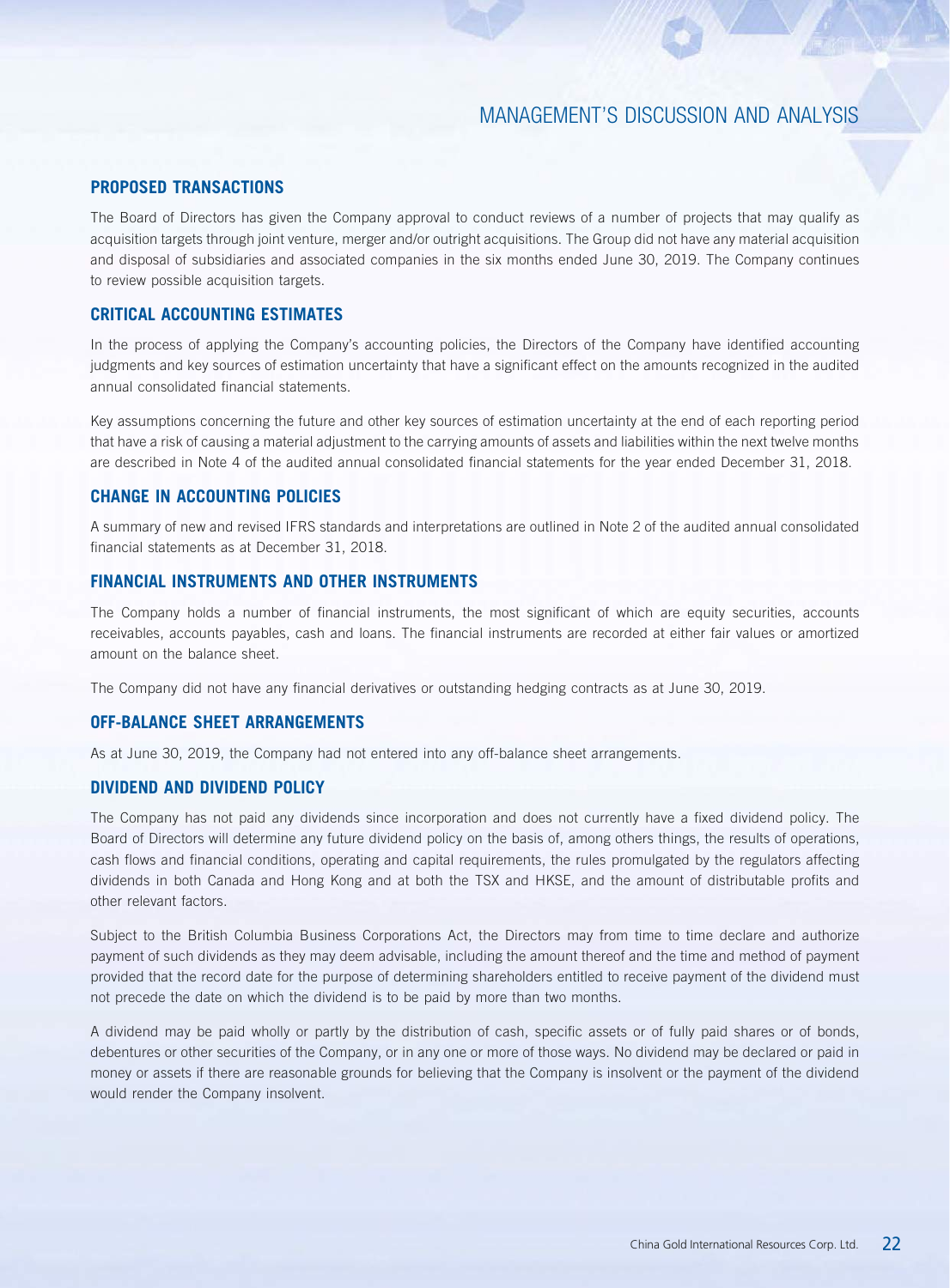## PROPOSED TRANSACTIONS

The Board of Directors has given the Company approval to conduct reviews of a number of projects that may qualify as acquisition targets through joint venture, merger and/or outright acquisitions. The Group did not have any material acquisition and disposal of subsidiaries and associated companies in the six months ended June 30, 2019. The Company continues to review possible acquisition targets.

## CRITICAL ACCOUNTING ESTIMATES

In the process of applying the Company's accounting policies, the Directors of the Company have identified accounting judgments and key sources of estimation uncertainty that have a significant effect on the amounts recognized in the audited annual consolidated financial statements.

Key assumptions concerning the future and other key sources of estimation uncertainty at the end of each reporting period that have a risk of causing a material adjustment to the carrying amounts of assets and liabilities within the next twelve months are described in Note 4 of the audited annual consolidated financial statements for the year ended December 31, 2018.

## CHANGE IN ACCOUNTING POLICIES

A summary of new and revised IFRS standards and interpretations are outlined in Note 2 of the audited annual consolidated financial statements as at December 31, 2018.

## FINANCIAL INSTRUMENTS AND OTHER INSTRUMENTS

The Company holds a number of financial instruments, the most significant of which are equity securities, accounts receivables, accounts payables, cash and loans. The financial instruments are recorded at either fair values or amortized amount on the balance sheet.

The Company did not have any financial derivatives or outstanding hedging contracts as at June 30, 2019.

## OFF-BALANCE SHEET ARRANGEMENTS

As at June 30, 2019, the Company had not entered into any off-balance sheet arrangements.

## DIVIDEND AND DIVIDEND POLICY

The Company has not paid any dividends since incorporation and does not currently have a fixed dividend policy. The Board of Directors will determine any future dividend policy on the basis of, among others things, the results of operations, cash flows and financial conditions, operating and capital requirements, the rules promulgated by the regulators affecting dividends in both Canada and Hong Kong and at both the TSX and HKSE, and the amount of distributable profits and other relevant factors.

Subject to the British Columbia Business Corporations Act, the Directors may from time to time declare and authorize payment of such dividends as they may deem advisable, including the amount thereof and the time and method of payment provided that the record date for the purpose of determining shareholders entitled to receive payment of the dividend must not precede the date on which the dividend is to be paid by more than two months.

A dividend may be paid wholly or partly by the distribution of cash, specific assets or of fully paid shares or of bonds, debentures or other securities of the Company, or in any one or more of those ways. No dividend may be declared or paid in money or assets if there are reasonable grounds for believing that the Company is insolvent or the payment of the dividend would render the Company insolvent.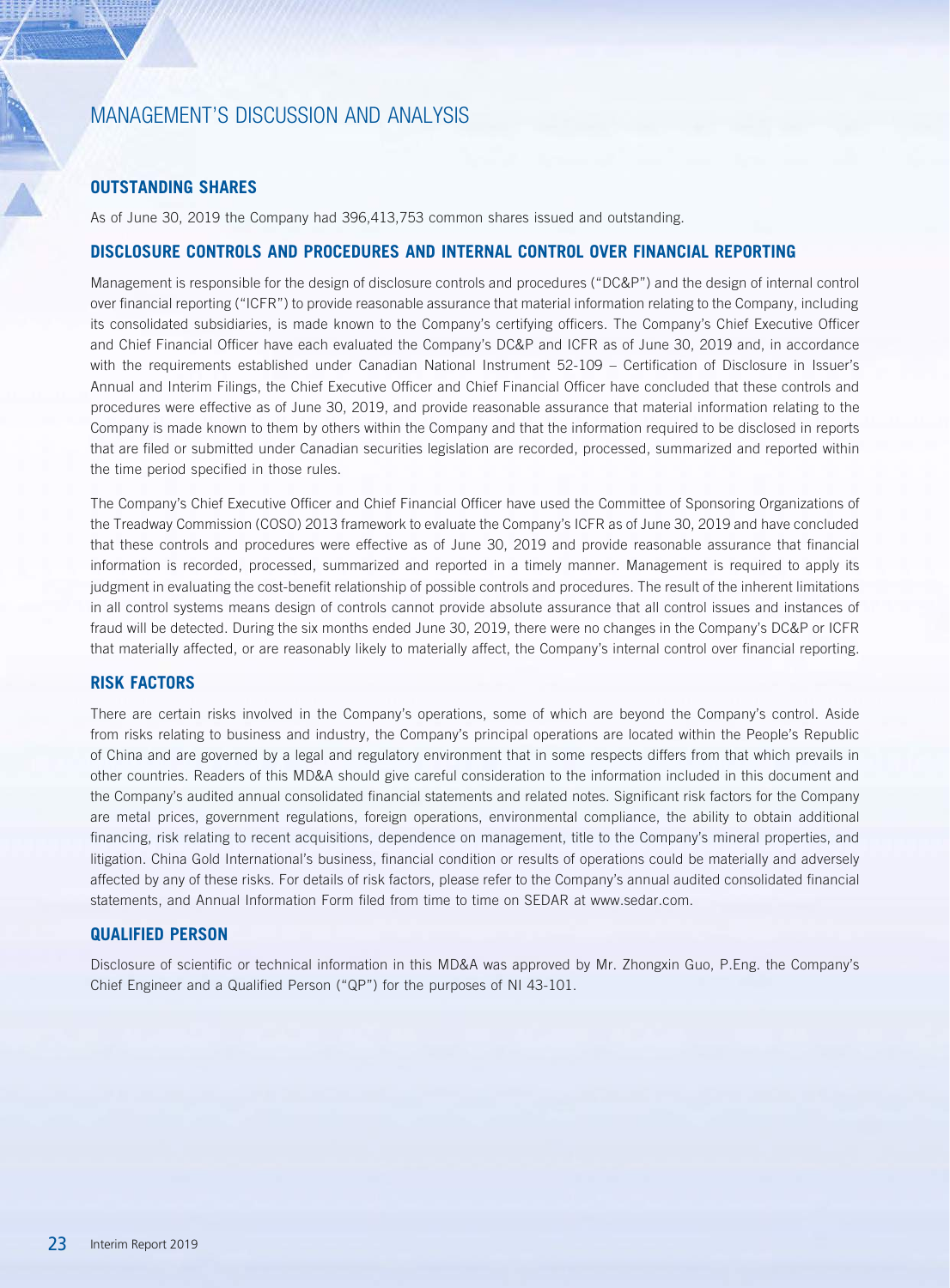# MANAGEMENT'S DISCUSSION AND ANALYSIS

## OUTSTANDING SHARES

As of June 30, 2019 the Company had 396,413,753 common shares issued and outstanding.

## DISCLOSURE CONTROLS AND PROCEDURES AND INTERNAL CONTROL OVER FINANCIAL REPORTING

Management is responsible for the design of disclosure controls and procedures ("DC&P") and the design of internal control over financial reporting ("ICFR") to provide reasonable assurance that material information relating to the Company, including its consolidated subsidiaries, is made known to the Company's certifying officers. The Company's Chief Executive Officer and Chief Financial Officer have each evaluated the Company's DC&P and ICFR as of June 30, 2019 and, in accordance with the requirements established under Canadian National Instrument 52-109 – Certification of Disclosure in Issuer's Annual and Interim Filings, the Chief Executive Officer and Chief Financial Officer have concluded that these controls and procedures were effective as of June 30, 2019, and provide reasonable assurance that material information relating to the Company is made known to them by others within the Company and that the information required to be disclosed in reports that are filed or submitted under Canadian securities legislation are recorded, processed, summarized and reported within the time period specified in those rules.

The Company's Chief Executive Officer and Chief Financial Officer have used the Committee of Sponsoring Organizations of the Treadway Commission (COSO) 2013 framework to evaluate the Company's ICFR as of June 30, 2019 and have concluded that these controls and procedures were effective as of June 30, 2019 and provide reasonable assurance that financial information is recorded, processed, summarized and reported in a timely manner. Management is required to apply its judgment in evaluating the cost-benefit relationship of possible controls and procedures. The result of the inherent limitations in all control systems means design of controls cannot provide absolute assurance that all control issues and instances of fraud will be detected. During the six months ended June 30, 2019, there were no changes in the Company's DC&P or ICFR that materially affected, or are reasonably likely to materially affect, the Company's internal control over financial reporting.

## RISK FACTORS

There are certain risks involved in the Company's operations, some of which are beyond the Company's control. Aside from risks relating to business and industry, the Company's principal operations are located within the People's Republic of China and are governed by a legal and regulatory environment that in some respects differs from that which prevails in other countries. Readers of this MD&A should give careful consideration to the information included in this document and the Company's audited annual consolidated financial statements and related notes. Significant risk factors for the Company are metal prices, government regulations, foreign operations, environmental compliance, the ability to obtain additional financing, risk relating to recent acquisitions, dependence on management, title to the Company's mineral properties, and litigation. China Gold International's business, financial condition or results of operations could be materially and adversely affected by any of these risks. For details of risk factors, please refer to the Company's annual audited consolidated financial statements, and Annual Information Form filed from time to time on SEDAR at www.sedar.com.

## QUALIFIED PERSON

Disclosure of scientific or technical information in this MD&A was approved by Mr. Zhongxin Guo, P.Eng. the Company's Chief Engineer and a Qualified Person ("QP") for the purposes of NI 43-101.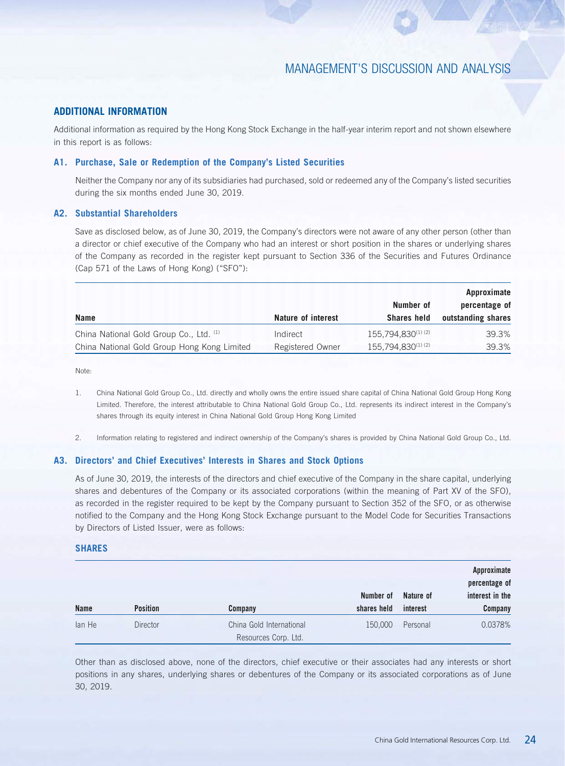## ADDITIONAL INFORMATION

Additional information as required by the Hong Kong Stock Exchange in the half-year interim report and not shown elsewhere in this report is as follows:

### A1. Purchase, Sale or Redemption of the Company's Listed Securities

Neither the Company nor any of its subsidiaries had purchased, sold or redeemed any of the Company's listed securities during the six months ended June 30, 2019.

### A2. Substantial Shareholders

Save as disclosed below, as of June 30, 2019, the Company's directors were not aware of any other person (other than a director or chief executive of the Company who had an interest or short position in the shares or underlying shares of the Company as recorded in the register kept pursuant to Section 336 of the Securities and Futures Ordinance (Cap 571 of the Laws of Hong Kong) ("SFO"):

| Name | Nature of interest | Number of Shares held | Approximate percentage of outstanding shares |
|---|---|---|---|
| China National Gold Group Co., Ltd. [1] | Indirect | 155,794,830[1] [2] | 39.3% |
| China National Gold Group Hong Kong Limited | Registered Owner | 155,794,830[1] [2] | 39.3% |

Note:

1. China National Gold Group Co., Ltd. directly and wholly owns the entire issued share capital of China National Gold Group Hong Kong Limited. Therefore, the interest attributable to China National Gold Group Co., Ltd. represents its indirect interest in the Company's shares through its equity interest in China National Gold Group Hong Kong Limited

2. Information relating to registered and indirect ownership of the Company's shares is provided by China National Gold Group Co., Ltd.

### A3. Directors' and Chief Executives' Interests in Shares and Stock Options

As of June 30, 2019, the interests of the directors and chief executive of the Company in the share capital, underlying shares and debentures of the Company or its associated corporations (within the meaning of Part XV of the SFO), as recorded in the register required to be kept by the Company pursuant to Section 352 of the SFO, or as otherwise notified to the Company and the Hong Kong Stock Exchange pursuant to the Model Code for Securities Transactions by Directors of Listed Issuer, were as follows:

#### SHARES

| Name | Position | Company | Number of shares held | Nature of interest | Approximate percentage of interest in the Company |
|---|---|---|---|---|---|
| Ian He | Director | China Gold International Resources Corp. Ltd. | 150,000 | Personal | 0.0378% |

Other than as disclosed above, none of the directors, chief executive or their associates had any interests or short positions in any shares, underlying shares or debentures of the Company or its associated corporations as of June 30, 2019.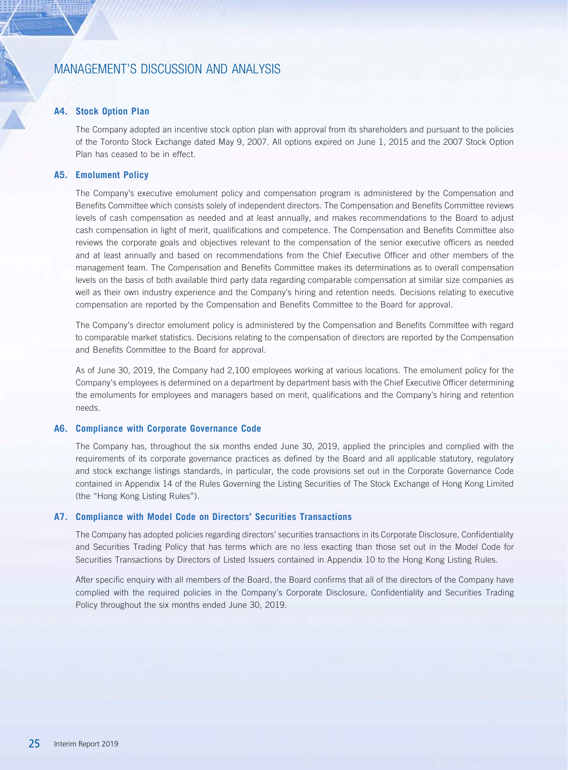### A4. Stock Option Plan

The Company adopted an incentive stock option plan with approval from its shareholders and pursuant to the policies of the Toronto Stock Exchange dated May 9, 2007. All options expired on June 1, 2015 and the 2007 Stock Option Plan has ceased to be in effect.

### A5. Emolument Policy

The Company's executive emolument policy and compensation program is administered by the Compensation and Benefits Committee which consists solely of independent directors. The Compensation and Benefits Committee reviews levels of cash compensation as needed and at least annually, and makes recommendations to the Board to adjust cash compensation in light of merit, qualifications and competence. The Compensation and Benefits Committee also reviews the corporate goals and objectives relevant to the compensation of the senior executive officers as needed and at least annually and based on recommendations from the Chief Executive Officer and other members of the management team. The Compensation and Benefits Committee makes its determinations as to overall compensation levels on the basis of both available third party data regarding comparable compensation at similar size companies as well as their own industry experience and the Company's hiring and retention needs. Decisions relating to executive compensation are reported by the Compensation and Benefits Committee to the Board for approval.

The Company's director emolument policy is administered by the Compensation and Benefits Committee with regard to comparable market statistics. Decisions relating to the compensation of directors are reported by the Compensation and Benefits Committee to the Board for approval.

As of June 30, 2019, the Company had 2,100 employees working at various locations. The emolument policy for the Company's employees is determined on a department by department basis with the Chief Executive Officer determining the emoluments for employees and managers based on merit, qualifications and the Company's hiring and retention needs.

### A6. Compliance with Corporate Governance Code

The Company has, throughout the six months ended June 30, 2019, applied the principles and complied with the requirements of its corporate governance practices as defined by the Board and all applicable statutory, regulatory and stock exchange listings standards, in particular, the code provisions set out in the Corporate Governance Code contained in Appendix 14 of the Rules Governing the Listing Securities of The Stock Exchange of Hong Kong Limited (the "Hong Kong Listing Rules").

### A7. Compliance with Model Code on Directors' Securities Transactions

The Company has adopted policies regarding directors' securities transactions in its Corporate Disclosure, Confidentiality and Securities Trading Policy that has terms which are no less exacting than those set out in the Model Code for Securities Transactions by Directors of Listed Issuers contained in Appendix 10 to the Hong Kong Listing Rules.

After specific enquiry with all members of the Board, the Board confirms that all of the directors of the Company have complied with the required policies in the Company's Corporate Disclosure, Confidentiality and Securities Trading Policy throughout the six months ended June 30, 2019.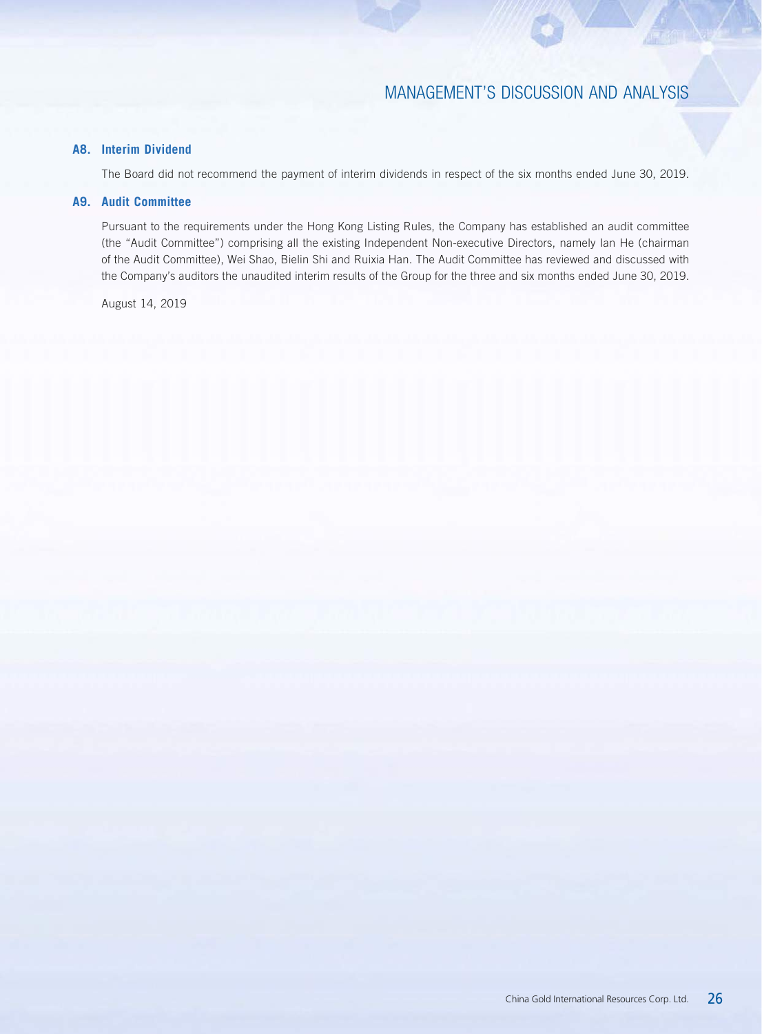### A8. Interim Dividend

The Board did not recommend the payment of interim dividends in respect of the six months ended June 30, 2019.

### A9. Audit Committee

Pursuant to the requirements under the Hong Kong Listing Rules, the Company has established an audit committee (the "Audit Committee") comprising all the existing Independent Non-executive Directors, namely Ian He (chairman of the Audit Committee), Wei Shao, Bielin Shi and Ruixia Han. The Audit Committee has reviewed and discussed with the Company's auditors the unaudited interim results of the Group for the three and six months ended June 30, 2019.

August 14, 2019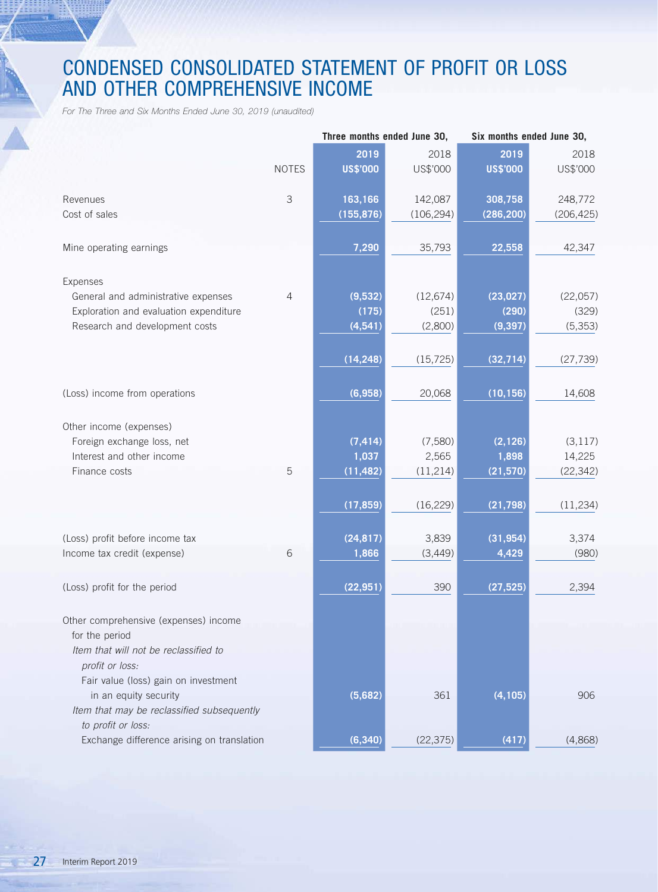# CONDENSED CONSOLIDATED STATEMENT OF PROFIT OR LOSS AND OTHER COMPREHENSIVE INCOME

*For The Three and Six Months Ended June 30, 2019 (unaudited)*

| | NOTES | Three months ended June 30, 2019 US$'000 | Three months ended June 30, 2018 US$'000 | Six months ended June 30, 2019 US$'000 | Six months ended June 30, 2018 US$'000 |
|---|---|---|---|---|---|
| Revenues | 3 | **163,166** | 142,087 | **308,758** | 248,772 |
| Cost of sales | | **(155,876)** | (106,294) | **(286,200)** | (206,425) |
| Mine operating earnings | | **7,290** | 35,793 | **22,558** | 42,347 |
| Expenses | | | | | |
| General and administrative expenses | 4 | **(9,532)** | (12,674) | **(23,027)** | (22,057) |
| Exploration and evaluation expenditure | | **(175)** | (251) | **(290)** | (329) |
| Research and development costs | | **(4,541)** | (2,800) | **(9,397)** | (5,353) |
| | | **(14,248)** | (15,725) | **(32,714)** | (27,739) |
| (Loss) income from operations | | **(6,958)** | 20,068 | **(10,156)** | 14,608 |
| Other income (expenses) | | | | | |
| Foreign exchange loss, net | | **(7,414)** | (7,580) | **(2,126)** | (3,117) |
| Interest and other income | | **1,037** | 2,565 | **1,898** | 14,225 |
| Finance costs | 5 | **(11,482)** | (11,214) | **(21,570)** | (22,342) |
| | | **(17,859)** | (16,229) | **(21,798)** | (11,234) |
| (Loss) profit before income tax | | **(24,817)** | 3,839 | **(31,954)** | 3,374 |
| Income tax credit (expense) | 6 | **1,866** | (3,449) | **4,429** | (980) |
| (Loss) profit for the period | | **(22,951)** | 390 | **(27,525)** | 2,394 |
| Other comprehensive (expenses) income for the period | | | | | |
| *Item that will not be reclassified to profit or loss:* | | | | | |
| Fair value (loss) gain on investment in an equity security | | **(5,682)** | 361 | **(4,105)** | 906 |
| *Item that may be reclassified subsequently to profit or loss:* | | | | | |
| Exchange difference arising on translation | | **(6,340)** | (22,375) | **(417)** | (4,868) |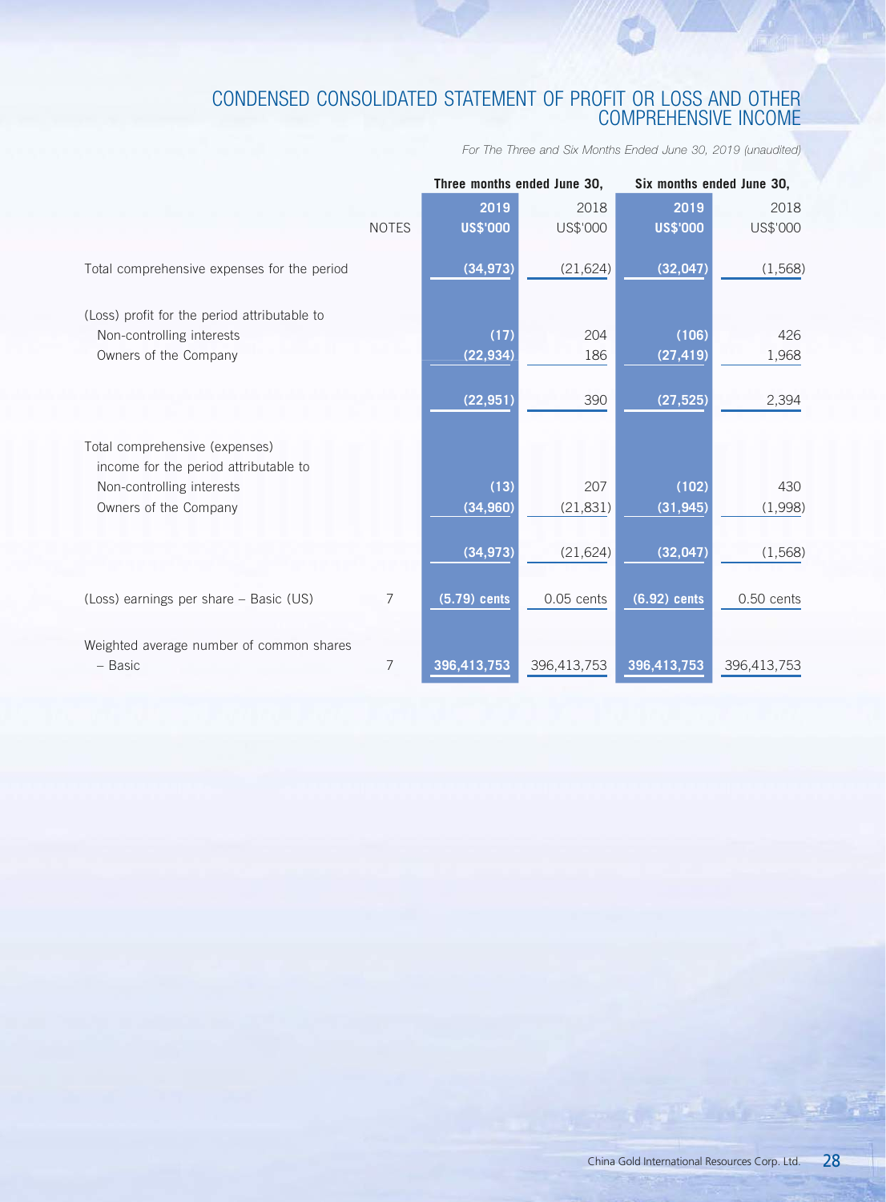# CONDENSED CONSOLIDATED STATEMENT OF PROFIT OR LOSS AND OTHER COMPREHENSIVE INCOME

*For The Three and Six Months Ended June 30, 2019 (unaudited)*

| | NOTES | Three months ended June 30, | | Six months ended June 30, | |
|---|---|---|---|---|---|
| | | **2019** | 2018 | **2019** | 2018 |
| | | **US$'000** | US$'000 | **US$'000** | US$'000 |
| Total comprehensive expenses for the period | | **(34,973)** | (21,624) | **(32,047)** | (1,568) |
| (Loss) profit for the period attributable to | | | | | |
| Non-controlling interests | | **(17)** | 204 | **(106)** | 426 |
| Owners of the Company | | **(22,934)** | 186 | **(27,419)** | 1,968 |
| | | **(22,951)** | 390 | **(27,525)** | 2,394 |
| Total comprehensive (expenses) income for the period attributable to | | | | | |
| Non-controlling interests | | **(13)** | 207 | **(102)** | 430 |
| Owners of the Company | | **(34,960)** | (21,831) | **(31,945)** | (1,998) |
| | | **(34,973)** | (21,624) | **(32,047)** | (1,568) |
| (Loss) earnings per share – Basic (US) | 7 | **(5.79) cents** | 0.05 cents | **(6.92) cents** | 0.50 cents |
| Weighted average number of common shares – Basic | 7 | **396,413,753** | 396,413,753 | **396,413,753** | 396,413,753 |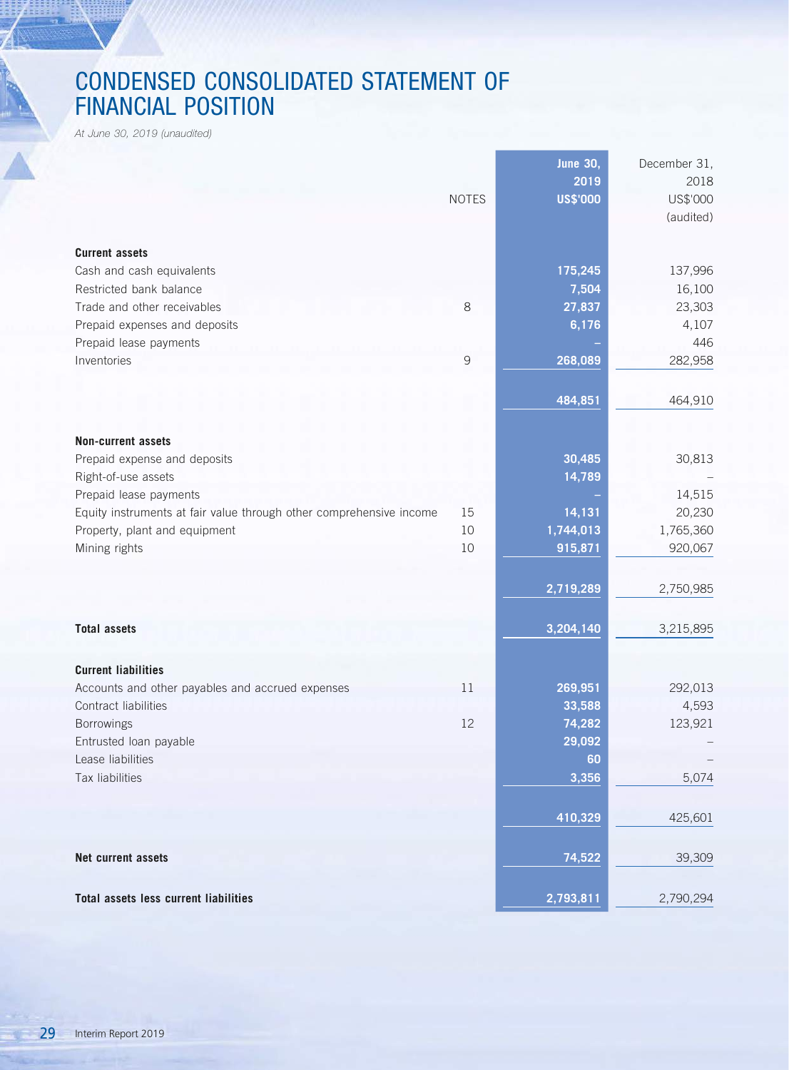# CONDENSED CONSOLIDATED STATEMENT OF FINANCIAL POSITION

*At June 30, 2019 (unaudited)*

| | NOTES | June 30, 2019 US$'000 | December 31, 2018 US$'000 (audited) |
|---|---|---|---|
| **Current assets** | | | |
| Cash and cash equivalents | | 175,245 | 137,996 |
| Restricted bank balance | | 7,504 | 16,100 |
| Trade and other receivables | 8 | 27,837 | 23,303 |
| Prepaid expenses and deposits | | 6,176 | 4,107 |
| Prepaid lease payments | | – | 446 |
| Inventories | 9 | 268,089 | 282,958 |
| | | 484,851 | 464,910 |
| **Non-current assets** | | | |
| Prepaid expense and deposits | | 30,485 | 30,813 |
| Right-of-use assets | | 14,789 | – |
| Prepaid lease payments | | – | 14,515 |
| Equity instruments at fair value through other comprehensive income | 15 | 14,131 | 20,230 |
| Property, plant and equipment | 10 | 1,744,013 | 1,765,360 |
| Mining rights | 10 | 915,871 | 920,067 |
| | | 2,719,289 | 2,750,985 |
| **Total assets** | | 3,204,140 | 3,215,895 |
| **Current liabilities** | | | |
| Accounts and other payables and accrued expenses | 11 | 269,951 | 292,013 |
| Contract liabilities | | 33,588 | 4,593 |
| Borrowings | 12 | 74,282 | 123,921 |
| Entrusted loan payable | | 29,092 | – |
| Lease liabilities | | 60 | – |
| Tax liabilities | | 3,356 | 5,074 |
| | | 410,329 | 425,601 |
| **Net current assets** | | 74,522 | 39,309 |
| **Total assets less current liabilities** | | 2,793,811 | 2,790,294 |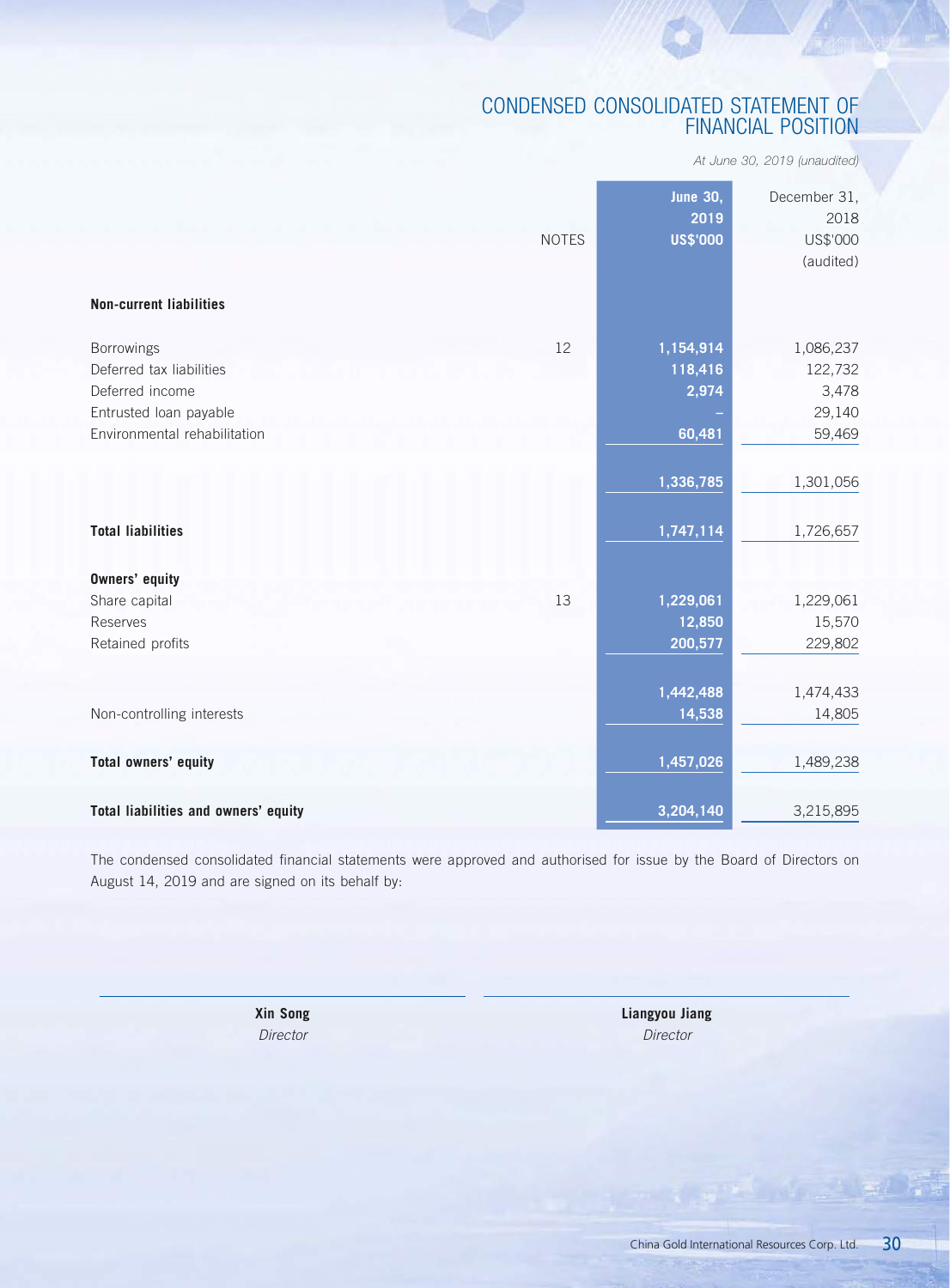# CONDENSED CONSOLIDATED STATEMENT OF FINANCIAL POSITION

*At June 30, 2019 (unaudited)*

| | NOTES | **June 30, 2019 US$'000** | December 31, 2018 US$'000 (audited) |
|---|---|---|---|
| **Non-current liabilities** | | | |
| Borrowings | 12 | **1,154,914** | 1,086,237 |
| Deferred tax liabilities | | **118,416** | 122,732 |
| Deferred income | | **2,974** | 3,478 |
| Entrusted loan payable | | **–** | 29,140 |
| Environmental rehabilitation | | **60,481** | 59,469 |
| | | **1,336,785** | 1,301,056 |
| **Total liabilities** | | **1,747,114** | 1,726,657 |
| **Owners' equity** | | | |
| Share capital | 13 | **1,229,061** | 1,229,061 |
| Reserves | | **12,850** | 15,570 |
| Retained profits | | **200,577** | 229,802 |
| | | **1,442,488** | 1,474,433 |
| Non-controlling interests | | **14,538** | 14,805 |
| **Total owners' equity** | | **1,457,026** | 1,489,238 |
| **Total liabilities and owners' equity** | | **3,204,140** | 3,215,895 |

The condensed consolidated financial statements were approved and authorised for issue by the Board of Directors on August 14, 2019 and are signed on its behalf by:

| **Xin Song** | **Liangyou Jiang** |
|---|---|
| *Director* | *Director* |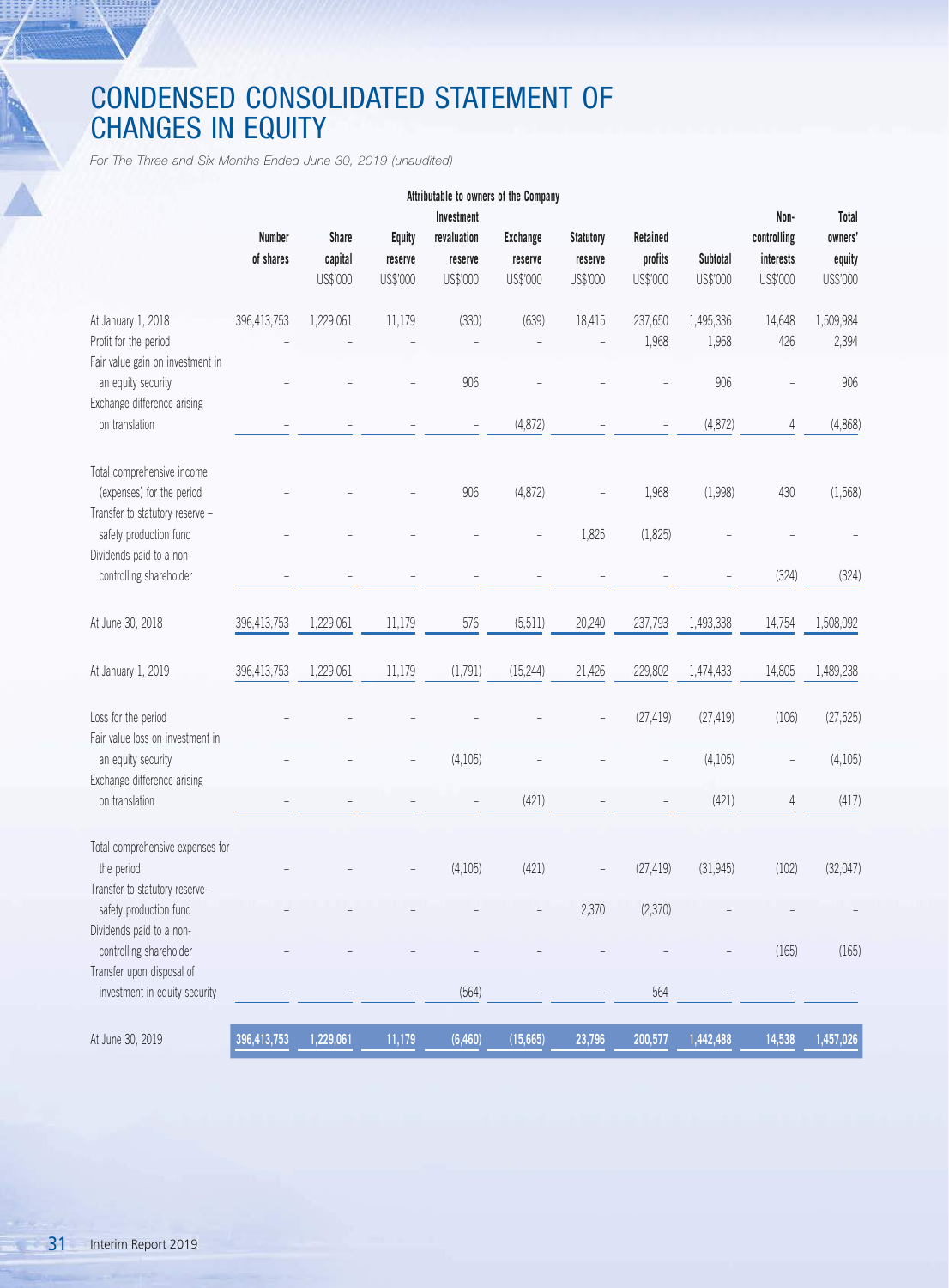# CONDENSED CONSOLIDATED STATEMENT OF CHANGES IN EQUITY

*For The Three and Six Months Ended June 30, 2019 (unaudited)*

| | Attributable to owners of the Company | | | | | | | | | | |
|---|---|---|---|---|---|---|---|---|---|---|---|
| | Number of shares | Share capital US$'000 | Equity reserve US$'000 | Investment revaluation reserve US$'000 | Exchange reserve US$'000 | Statutory reserve US$'000 | Retained profits US$'000 | Subtotal US$'000 | Non-controlling interests US$'000 | Total owners' equity US$'000 |
| At January 1, 2018 | 396,413,753 | 1,229,061 | 11,179 | (330) | (639) | 18,415 | 237,650 | 1,495,336 | 14,648 | 1,509,984 |
| Profit for the period | – | – | – | – | – | – | 1,968 | 1,968 | 426 | 2,394 |
| Fair value gain on investment in an equity security | – | – | – | 906 | – | – | – | 906 | – | 906 |
| Exchange difference arising on translation | – | – | – | – | (4,872) | – | – | (4,872) | 4 | (4,868) |
| Total comprehensive income (expenses) for the period | – | – | – | 906 | (4,872) | – | 1,968 | (1,998) | 430 | (1,568) |
| Transfer to statutory reserve – safety production fund | – | – | – | – | – | 1,825 | (1,825) | – | – | – |
| Dividends paid to a non-controlling shareholder | – | – | – | – | – | – | – | – | (324) | (324) |
| At June 30, 2018 | 396,413,753 | 1,229,061 | 11,179 | 576 | (5,511) | 20,240 | 237,793 | 1,493,338 | 14,754 | 1,508,092 |
| At January 1, 2019 | 396,413,753 | 1,229,061 | 11,179 | (1,791) | (15,244) | 21,426 | 229,802 | 1,474,433 | 14,805 | 1,489,238 |
| Loss for the period | – | – | – | – | – | – | (27,419) | (27,419) | (106) | (27,525) |
| Fair value loss on investment in an equity security | – | – | – | (4,105) | – | – | – | (4,105) | – | (4,105) |
| Exchange difference arising on translation | – | – | – | – | (421) | – | – | (421) | 4 | (417) |
| Total comprehensive expenses for the period | – | – | – | (4,105) | (421) | – | (27,419) | (31,945) | (102) | (32,047) |
| Transfer to statutory reserve – safety production fund | – | – | – | – | – | 2,370 | (2,370) | – | – | – |
| Dividends paid to a non-controlling shareholder | – | – | – | – | – | – | – | – | (165) | (165) |
| Transfer upon disposal of investment in equity security | – | – | – | (564) | – | – | 564 | – | – | – |
| At June 30, 2019 | 396,413,753 | 1,229,061 | 11,179 | (6,460) | (15,665) | 23,796 | 200,577 | 1,442,488 | 14,538 | 1,457,026 |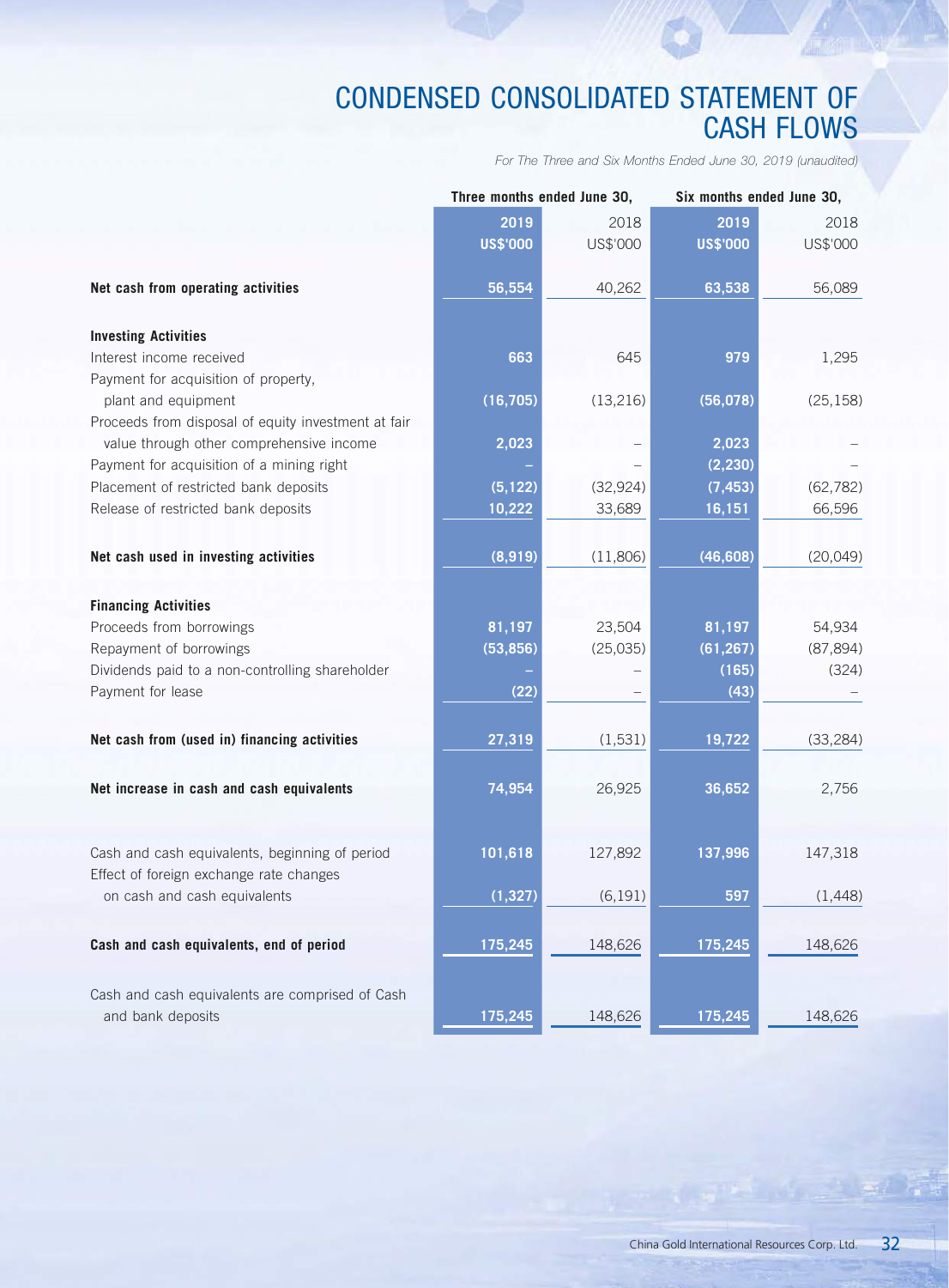# CONDENSED CONSOLIDATED STATEMENT OF CASH FLOWS

*For The Three and Six Months Ended June 30, 2019 (unaudited)*

| | Three months ended June 30, | | Six months ended June 30, | |
|---|---|---|---|---|
| | **2019** | 2018 | **2019** | 2018 |
| | **US$'000** | US$'000 | **US$'000** | US$'000 |
| **Net cash from operating activities** | **56,554** | 40,262 | **63,538** | 56,089 |
| **Investing Activities** | | | | |
| Interest income received | **663** | 645 | **979** | 1,295 |
| Payment for acquisition of property, plant and equipment | **(16,705)** | (13,216) | **(56,078)** | (25,158) |
| Proceeds from disposal of equity investment at fair value through other comprehensive income | **2,023** | – | **2,023** | – |
| Payment for acquisition of a mining right | **–** | – | **(2,230)** | – |
| Placement of restricted bank deposits | **(5,122)** | (32,924) | **(7,453)** | (62,782) |
| Release of restricted bank deposits | **10,222** | 33,689 | **16,151** | 66,596 |
| **Net cash used in investing activities** | **(8,919)** | (11,806) | **(46,608)** | (20,049) |
| **Financing Activities** | | | | |
| Proceeds from borrowings | **81,197** | 23,504 | **81,197** | 54,934 |
| Repayment of borrowings | **(53,856)** | (25,035) | **(61,267)** | (87,894) |
| Dividends paid to a non-controlling shareholder | **–** | – | **(165)** | (324) |
| Payment for lease | **(22)** | – | **(43)** | – |
| **Net cash from (used in) financing activities** | **27,319** | (1,531) | **19,722** | (33,284) |
| **Net increase in cash and cash equivalents** | **74,954** | 26,925 | **36,652** | 2,756 |
| Cash and cash equivalents, beginning of period | **101,618** | 127,892 | **137,996** | 147,318 |
| Effect of foreign exchange rate changes on cash and cash equivalents | **(1,327)** | (6,191) | **597** | (1,448) |
| **Cash and cash equivalents, end of period** | **175,245** | 148,626 | **175,245** | 148,626 |
| Cash and cash equivalents are comprised of Cash and bank deposits | **175,245** | 148,626 | **175,245** | 148,626 |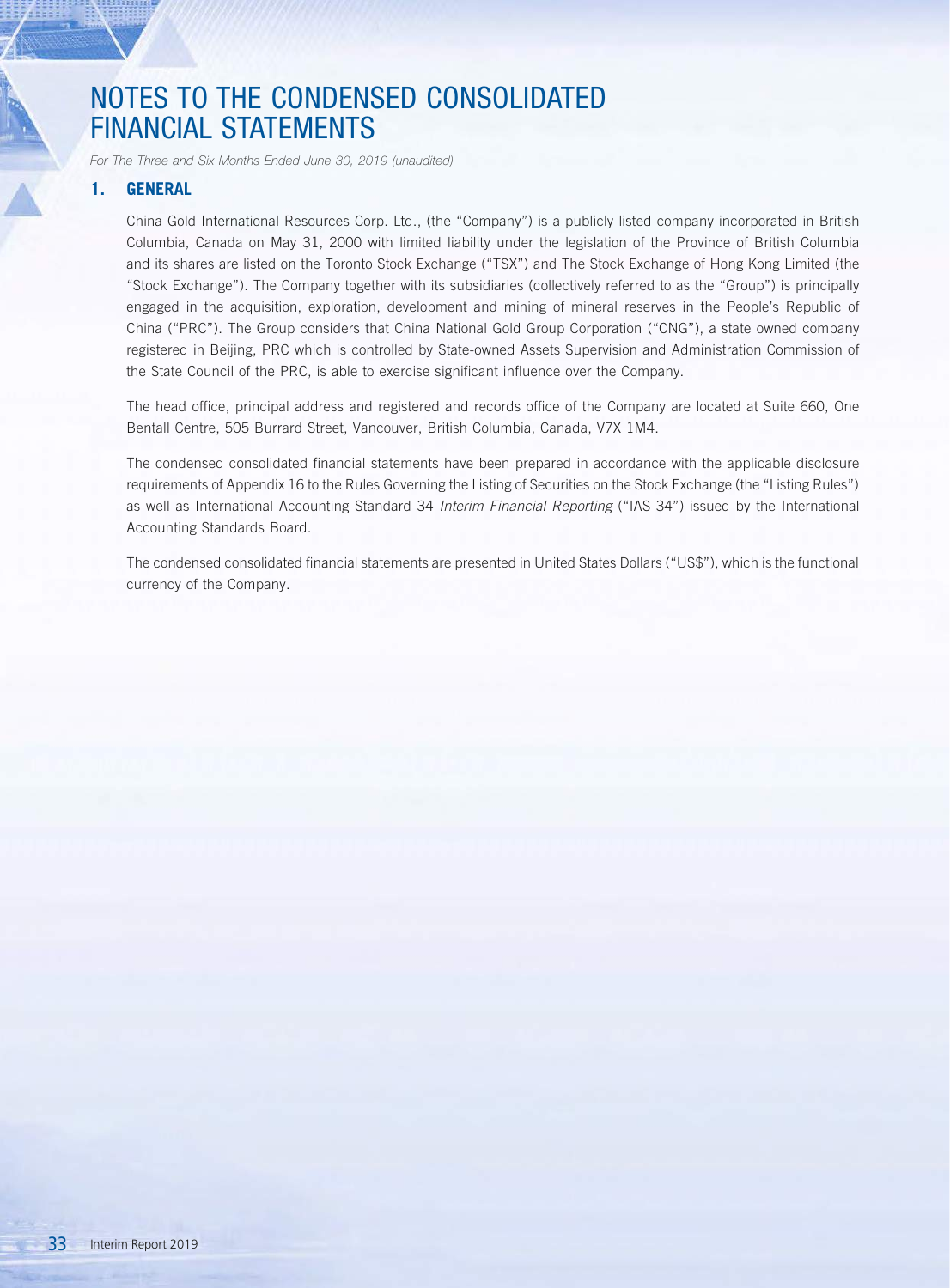# NOTES TO THE CONDENSED CONSOLIDATED FINANCIAL STATEMENTS

*For The Three and Six Months Ended June 30, 2019 (unaudited)*

## 1. GENERAL

China Gold International Resources Corp. Ltd., (the "Company") is a publicly listed company incorporated in British Columbia, Canada on May 31, 2000 with limited liability under the legislation of the Province of British Columbia and its shares are listed on the Toronto Stock Exchange ("TSX") and The Stock Exchange of Hong Kong Limited (the "Stock Exchange"). The Company together with its subsidiaries (collectively referred to as the "Group") is principally engaged in the acquisition, exploration, development and mining of mineral reserves in the People's Republic of China ("PRC"). The Group considers that China National Gold Group Corporation ("CNG"), a state owned company registered in Beijing, PRC which is controlled by State-owned Assets Supervision and Administration Commission of the State Council of the PRC, is able to exercise significant influence over the Company.

The head office, principal address and registered and records office of the Company are located at Suite 660, One Bentall Centre, 505 Burrard Street, Vancouver, British Columbia, Canada, V7X 1M4.

The condensed consolidated financial statements have been prepared in accordance with the applicable disclosure requirements of Appendix 16 to the Rules Governing the Listing of Securities on the Stock Exchange (the "Listing Rules") as well as International Accounting Standard 34 *Interim Financial Reporting* ("IAS 34") issued by the International Accounting Standards Board.

The condensed consolidated financial statements are presented in United States Dollars ("US$"), which is the functional currency of the Company.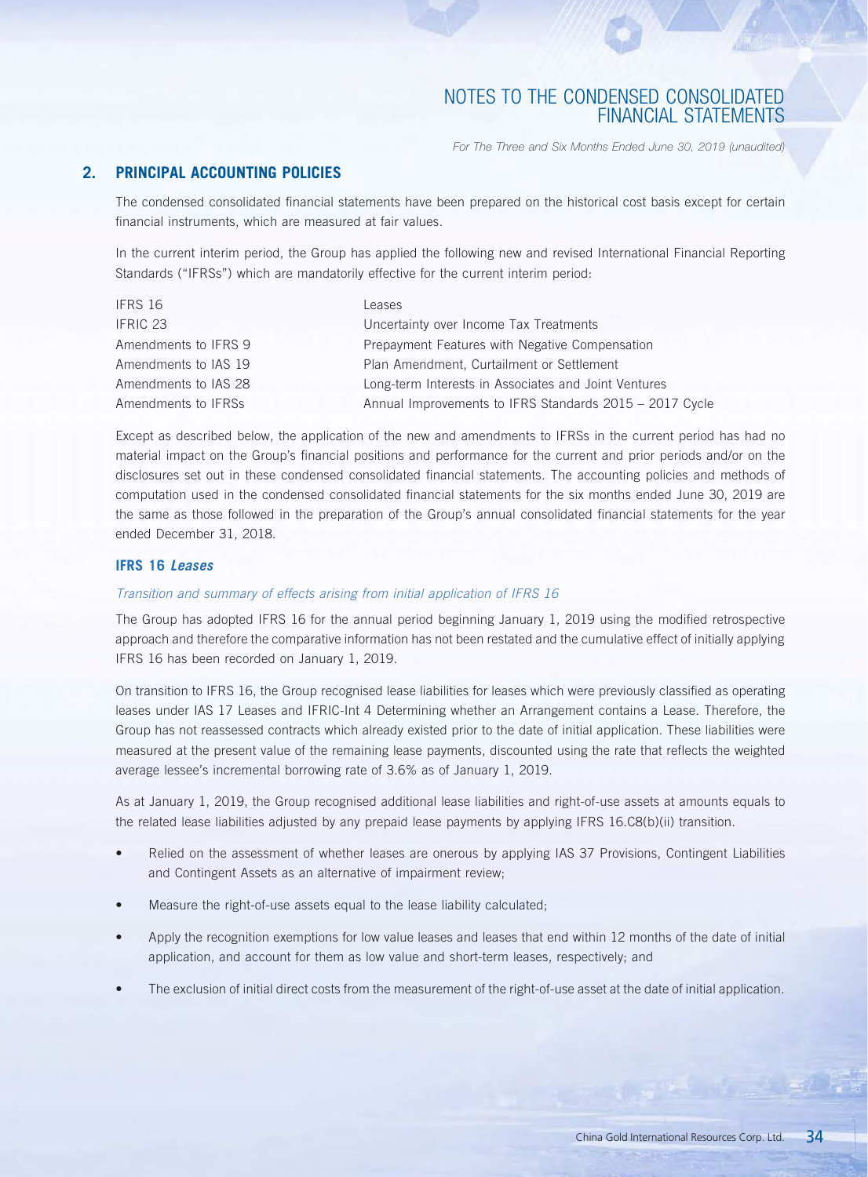## 2. PRINCIPAL ACCOUNTING POLICIES

The condensed consolidated financial statements have been prepared on the historical cost basis except for certain financial instruments, which are measured at fair values.

In the current interim period, the Group has applied the following new and revised International Financial Reporting Standards ("IFRSs") which are mandatorily effective for the current interim period:

| | |
|---|---|
| IFRS 16 | Leases |
| IFRIC 23 | Uncertainty over Income Tax Treatments |
| Amendments to IFRS 9 | Prepayment Features with Negative Compensation |
| Amendments to IAS 19 | Plan Amendment, Curtailment or Settlement |
| Amendments to IAS 28 | Long-term Interests in Associates and Joint Ventures |
| Amendments to IFRSs | Annual Improvements to IFRS Standards 2015 – 2017 Cycle |

Except as described below, the application of the new and amendments to IFRSs in the current period has had no material impact on the Group's financial positions and performance for the current and prior periods and/or on the disclosures set out in these condensed consolidated financial statements. The accounting policies and methods of computation used in the condensed consolidated financial statements for the six months ended June 30, 2019 are the same as those followed in the preparation of the Group's annual consolidated financial statements for the year ended December 31, 2018.

### IFRS 16 *Leases*

*Transition and summary of effects arising from initial application of IFRS 16*

The Group has adopted IFRS 16 for the annual period beginning January 1, 2019 using the modified retrospective approach and therefore the comparative information has not been restated and the cumulative effect of initially applying IFRS 16 has been recorded on January 1, 2019.

On transition to IFRS 16, the Group recognised lease liabilities for leases which were previously classified as operating leases under IAS 17 Leases and IFRIC-Int 4 Determining whether an Arrangement contains a Lease. Therefore, the Group has not reassessed contracts which already existed prior to the date of initial application. These liabilities were measured at the present value of the remaining lease payments, discounted using the rate that reflects the weighted average lessee's incremental borrowing rate of 3.6% as of January 1, 2019.

As at January 1, 2019, the Group recognised additional lease liabilities and right-of-use assets at amounts equals to the related lease liabilities adjusted by any prepaid lease payments by applying IFRS 16.C8(b)(ii) transition.

- Relied on the assessment of whether leases are onerous by applying IAS 37 Provisions, Contingent Liabilities and Contingent Assets as an alternative of impairment review;
- Measure the right-of-use assets equal to the lease liability calculated;
- Apply the recognition exemptions for low value leases and leases that end within 12 months of the date of initial application, and account for them as low value and short-term leases, respectively; and
- The exclusion of initial direct costs from the measurement of the right-of-use asset at the date of initial application.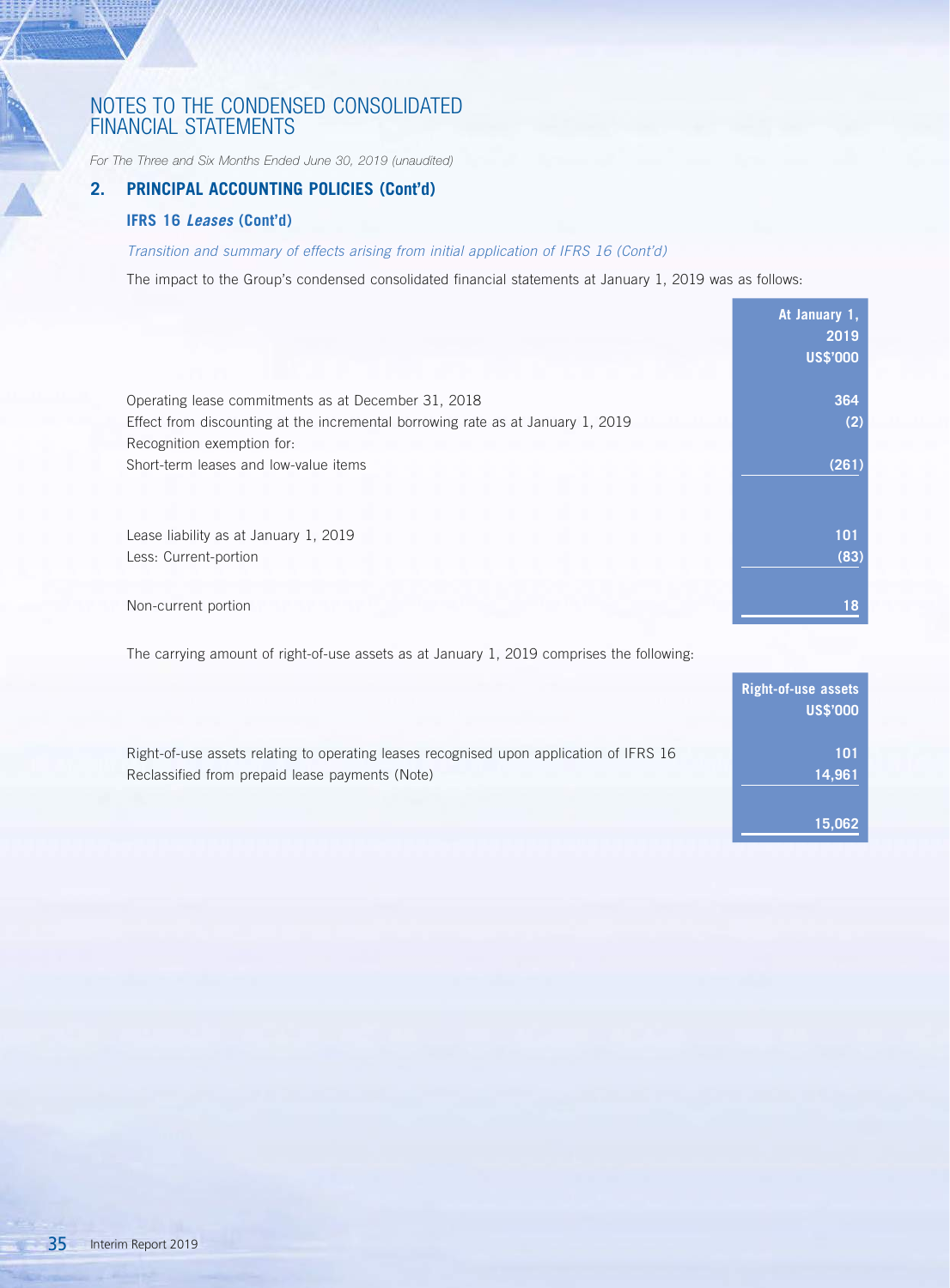# NOTES TO THE CONDENSED CONSOLIDATED FINANCIAL STATEMENTS

*For The Three and Six Months Ended June 30, 2019 (unaudited)*

## 2. PRINCIPAL ACCOUNTING POLICIES (Cont'd)

### IFRS 16 *Leases* (Cont'd)

*Transition and summary of effects arising from initial application of IFRS 16 (Cont'd)*

The impact to the Group's condensed consolidated financial statements at January 1, 2019 was as follows:

| | At January 1, 2019 US$'000 |
|---|---|
| Operating lease commitments as at December 31, 2018 | 364 |
| Effect from discounting at the incremental borrowing rate as at January 1, 2019 | (2) |
| Recognition exemption for: | |
| Short-term leases and low-value items | (261) |
| | |
| Lease liability as at January 1, 2019 | 101 |
| Less: Current-portion | (83) |
| | |
| Non-current portion | 18 |

The carrying amount of right-of-use assets as at January 1, 2019 comprises the following:

| | Right-of-use assets US$'000 |
|---|---|
| Right-of-use assets relating to operating leases recognised upon application of IFRS 16 | 101 |
| Reclassified from prepaid lease payments (Note) | 14,961 |
| | 15,062 |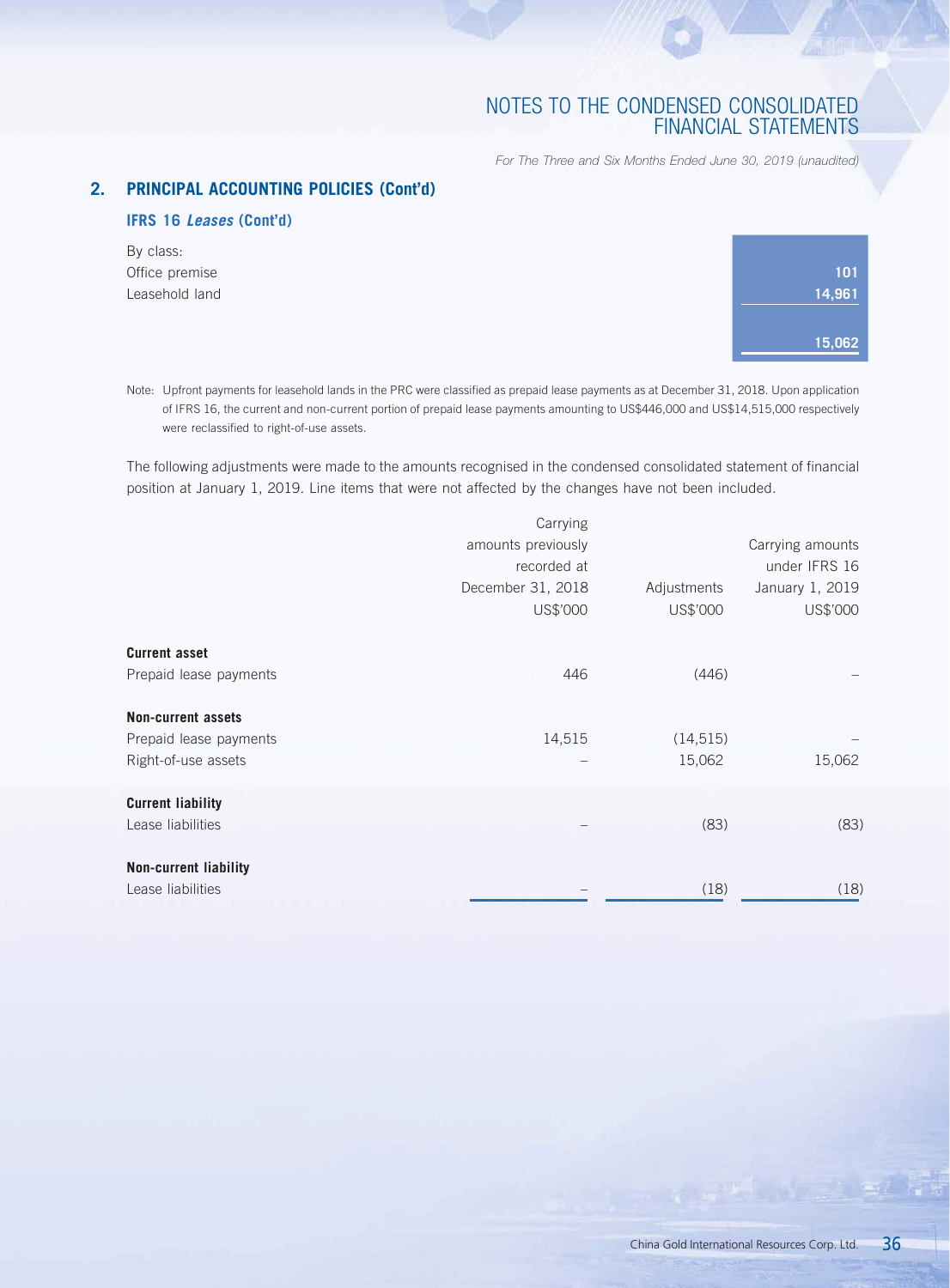## 2. PRINCIPAL ACCOUNTING POLICIES (Cont'd)

### IFRS 16 *Leases* (Cont'd)

| By class: | |
|---|---|
| Office premise | **101** |
| Leasehold land | **14,961** |
| | **15,062** |

Note: Upfront payments for leasehold lands in the PRC were classified as prepaid lease payments as at December 31, 2018. Upon application of IFRS 16, the current and non-current portion of prepaid lease payments amounting to US$446,000 and US$14,515,000 respectively were reclassified to right-of-use assets.

The following adjustments were made to the amounts recognised in the condensed consolidated statement of financial position at January 1, 2019. Line items that were not affected by the changes have not been included.

| | Carrying amounts previously recorded at December 31, 2018 US$'000 | Adjustments US$'000 | Carrying amounts under IFRS 16 January 1, 2019 US$'000 |
|---|---|---|---|
| **Current asset** | | | |
| Prepaid lease payments | 446 | (446) | – |
| **Non-current assets** | | | |
| Prepaid lease payments | 14,515 | (14,515) | – |
| Right-of-use assets | – | 15,062 | 15,062 |
| **Current liability** | | | |
| Lease liabilities | – | (83) | (83) |
| **Non-current liability** | | | |
| Lease liabilities | – | (18) | (18) |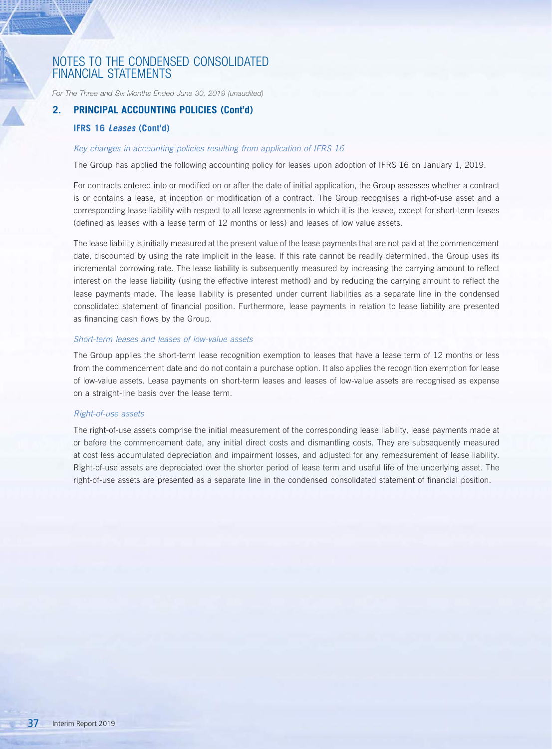## 2. PRINCIPAL ACCOUNTING POLICIES (Cont'd)

### IFRS 16 *Leases* (Cont'd)

*Key changes in accounting policies resulting from application of IFRS 16*

The Group has applied the following accounting policy for leases upon adoption of IFRS 16 on January 1, 2019.

For contracts entered into or modified on or after the date of initial application, the Group assesses whether a contract is or contains a lease, at inception or modification of a contract. The Group recognises a right-of-use asset and a corresponding lease liability with respect to all lease agreements in which it is the lessee, except for short-term leases (defined as leases with a lease term of 12 months or less) and leases of low value assets.

The lease liability is initially measured at the present value of the lease payments that are not paid at the commencement date, discounted by using the rate implicit in the lease. If this rate cannot be readily determined, the Group uses its incremental borrowing rate. The lease liability is subsequently measured by increasing the carrying amount to reflect interest on the lease liability (using the effective interest method) and by reducing the carrying amount to reflect the lease payments made. The lease liability is presented under current liabilities as a separate line in the condensed consolidated statement of financial position. Furthermore, lease payments in relation to lease liability are presented as financing cash flows by the Group.

*Short-term leases and leases of low-value assets*

The Group applies the short-term lease recognition exemption to leases that have a lease term of 12 months or less from the commencement date and do not contain a purchase option. It also applies the recognition exemption for lease of low-value assets. Lease payments on short-term leases and leases of low-value assets are recognised as expense on a straight-line basis over the lease term.

*Right-of-use assets*

The right-of-use assets comprise the initial measurement of the corresponding lease liability, lease payments made at or before the commencement date, any initial direct costs and dismantling costs. They are subsequently measured at cost less accumulated depreciation and impairment losses, and adjusted for any remeasurement of lease liability. Right-of-use assets are depreciated over the shorter period of lease term and useful life of the underlying asset. The right-of-use assets are presented as a separate line in the condensed consolidated statement of financial position.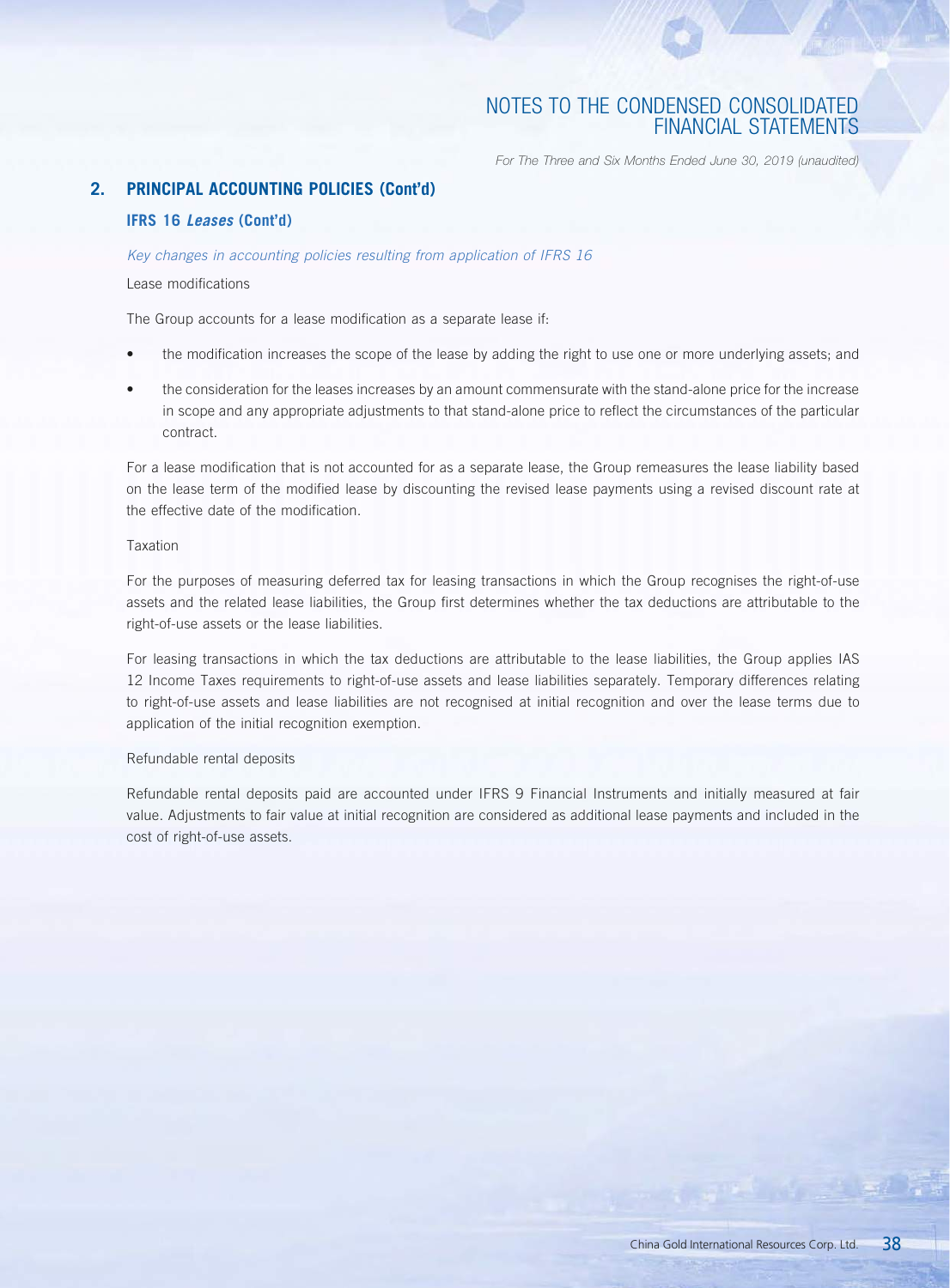## 2. PRINCIPAL ACCOUNTING POLICIES (Cont'd)

### IFRS 16 *Leases* (Cont'd)

*Key changes in accounting policies resulting from application of IFRS 16*

Lease modifications

The Group accounts for a lease modification as a separate lease if:

- the modification increases the scope of the lease by adding the right to use one or more underlying assets; and
- the consideration for the leases increases by an amount commensurate with the stand-alone price for the increase in scope and any appropriate adjustments to that stand-alone price to reflect the circumstances of the particular contract.

For a lease modification that is not accounted for as a separate lease, the Group remeasures the lease liability based on the lease term of the modified lease by discounting the revised lease payments using a revised discount rate at the effective date of the modification.

Taxation

For the purposes of measuring deferred tax for leasing transactions in which the Group recognises the right-of-use assets and the related lease liabilities, the Group first determines whether the tax deductions are attributable to the right-of-use assets or the lease liabilities.

For leasing transactions in which the tax deductions are attributable to the lease liabilities, the Group applies IAS 12 Income Taxes requirements to right-of-use assets and lease liabilities separately. Temporary differences relating to right-of-use assets and lease liabilities are not recognised at initial recognition and over the lease terms due to application of the initial recognition exemption.

Refundable rental deposits

Refundable rental deposits paid are accounted under IFRS 9 Financial Instruments and initially measured at fair value. Adjustments to fair value at initial recognition are considered as additional lease payments and included in the cost of right-of-use assets.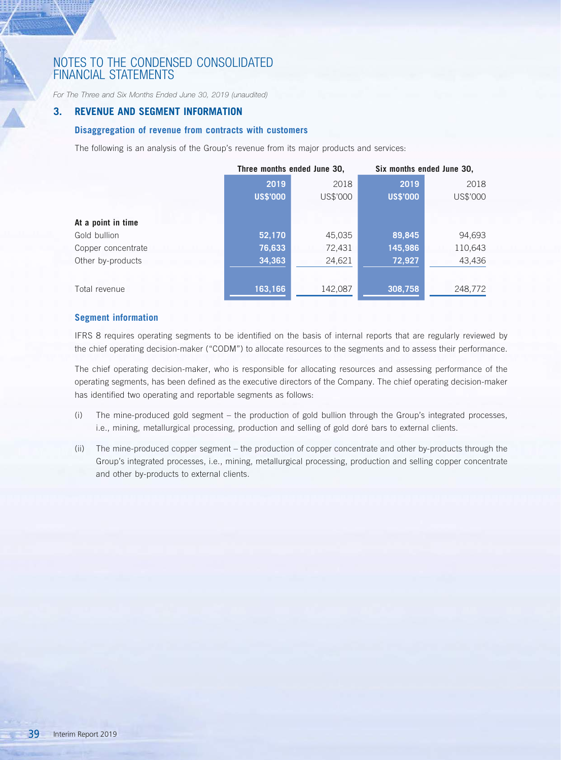# NOTES TO THE CONDENSED CONSOLIDATED FINANCIAL STATEMENTS

*For The Three and Six Months Ended June 30, 2019 (unaudited)*

## 3. REVENUE AND SEGMENT INFORMATION

### Disaggregation of revenue from contracts with customers

The following is an analysis of the Group's revenue from its major products and services:

| | Three months ended June 30, | | Six months ended June 30, | |
|---|---|---|---|---|
| | **2019** | 2018 | **2019** | 2018 |
| | **US$'000** | US$'000 | **US$'000** | US$'000 |
| **At a point in time** | | | | |
| Gold bullion | **52,170** | 45,035 | **89,845** | 94,693 |
| Copper concentrate | **76,633** | 72,431 | **145,986** | 110,643 |
| Other by-products | **34,363** | 24,621 | **72,927** | 43,436 |
| Total revenue | **163,166** | 142,087 | **308,758** | 248,772 |

### Segment information

IFRS 8 requires operating segments to be identified on the basis of internal reports that are regularly reviewed by the chief operating decision-maker ("CODM") to allocate resources to the segments and to assess their performance.

The chief operating decision-maker, who is responsible for allocating resources and assessing performance of the operating segments, has been defined as the executive directors of the Company. The chief operating decision-maker has identified two operating and reportable segments as follows:

(i) The mine-produced gold segment – the production of gold bullion through the Group's integrated processes, i.e., mining, metallurgical processing, production and selling of gold doré bars to external clients.

(ii) The mine-produced copper segment – the production of copper concentrate and other by-products through the Group's integrated processes, i.e., mining, metallurgical processing, production and selling copper concentrate and other by-products to external clients.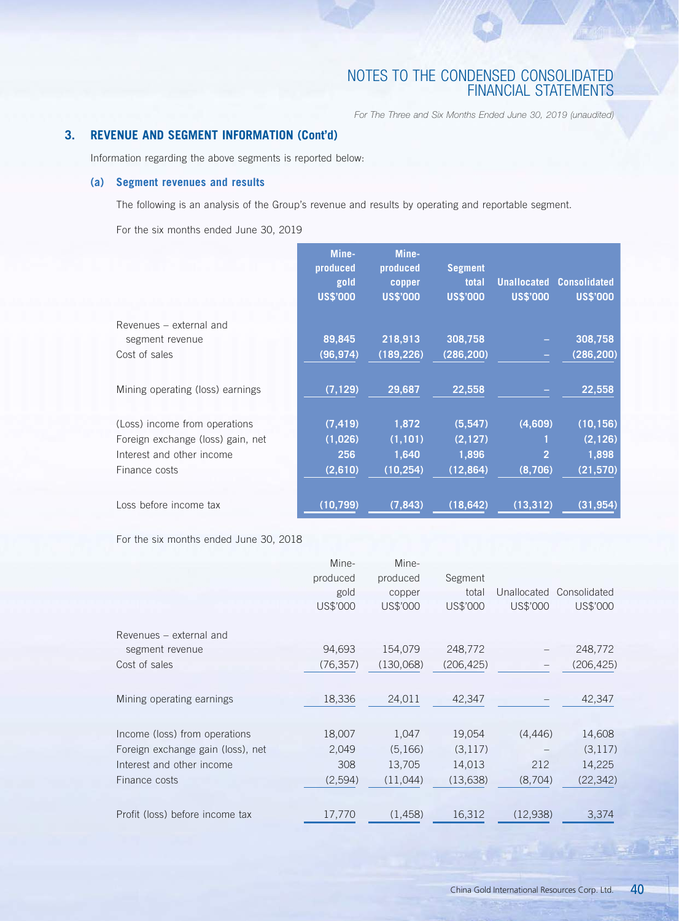## 3. REVENUE AND SEGMENT INFORMATION (Cont'd)

Information regarding the above segments is reported below:

### (a) Segment revenues and results

The following is an analysis of the Group's revenue and results by operating and reportable segment.

For the six months ended June 30, 2019

| | Mine-produced gold US$'000 | Mine-produced copper US$'000 | Segment total US$'000 | Unallocated US$'000 | Consolidated US$'000 |
|---|---|---|---|---|---|
| Revenues – external and segment revenue | 89,845 | 218,913 | 308,758 | – | 308,758 |
| Cost of sales | (96,974) | (189,226) | (286,200) | – | (286,200) |
| Mining operating (loss) earnings | (7,129) | 29,687 | 22,558 | – | 22,558 |
| (Loss) income from operations | (7,419) | 1,872 | (5,547) | (4,609) | (10,156) |
| Foreign exchange (loss) gain, net | (1,026) | (1,101) | (2,127) | 1 | (2,126) |
| Interest and other income | 256 | 1,640 | 1,896 | 2 | 1,898 |
| Finance costs | (2,610) | (10,254) | (12,864) | (8,706) | (21,570) |
| Loss before income tax | (10,799) | (7,843) | (18,642) | (13,312) | (31,954) |

For the six months ended June 30, 2018

| | Mine-produced gold US$'000 | Mine-produced copper US$'000 | Segment total US$'000 | Unallocated US$'000 | Consolidated US$'000 |
|---|---|---|---|---|---|
| Revenues – external and segment revenue | 94,693 | 154,079 | 248,772 | – | 248,772 |
| Cost of sales | (76,357) | (130,068) | (206,425) | – | (206,425) |
| Mining operating earnings | 18,336 | 24,011 | 42,347 | – | 42,347 |
| Income (loss) from operations | 18,007 | 1,047 | 19,054 | (4,446) | 14,608 |
| Foreign exchange gain (loss), net | 2,049 | (5,166) | (3,117) | – | (3,117) |
| Interest and other income | 308 | 13,705 | 14,013 | 212 | 14,225 |
| Finance costs | (2,594) | (11,044) | (13,638) | (8,704) | (22,342) |
| Profit (loss) before income tax | 17,770 | (1,458) | 16,312 | (12,938) | 3,374 |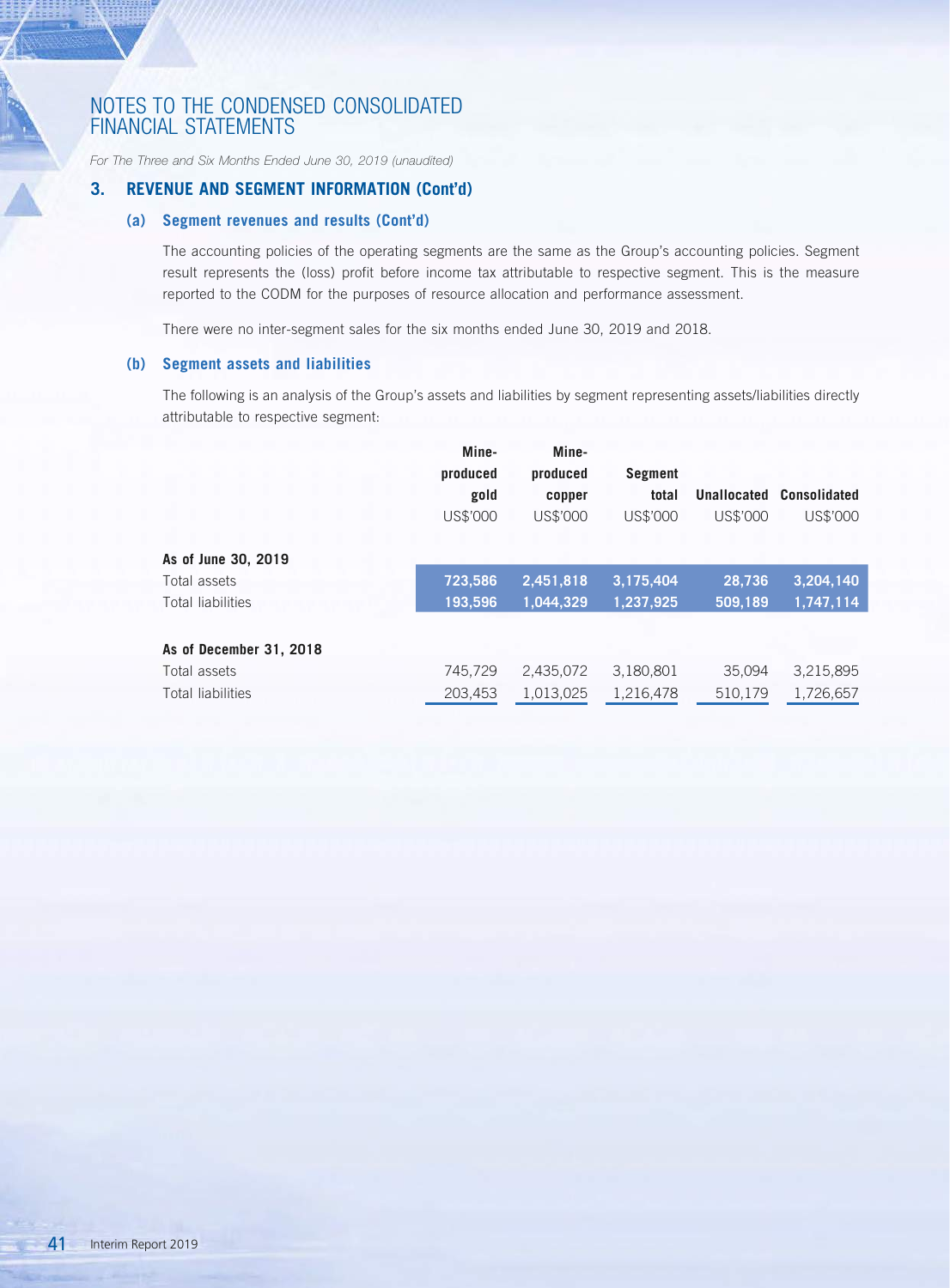## 3. REVENUE AND SEGMENT INFORMATION (Cont'd)

### (a) Segment revenues and results (Cont'd)

The accounting policies of the operating segments are the same as the Group's accounting policies. Segment result represents the (loss) profit before income tax attributable to respective segment. This is the measure reported to the CODM for the purposes of resource allocation and performance assessment.

There were no inter-segment sales for the six months ended June 30, 2019 and 2018.

### (b) Segment assets and liabilities

The following is an analysis of the Group's assets and liabilities by segment representing assets/liabilities directly attributable to respective segment:

| | Mine-produced gold | Mine-produced copper | Segment total | Unallocated | Consolidated |
|---|---|---|---|---|---|
| | US$'000 | US$'000 | US$'000 | US$'000 | US$'000 |
| **As of June 30, 2019** | | | | | |
| Total assets | **723,586** | **2,451,818** | **3,175,404** | **28,736** | **3,204,140** |
| Total liabilities | **193,596** | **1,044,329** | **1,237,925** | **509,189** | **1,747,114** |
| **As of December 31, 2018** | | | | | |
| Total assets | 745,729 | 2,435,072 | 3,180,801 | 35,094 | 3,215,895 |
| Total liabilities | 203,453 | 1,013,025 | 1,216,478 | 510,179 | 1,726,657 |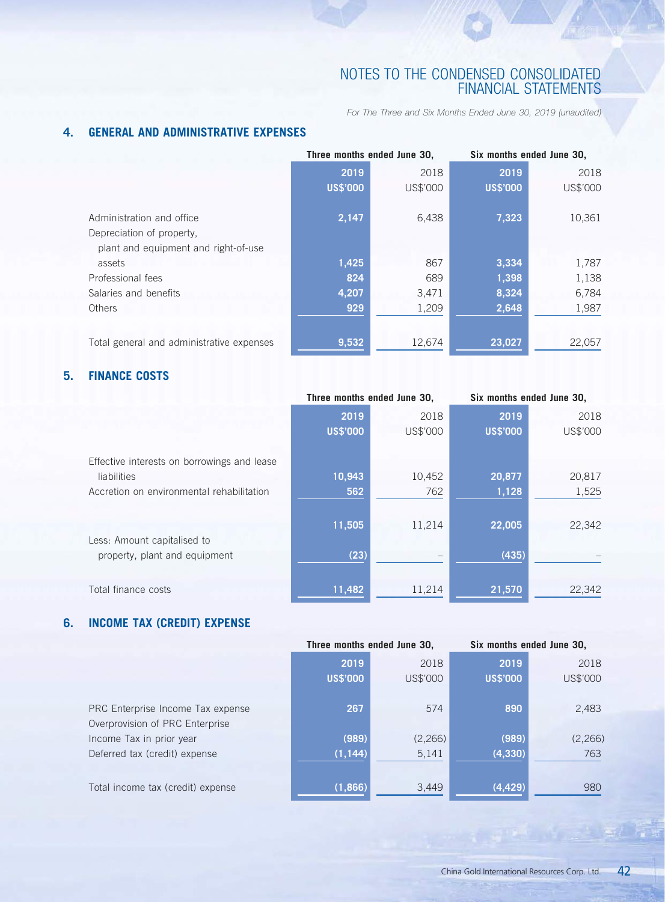## 4. GENERAL AND ADMINISTRATIVE EXPENSES

| | Three months ended June 30, | | Six months ended June 30, | |
|---|---|---|---|---|
| | **2019** | 2018 | **2019** | 2018 |
| | **US$'000** | US$'000 | **US$'000** | US$'000 |
| Administration and office | **2,147** | 6,438 | **7,323** | 10,361 |
| Depreciation of property, plant and equipment and right-of-use assets | **1,425** | 867 | **3,334** | 1,787 |
| Professional fees | **824** | 689 | **1,398** | 1,138 |
| Salaries and benefits | **4,207** | 3,471 | **8,324** | 6,784 |
| Others | **929** | 1,209 | **2,648** | 1,987 |
| Total general and administrative expenses | **9,532** | 12,674 | **23,027** | 22,057 |

## 5. FINANCE COSTS

| | Three months ended June 30, | | Six months ended June 30, | |
|---|---|---|---|---|
| | **2019** | 2018 | **2019** | 2018 |
| | **US$'000** | US$'000 | **US$'000** | US$'000 |
| Effective interests on borrowings and lease liabilities | **10,943** | 10,452 | **20,877** | 20,817 |
| Accretion on environmental rehabilitation | **562** | 762 | **1,128** | 1,525 |
| | **11,505** | 11,214 | **22,005** | 22,342 |
| Less: Amount capitalised to property, plant and equipment | **(23)** | – | **(435)** | – |
| Total finance costs | **11,482** | 11,214 | **21,570** | 22,342 |

## 6. INCOME TAX (CREDIT) EXPENSE

| | Three months ended June 30, | | Six months ended June 30, | |
|---|---|---|---|---|
| | **2019** | 2018 | **2019** | 2018 |
| | **US$'000** | US$'000 | **US$'000** | US$'000 |
| PRC Enterprise Income Tax expense | **267** | 574 | **890** | 2,483 |
| Overprovision of PRC Enterprise Income Tax in prior year | **(989)** | (2,266) | **(989)** | (2,266) |
| Deferred tax (credit) expense | **(1,144)** | 5,141 | **(4,330)** | 763 |
| Total income tax (credit) expense | **(1,866)** | 3,449 | **(4,429)** | 980 |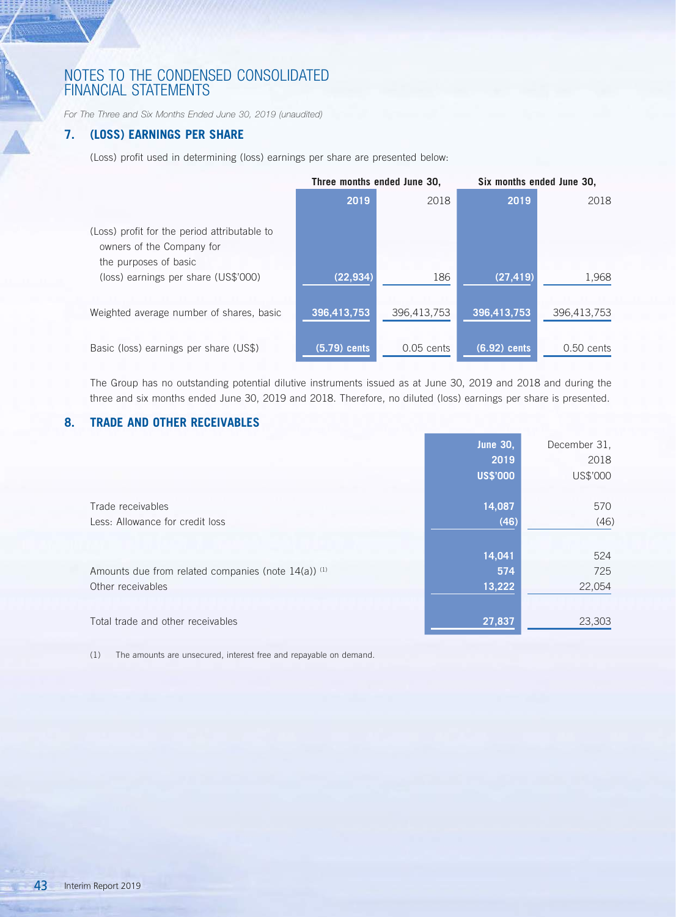# NOTES TO THE CONDENSED CONSOLIDATED FINANCIAL STATEMENTS

*For The Three and Six Months Ended June 30, 2019 (unaudited)*

## 7. (LOSS) EARNINGS PER SHARE

(Loss) profit used in determining (loss) earnings per share are presented below:

| | Three months ended June 30, | | Six months ended June 30, | |
|---|---|---|---|---|
| | **2019** | 2018 | **2019** | 2018 |
| (Loss) profit for the period attributable to owners of the Company for the purposes of basic (loss) earnings per share (US$'000) | **(22,934)** | 186 | **(27,419)** | 1,968 |
| Weighted average number of shares, basic | **396,413,753** | 396,413,753 | **396,413,753** | 396,413,753 |
| Basic (loss) earnings per share (US$) | **(5.79) cents** | 0.05 cents | **(6.92) cents** | 0.50 cents |

The Group has no outstanding potential dilutive instruments issued as at June 30, 2019 and 2018 and during the three and six months ended June 30, 2019 and 2018. Therefore, no diluted (loss) earnings per share is presented.

## 8. TRADE AND OTHER RECEIVABLES

| | **June 30, 2019 US$'000** | December 31, 2018 US$'000 |
|---|---|---|
| Trade receivables | **14,087** | 570 |
| Less: Allowance for credit loss | **(46)** | (46) |
| | **14,041** | 524 |
| Amounts due from related companies (note 14(a)) [(1)] | **574** | 725 |
| Other receivables | **13,222** | 22,054 |
| Total trade and other receivables | **27,837** | 23,303 |

(1) The amounts are unsecured, interest free and repayable on demand.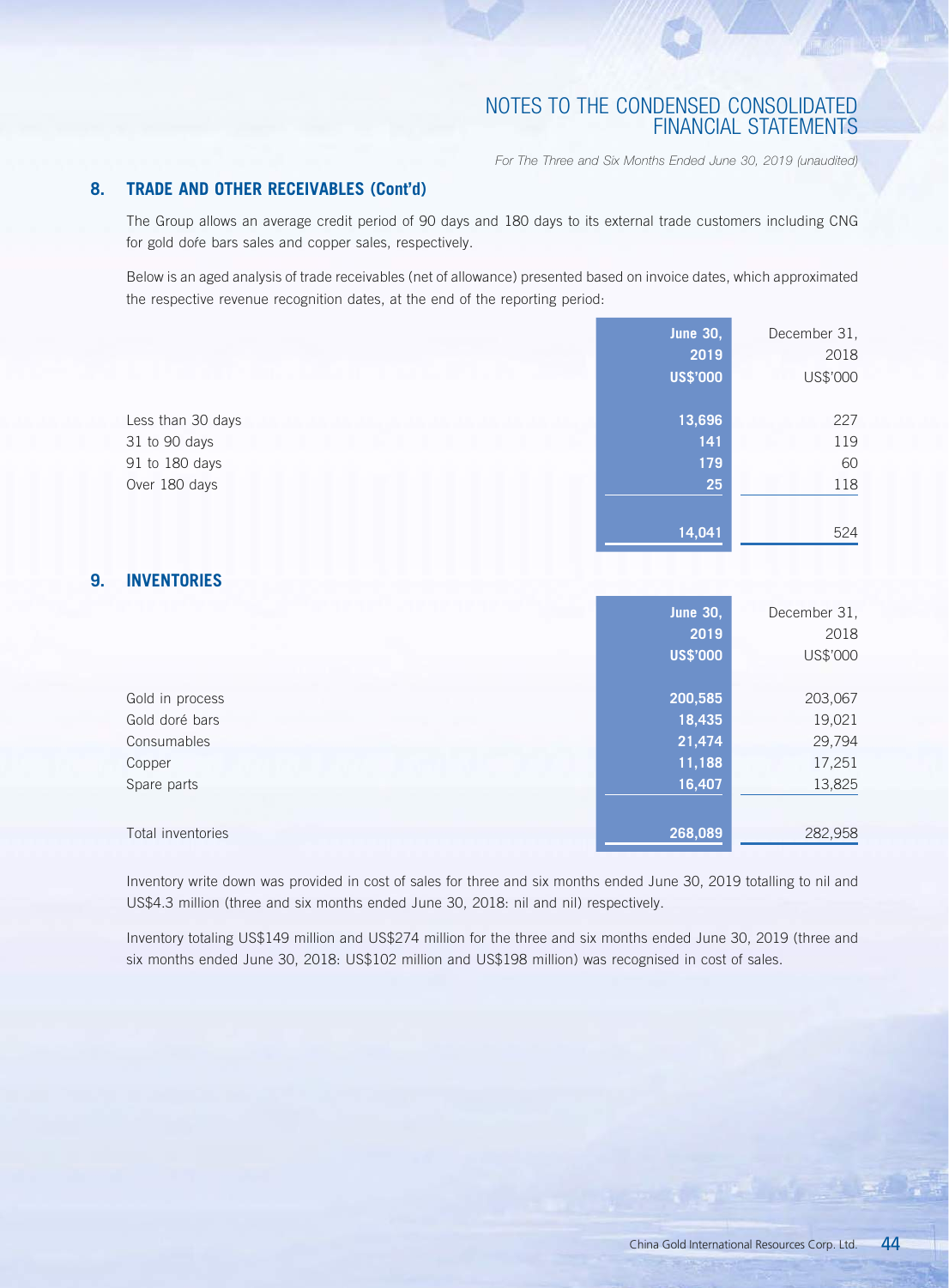## 8. TRADE AND OTHER RECEIVABLES (Cont'd)

The Group allows an average credit period of 90 days and 180 days to its external trade customers including CNG for gold dofe bars sales and copper sales, respectively.

Below is an aged analysis of trade receivables (net of allowance) presented based on invoice dates, which approximated the respective revenue recognition dates, at the end of the reporting period:

| | June 30, 2019 US$'000 | December 31, 2018 US$'000 |
|---|---|---|
| Less than 30 days | 13,696 | 227 |
| 31 to 90 days | 141 | 119 |
| 91 to 180 days | 179 | 60 |
| Over 180 days | 25 | 118 |
| | 14,041 | 524 |

## 9. INVENTORIES

| | June 30, 2019 US$'000 | December 31, 2018 US$'000 |
|---|---|---|
| Gold in process | 200,585 | 203,067 |
| Gold doré bars | 18,435 | 19,021 |
| Consumables | 21,474 | 29,794 |
| Copper | 11,188 | 17,251 |
| Spare parts | 16,407 | 13,825 |
| Total inventories | 268,089 | 282,958 |

Inventory write down was provided in cost of sales for three and six months ended June 30, 2019 totalling to nil and US$4.3 million (three and six months ended June 30, 2018: nil and nil) respectively.

Inventory totaling US$149 million and US$274 million for the three and six months ended June 30, 2019 (three and six months ended June 30, 2018: US$102 million and US$198 million) was recognised in cost of sales.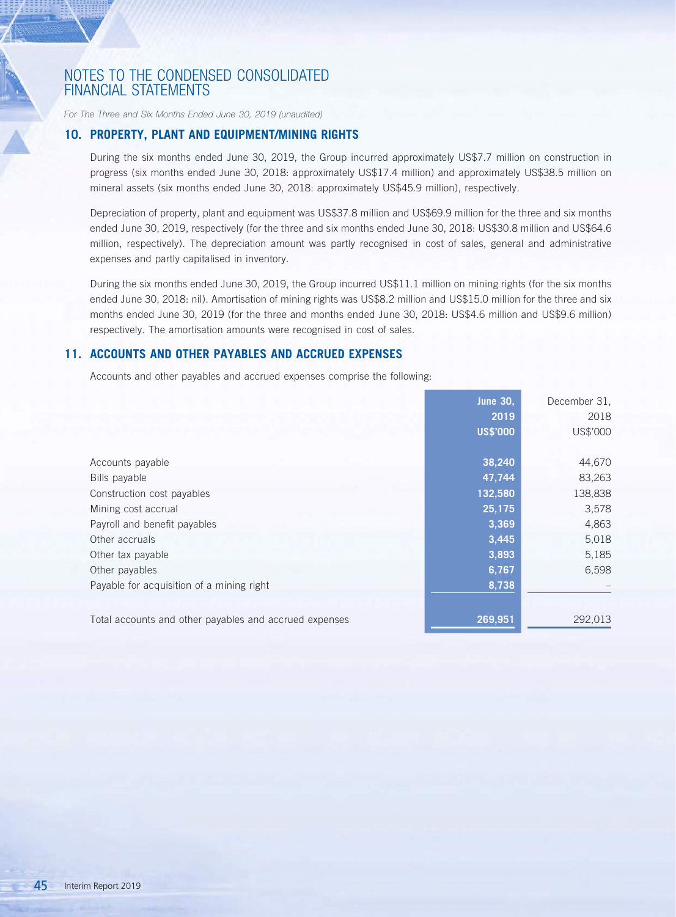# NOTES TO THE CONDENSED CONSOLIDATED FINANCIAL STATEMENTS

*For The Three and Six Months Ended June 30, 2019 (unaudited)*

## 10. PROPERTY, PLANT AND EQUIPMENT/MINING RIGHTS

During the six months ended June 30, 2019, the Group incurred approximately US$7.7 million on construction in progress (six months ended June 30, 2018: approximately US$17.4 million) and approximately US$38.5 million on mineral assets (six months ended June 30, 2018: approximately US$45.9 million), respectively.

Depreciation of property, plant and equipment was US$37.8 million and US$69.9 million for the three and six months ended June 30, 2019, respectively (for the three and six months ended June 30, 2018: US$30.8 million and US$64.6 million, respectively). The depreciation amount was partly recognised in cost of sales, general and administrative expenses and partly capitalised in inventory.

During the six months ended June 30, 2019, the Group incurred US$11.1 million on mining rights (for the six months ended June 30, 2018: nil). Amortisation of mining rights was US$8.2 million and US$15.0 million for the three and six months ended June 30, 2019 (for the three and months ended June 30, 2018: US$4.6 million and US$9.6 million) respectively. The amortisation amounts were recognised in cost of sales.

## 11. ACCOUNTS AND OTHER PAYABLES AND ACCRUED EXPENSES

Accounts and other payables and accrued expenses comprise the following:

| | June 30, 2019 US$'000 | December 31, 2018 US$'000 |
|---|---|---|
| Accounts payable | 38,240 | 44,670 |
| Bills payable | 47,744 | 83,263 |
| Construction cost payables | 132,580 | 138,838 |
| Mining cost accrual | 25,175 | 3,578 |
| Payroll and benefit payables | 3,369 | 4,863 |
| Other accruals | 3,445 | 5,018 |
| Other tax payable | 3,893 | 5,185 |
| Other payables | 6,767 | 6,598 |
| Payable for acquisition of a mining right | 8,738 | – |
| Total accounts and other payables and accrued expenses | 269,951 | 292,013 |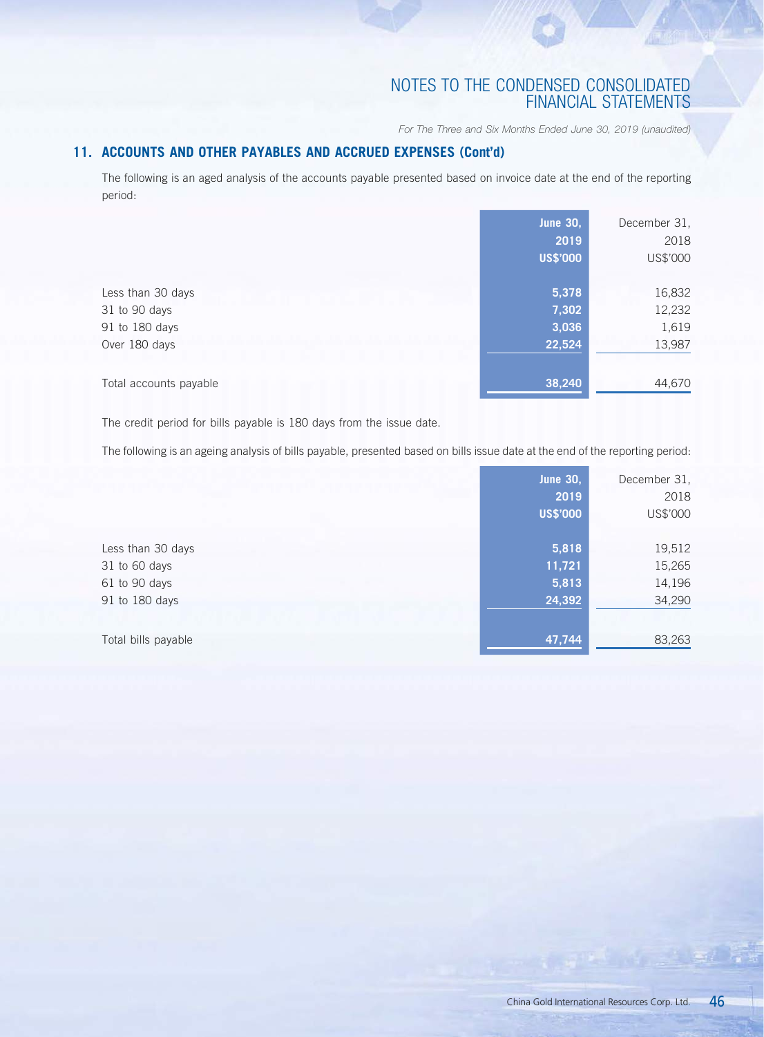## 11. ACCOUNTS AND OTHER PAYABLES AND ACCRUED EXPENSES (Cont'd)

The following is an aged analysis of the accounts payable presented based on invoice date at the end of the reporting period:

| | **June 30, 2019 US$'000** | December 31, 2018 US$'000 |
|---|---|---|
| Less than 30 days | **5,378** | 16,832 |
| 31 to 90 days | **7,302** | 12,232 |
| 91 to 180 days | **3,036** | 1,619 |
| Over 180 days | **22,524** | 13,987 |
| Total accounts payable | **38,240** | 44,670 |

The credit period for bills payable is 180 days from the issue date.

The following is an ageing analysis of bills payable, presented based on bills issue date at the end of the reporting period:

| | **June 30, 2019 US$'000** | December 31, 2018 US$'000 |
|---|---|---|
| Less than 30 days | **5,818** | 19,512 |
| 31 to 60 days | **11,721** | 15,265 |
| 61 to 90 days | **5,813** | 14,196 |
| 91 to 180 days | **24,392** | 34,290 |
| Total bills payable | **47,744** | 83,263 |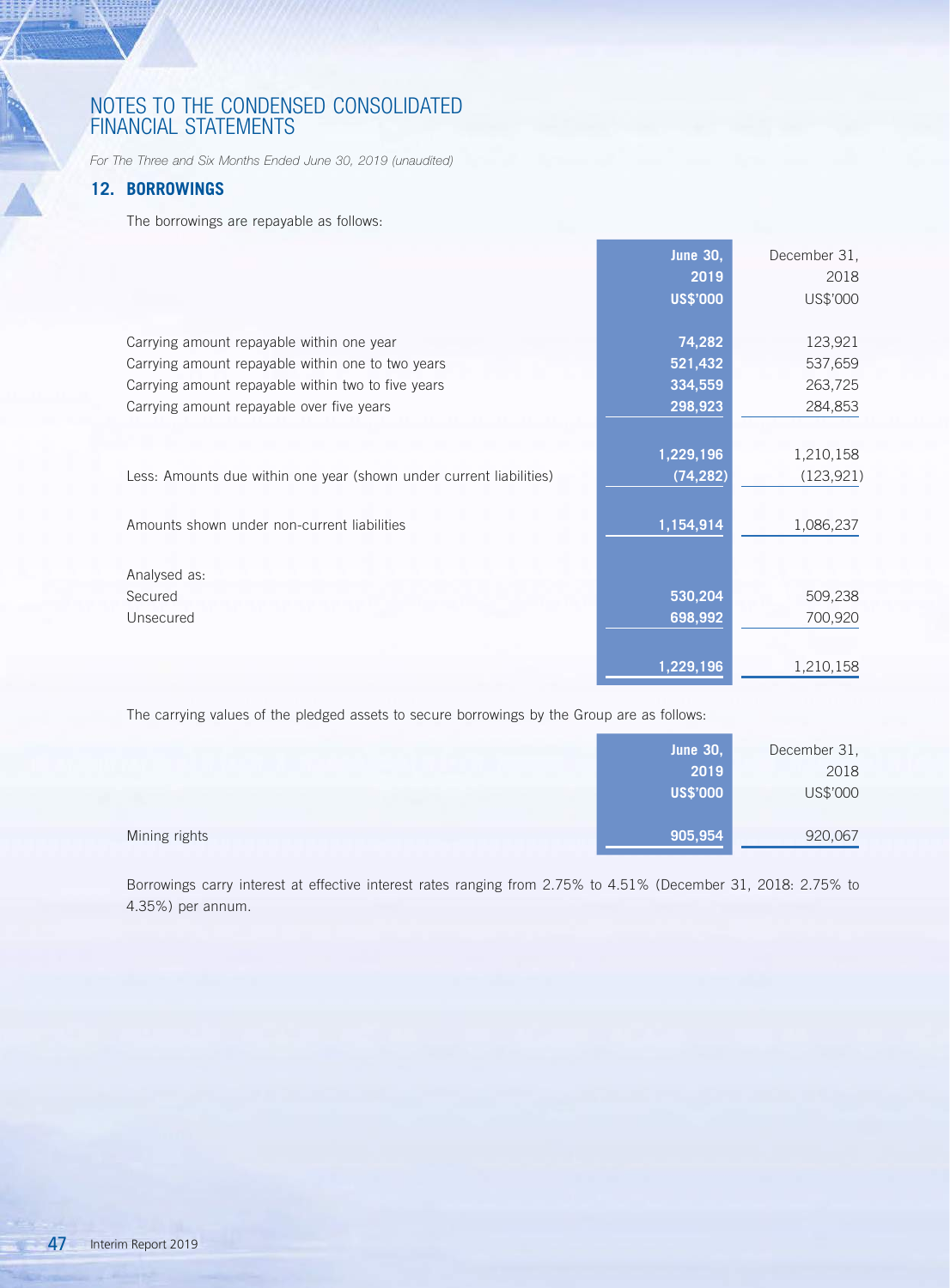# NOTES TO THE CONDENSED CONSOLIDATED FINANCIAL STATEMENTS

*For The Three and Six Months Ended June 30, 2019 (unaudited)*

## 12. BORROWINGS

The borrowings are repayable as follows:

| | **June 30, 2019 US$'000** | December 31, 2018 US$'000 |
|---|---|---|
| Carrying amount repayable within one year | **74,282** | 123,921 |
| Carrying amount repayable within one to two years | **521,432** | 537,659 |
| Carrying amount repayable within two to five years | **334,559** | 263,725 |
| Carrying amount repayable over five years | **298,923** | 284,853 |
| | **1,229,196** | 1,210,158 |
| Less: Amounts due within one year (shown under current liabilities) | **(74,282)** | (123,921) |
| Amounts shown under non-current liabilities | **1,154,914** | 1,086,237 |
| Analysed as: | | |
| Secured | **530,204** | 509,238 |
| Unsecured | **698,992** | 700,920 |
| | **1,229,196** | 1,210,158 |

The carrying values of the pledged assets to secure borrowings by the Group are as follows:

| | **June 30, 2019 US$'000** | December 31, 2018 US$'000 |
|---|---|---|
| Mining rights | **905,954** | 920,067 |

Borrowings carry interest at effective interest rates ranging from 2.75% to 4.51% (December 31, 2018: 2.75% to 4.35%) per annum.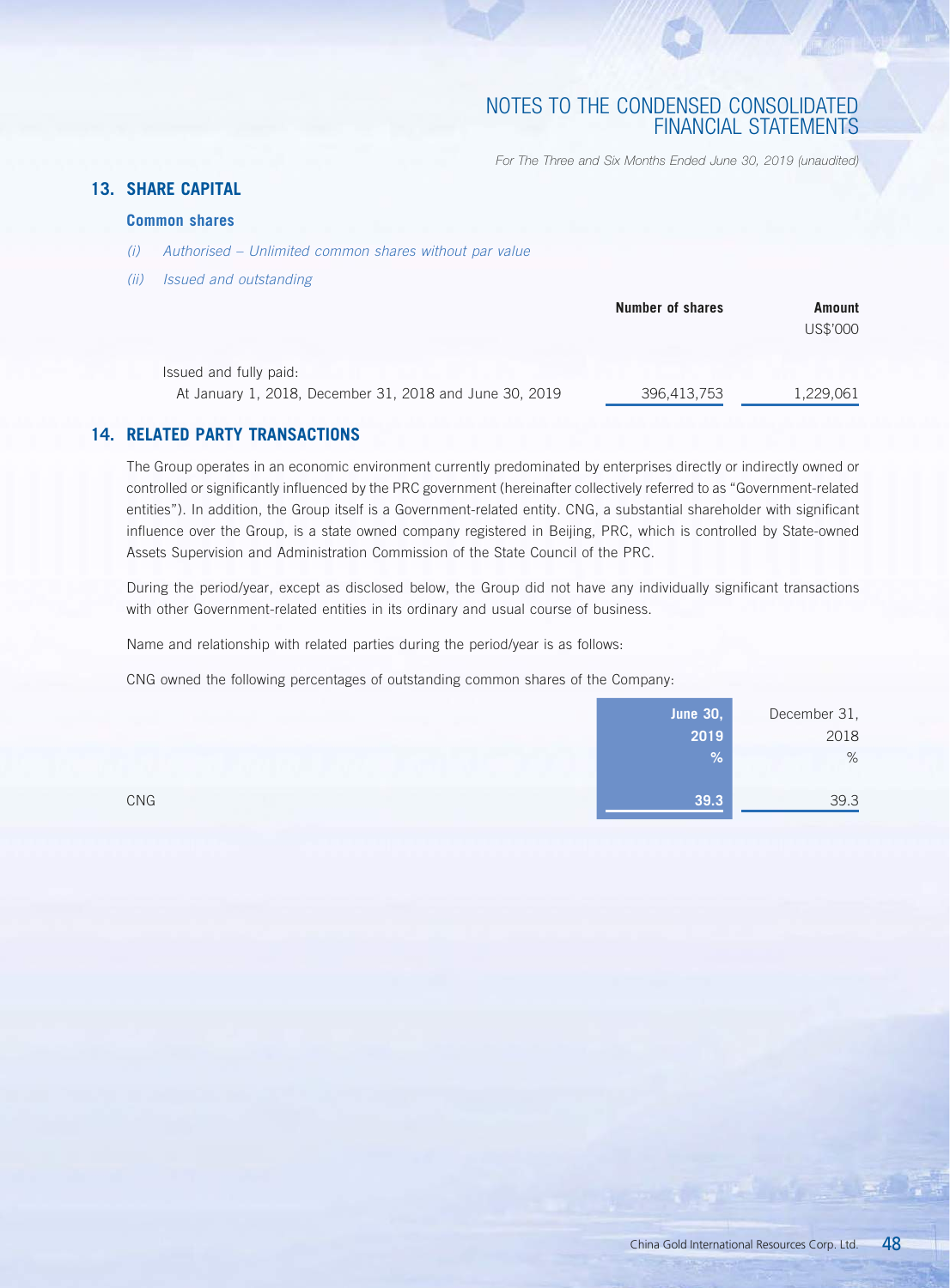## 13. SHARE CAPITAL

### Common shares

*(i) Authorised – Unlimited common shares without par value*

*(ii) Issued and outstanding*

| | Number of shares | Amount US$'000 |
|---|---|---|
| Issued and fully paid: | | |
| At January 1, 2018, December 31, 2018 and June 30, 2019 | 396,413,753 | 1,229,061 |

## 14. RELATED PARTY TRANSACTIONS

The Group operates in an economic environment currently predominated by enterprises directly or indirectly owned or controlled or significantly influenced by the PRC government (hereinafter collectively referred to as "Government-related entities"). In addition, the Group itself is a Government-related entity. CNG, a substantial shareholder with significant influence over the Group, is a state owned company registered in Beijing, PRC, which is controlled by State-owned Assets Supervision and Administration Commission of the State Council of the PRC.

During the period/year, except as disclosed below, the Group did not have any individually significant transactions with other Government-related entities in its ordinary and usual course of business.

Name and relationship with related parties during the period/year is as follows:

CNG owned the following percentages of outstanding common shares of the Company:

| | June 30, 2019 % | December 31, 2018 % |
|---|---|---|
| CNG | 39.3 | 39.3 |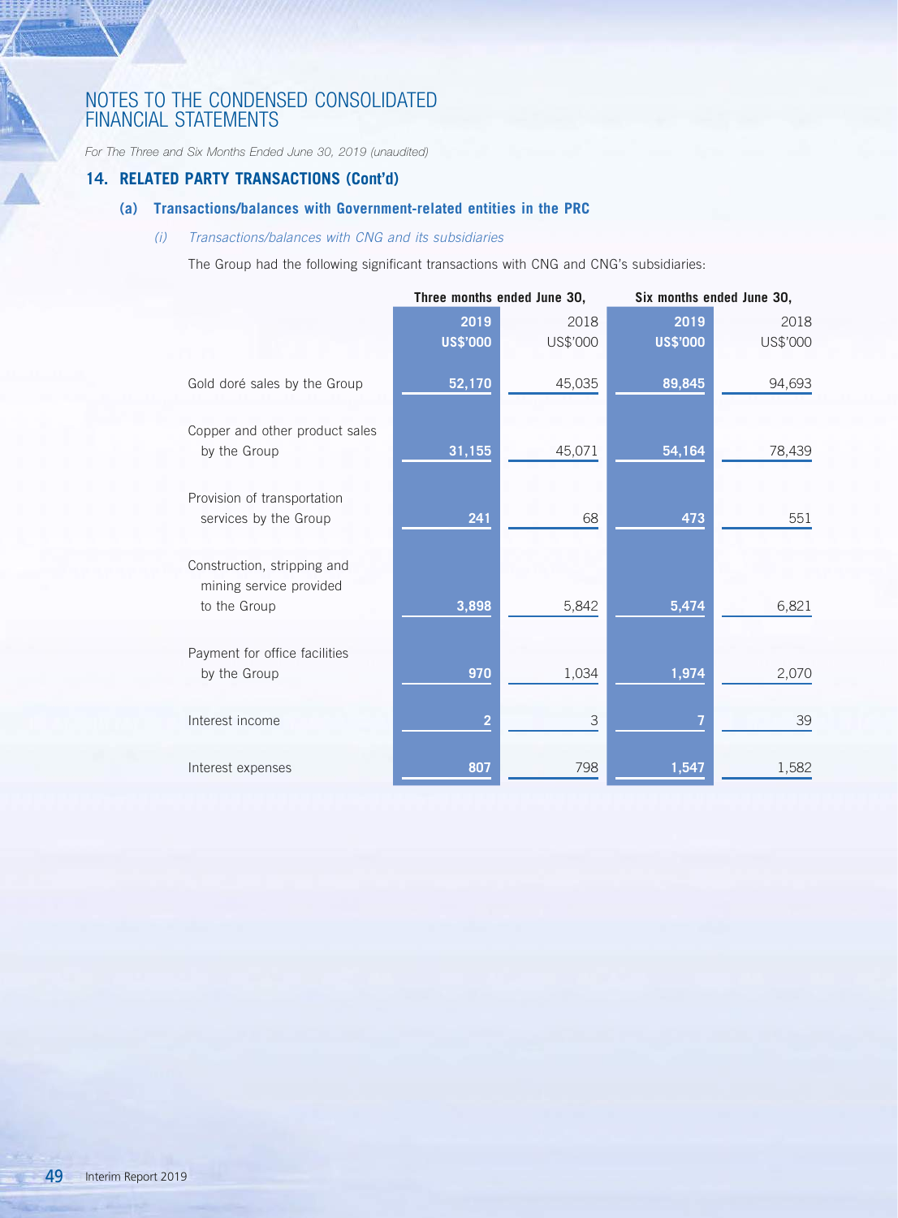# NOTES TO THE CONDENSED CONSOLIDATED FINANCIAL STATEMENTS

*For The Three and Six Months Ended June 30, 2019 (unaudited)*

## 14. RELATED PARTY TRANSACTIONS (Cont'd)

### (a) Transactions/balances with Government-related entities in the PRC

*(i) Transactions/balances with CNG and its subsidiaries*

The Group had the following significant transactions with CNG and CNG's subsidiaries:

| | Three months ended June 30, | | Six months ended June 30, | |
|---|---|---|---|---|
| | **2019** | 2018 | **2019** | 2018 |
| | **US$'000** | US$'000 | **US$'000** | US$'000 |
| Gold doré sales by the Group | **52,170** | 45,035 | **89,845** | 94,693 |
| Copper and other product sales by the Group | **31,155** | 45,071 | **54,164** | 78,439 |
| Provision of transportation services by the Group | **241** | 68 | **473** | 551 |
| Construction, stripping and mining service provided to the Group | **3,898** | 5,842 | **5,474** | 6,821 |
| Payment for office facilities by the Group | **970** | 1,034 | **1,974** | 2,070 |
| Interest income | **2** | 3 | **7** | 39 |
| Interest expenses | **807** | 798 | **1,547** | 1,582 |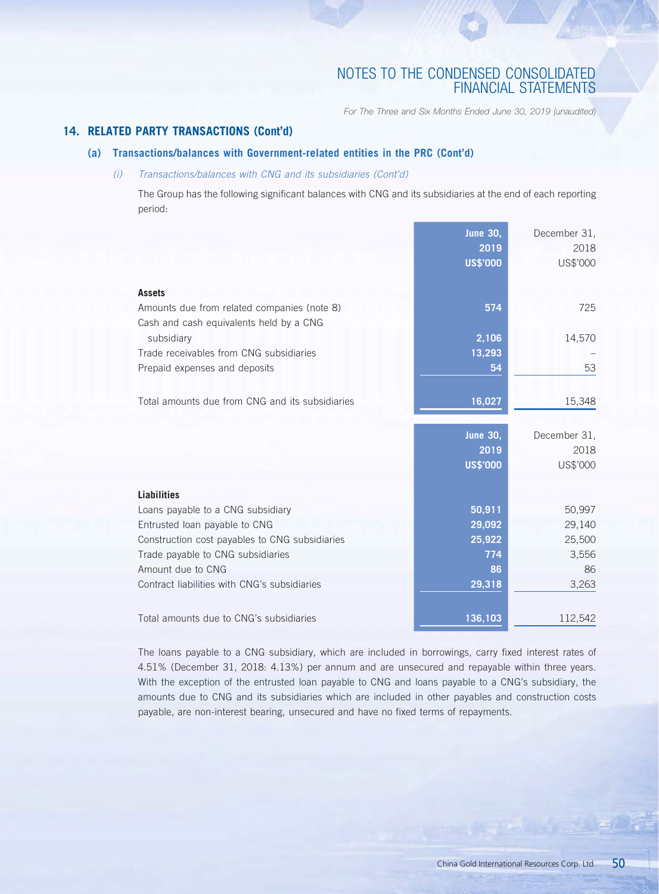## 14. RELATED PARTY TRANSACTIONS (Cont'd)

### (a) Transactions/balances with Government-related entities in the PRC (Cont'd)

*(i) Transactions/balances with CNG and its subsidiaries (Cont'd)*

The Group has the following significant balances with CNG and its subsidiaries at the end of each reporting period:

| | June 30, 2019 US$'000 | December 31, 2018 US$'000 |
|---|---|---|
| **Assets** | | |
| Amounts due from related companies (note 8) | 574 | 725 |
| Cash and cash equivalents held by a CNG subsidiary | 2,106 | 14,570 |
| Trade receivables from CNG subsidiaries | 13,293 | – |
| Prepaid expenses and deposits | 54 | 53 |
| Total amounts due from CNG and its subsidiaries | 16,027 | 15,348 |

| | June 30, 2019 US$'000 | December 31, 2018 US$'000 |
|---|---|---|
| **Liabilities** | | |
| Loans payable to a CNG subsidiary | 50,911 | 50,997 |
| Entrusted loan payable to CNG | 29,092 | 29,140 |
| Construction cost payables to CNG subsidiaries | 25,922 | 25,500 |
| Trade payable to CNG subsidiaries | 774 | 3,556 |
| Amount due to CNG | 86 | 86 |
| Contract liabilities with CNG's subsidiaries | 29,318 | 3,263 |
| Total amounts due to CNG's subsidiaries | 136,103 | 112,542 |

The loans payable to a CNG subsidiary, which are included in borrowings, carry fixed interest rates of 4.51% (December 31, 2018: 4.13%) per annum and are unsecured and repayable within three years. With the exception of the entrusted loan payable to CNG and loans payable to a CNG's subsidiary, the amounts due to CNG and its subsidiaries which are included in other payables and construction costs payable, are non-interest bearing, unsecured and have no fixed terms of repayments.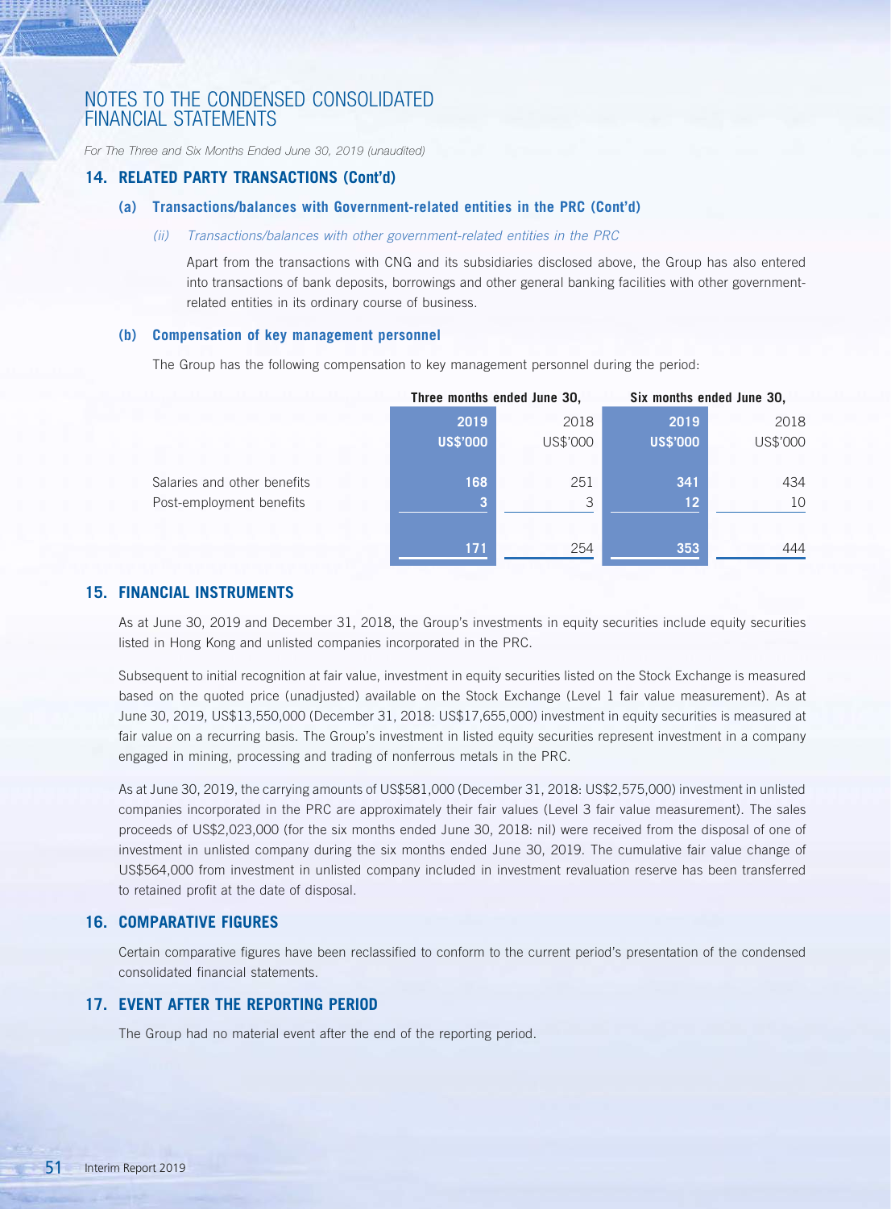# NOTES TO THE CONDENSED CONSOLIDATED FINANCIAL STATEMENTS

*For The Three and Six Months Ended June 30, 2019 (unaudited)*

## 14. RELATED PARTY TRANSACTIONS (Cont'd)

### (a) Transactions/balances with Government-related entities in the PRC (Cont'd)

*(ii) Transactions/balances with other government-related entities in the PRC*

Apart from the transactions with CNG and its subsidiaries disclosed above, the Group has also entered into transactions of bank deposits, borrowings and other general banking facilities with other government-related entities in its ordinary course of business.

### (b) Compensation of key management personnel

The Group has the following compensation to key management personnel during the period:

| | Three months ended June 30, | | Six months ended June 30, | |
|---|---|---|---|---|
| | **2019** | 2018 | **2019** | 2018 |
| | **US$'000** | US$'000 | **US$'000** | US$'000 |
| Salaries and other benefits | **168** | 251 | **341** | 434 |
| Post-employment benefits | **3** | 3 | **12** | 10 |
| | **171** | 254 | **353** | 444 |

## 15. FINANCIAL INSTRUMENTS

As at June 30, 2019 and December 31, 2018, the Group's investments in equity securities include equity securities listed in Hong Kong and unlisted companies incorporated in the PRC.

Subsequent to initial recognition at fair value, investment in equity securities listed on the Stock Exchange is measured based on the quoted price (unadjusted) available on the Stock Exchange (Level 1 fair value measurement). As at June 30, 2019, US$13,550,000 (December 31, 2018: US$17,655,000) investment in equity securities is measured at fair value on a recurring basis. The Group's investment in listed equity securities represent investment in a company engaged in mining, processing and trading of nonferrous metals in the PRC.

As at June 30, 2019, the carrying amounts of US$581,000 (December 31, 2018: US$2,575,000) investment in unlisted companies incorporated in the PRC are approximately their fair values (Level 3 fair value measurement). The sales proceeds of US$2,023,000 (for the six months ended June 30, 2018: nil) were received from the disposal of one of investment in unlisted company during the six months ended June 30, 2019. The cumulative fair value change of US$564,000 from investment in unlisted company included in investment revaluation reserve has been transferred to retained profit at the date of disposal.

## 16. COMPARATIVE FIGURES

Certain comparative figures have been reclassified to conform to the current period's presentation of the condensed consolidated financial statements.

## 17. EVENT AFTER THE REPORTING PERIOD

The Group had no material event after the end of the reporting period.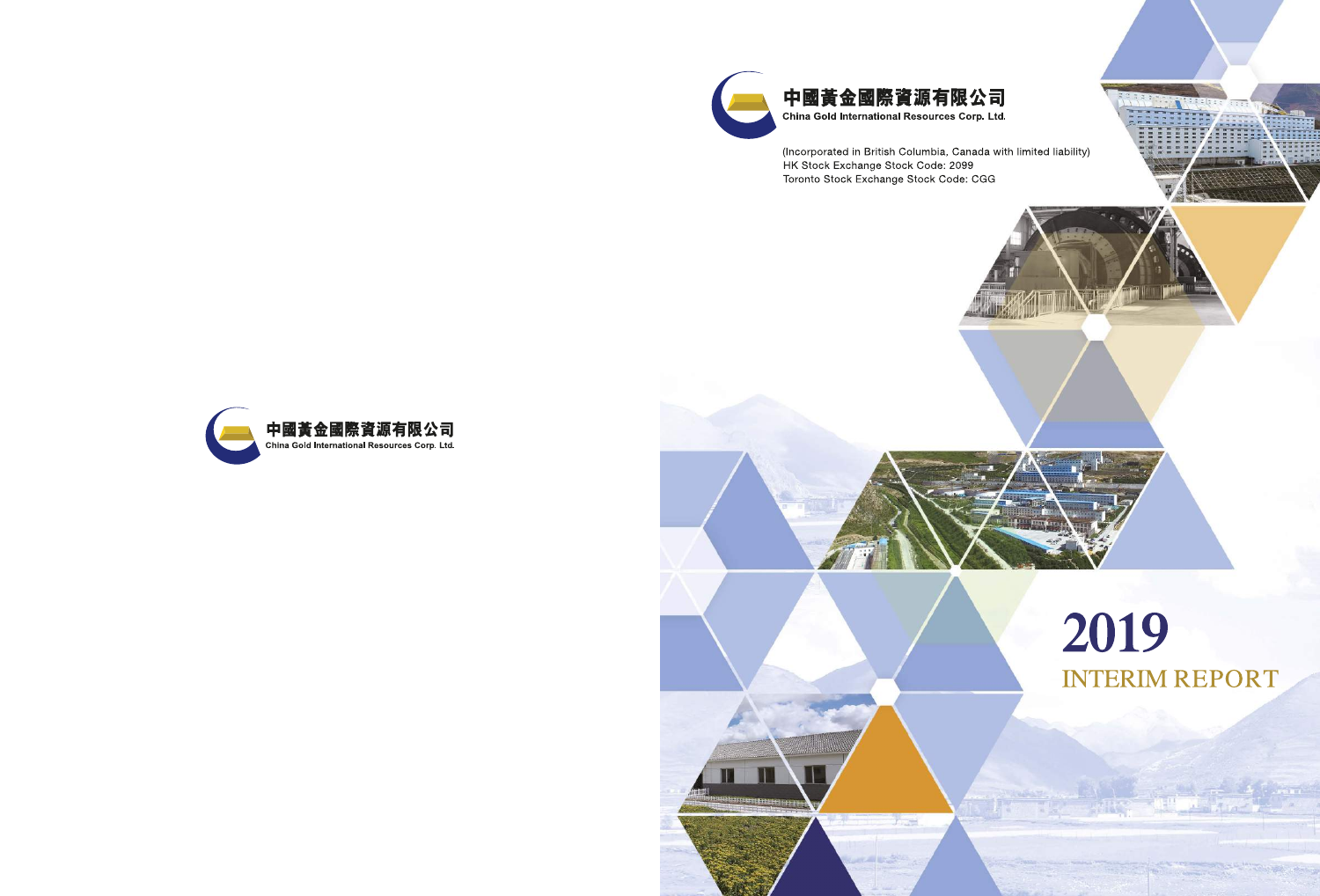中國黃金國際資源有限公司
China Gold International Resources Corp. Ltd.

中國黃金國際資源有限公司
China Gold International Resources Corp. Ltd.

(Incorporated in British Columbia, Canada with limited liability)
HK Stock Exchange Stock Code: 2099
Toronto Stock Exchange Stock Code: CGG

# 2019
## INTERIM REPORT